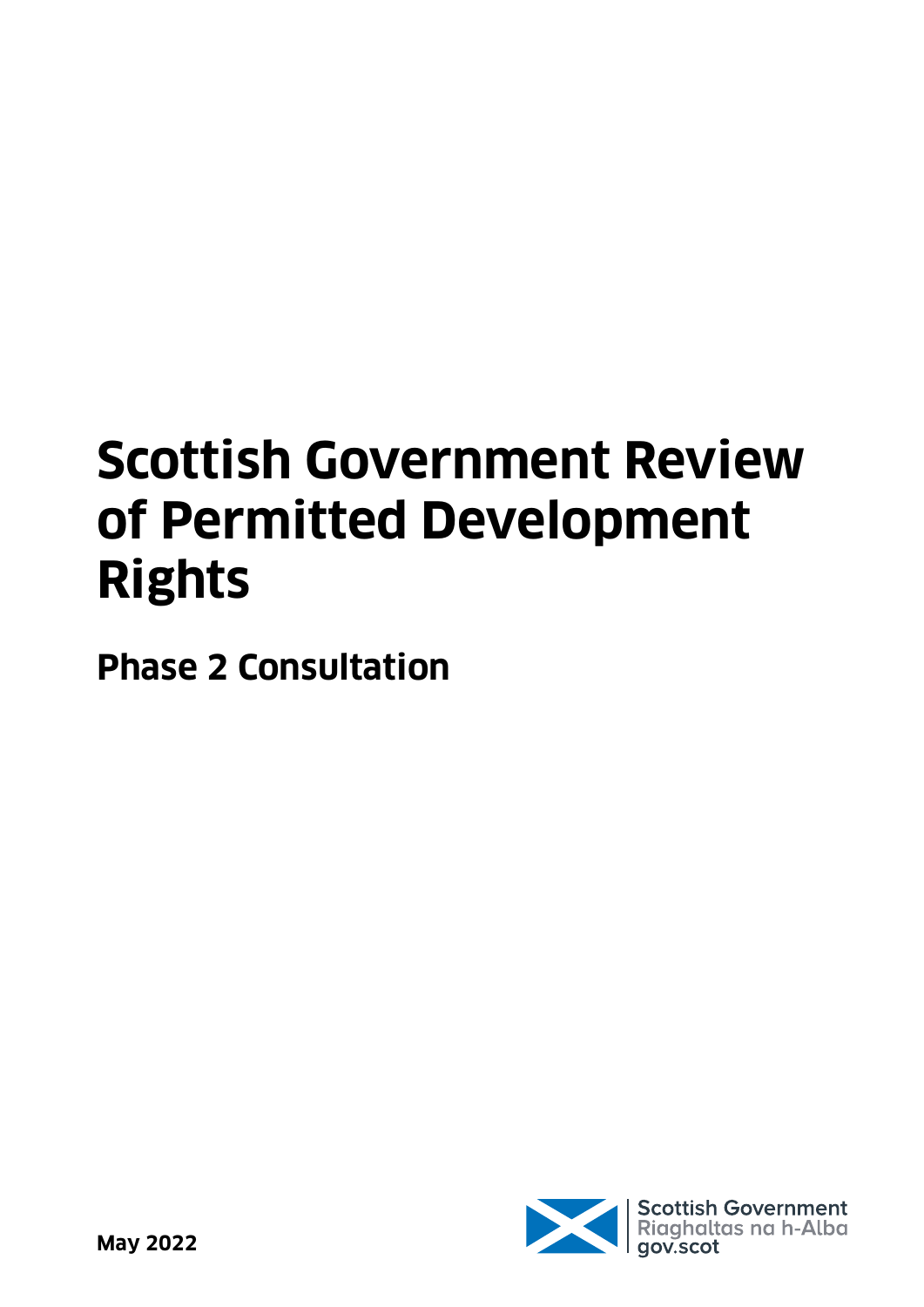# Scottish Government Review of Permitted Development Rights

## Phase 2 Consultation

**May 2022**

Scottish Government
Riaghaltas na h-Alba
gov.scot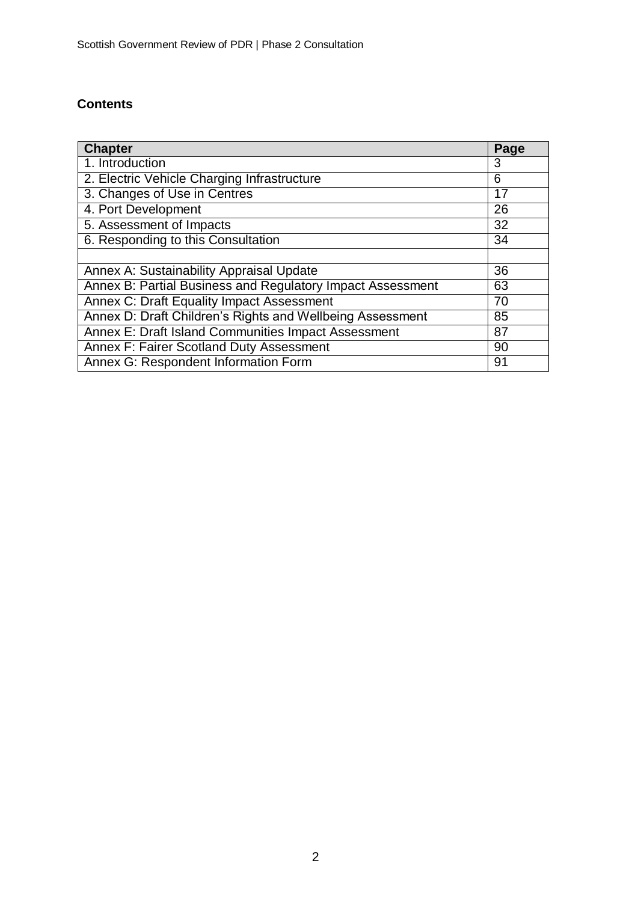## Contents

| Chapter | Page |
|---|---|
| 1. Introduction | 3 |
| 2. Electric Vehicle Charging Infrastructure | 6 |
| 3. Changes of Use in Centres | 17 |
| 4. Port Development | 26 |
| 5. Assessment of Impacts | 32 |
| 6. Responding to this Consultation | 34 |
| | |
| Annex A: Sustainability Appraisal Update | 36 |
| Annex B: Partial Business and Regulatory Impact Assessment | 63 |
| Annex C: Draft Equality Impact Assessment | 70 |
| Annex D: Draft Children's Rights and Wellbeing Assessment | 85 |
| Annex E: Draft Island Communities Impact Assessment | 87 |
| Annex F: Fairer Scotland Duty Assessment | 90 |
| Annex G: Respondent Information Form | 91 |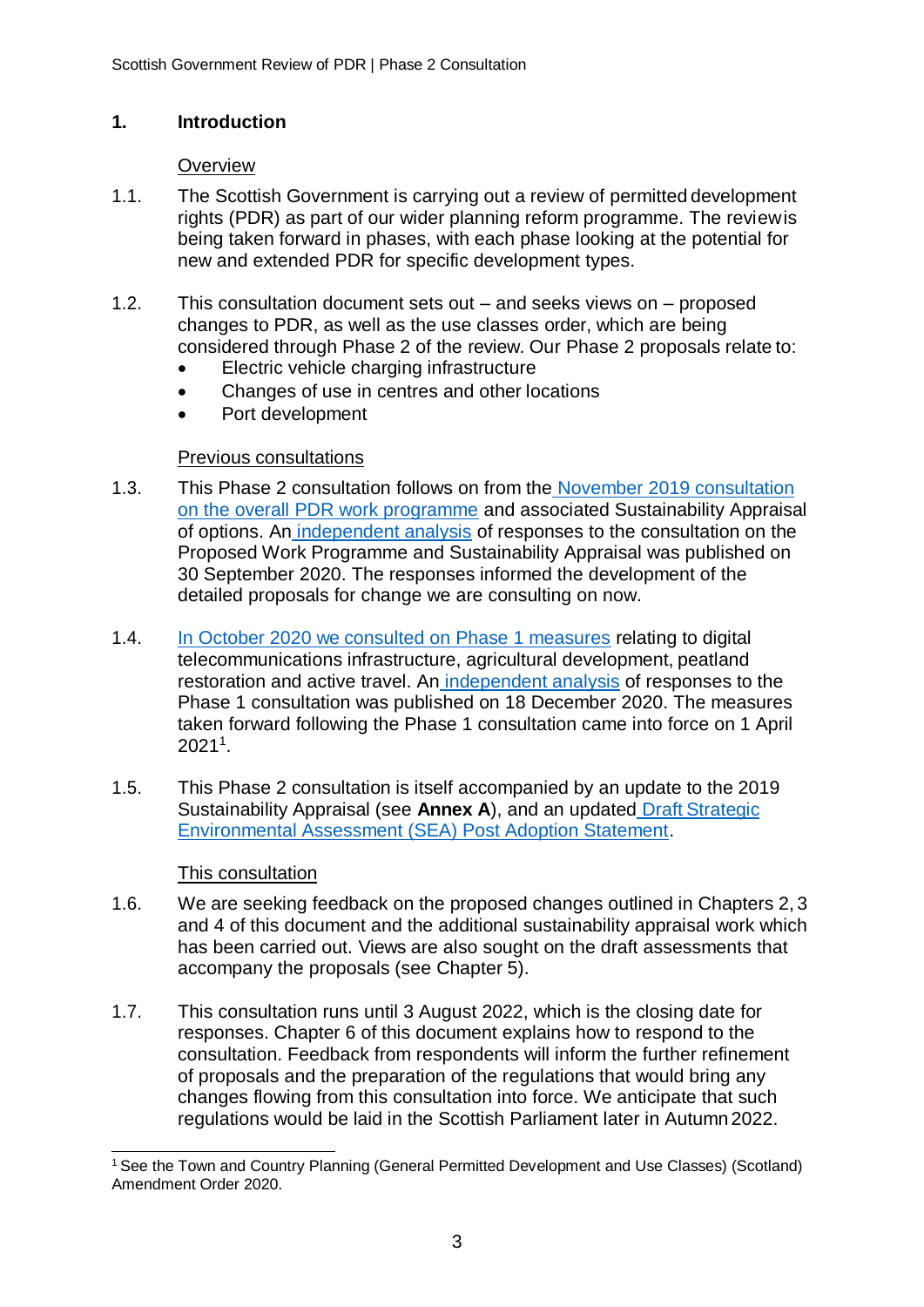## 1. Introduction

Overview

1.1. The Scottish Government is carrying out a review of permitted development rights (PDR) as part of our wider planning reform programme. The review is being taken forward in phases, with each phase looking at the potential for new and extended PDR for specific development types.

1.2. This consultation document sets out – and seeks views on – proposed changes to PDR, as well as the use classes order, which are being considered through Phase 2 of the review. Our Phase 2 proposals relate to:

- Electric vehicle charging infrastructure
- Changes of use in centres and other locations
- Port development

Previous consultations

1.3. This Phase 2 consultation follows on from the November 2019 consultation on the overall PDR work programme and associated Sustainability Appraisal of options. An independent analysis of responses to the consultation on the Proposed Work Programme and Sustainability Appraisal was published on 30 September 2020. The responses informed the development of the detailed proposals for change we are consulting on now.

1.4. In October 2020 we consulted on Phase 1 measures relating to digital telecommunications infrastructure, agricultural development, peatland restoration and active travel. An independent analysis of responses to the Phase 1 consultation was published on 18 December 2020. The measures taken forward following the Phase 1 consultation came into force on 1 April 2021[1].

1.5. This Phase 2 consultation is itself accompanied by an update to the 2019 Sustainability Appraisal (see **Annex A**), and an updated Draft Strategic Environmental Assessment (SEA) Post Adoption Statement.

This consultation

1.6. We are seeking feedback on the proposed changes outlined in Chapters 2, 3 and 4 of this document and the additional sustainability appraisal work which has been carried out. Views are also sought on the draft assessments that accompany the proposals (see Chapter 5).

1.7. This consultation runs until 3 August 2022, which is the closing date for responses. Chapter 6 of this document explains how to respond to the consultation. Feedback from respondents will inform the further refinement of proposals and the preparation of the regulations that would bring any changes flowing from this consultation into force. We anticipate that such regulations would be laid in the Scottish Parliament later in Autumn 2022.

---

[1] See the Town and Country Planning (General Permitted Development and Use Classes) (Scotland) Amendment Order 2020.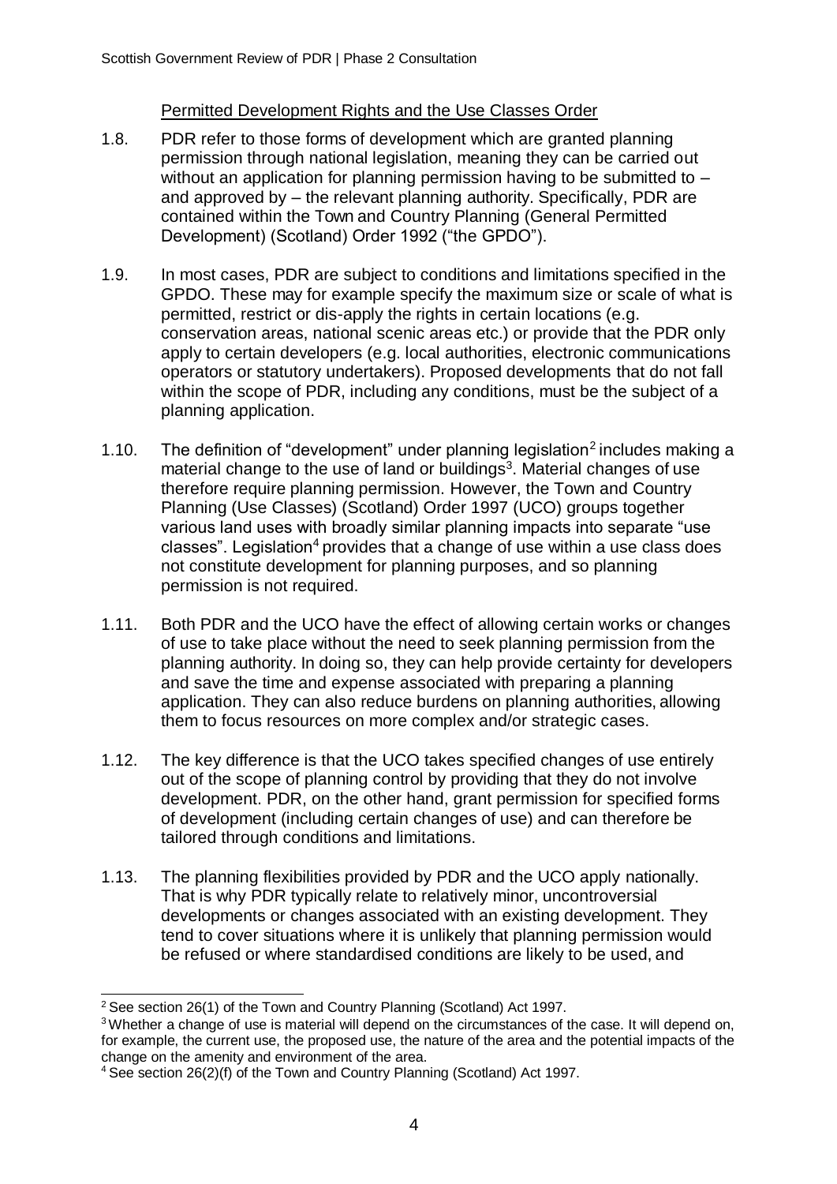Permitted Development Rights and the Use Classes Order

1.8. PDR refer to those forms of development which are granted planning permission through national legislation, meaning they can be carried out without an application for planning permission having to be submitted to – and approved by – the relevant planning authority. Specifically, PDR are contained within the Town and Country Planning (General Permitted Development) (Scotland) Order 1992 ("the GPDO").

1.9. In most cases, PDR are subject to conditions and limitations specified in the GPDO. These may for example specify the maximum size or scale of what is permitted, restrict or dis-apply the rights in certain locations (e.g. conservation areas, national scenic areas etc.) or provide that the PDR only apply to certain developers (e.g. local authorities, electronic communications operators or statutory undertakers). Proposed developments that do not fall within the scope of PDR, including any conditions, must be the subject of a planning application.

1.10. The definition of "development" under planning legislation[2] includes making a material change to the use of land or buildings[3]. Material changes of use therefore require planning permission. However, the Town and Country Planning (Use Classes) (Scotland) Order 1997 (UCO) groups together various land uses with broadly similar planning impacts into separate "use classes". Legislation[4] provides that a change of use within a use class does not constitute development for planning purposes, and so planning permission is not required.

1.11. Both PDR and the UCO have the effect of allowing certain works or changes of use to take place without the need to seek planning permission from the planning authority. In doing so, they can help provide certainty for developers and save the time and expense associated with preparing a planning application. They can also reduce burdens on planning authorities, allowing them to focus resources on more complex and/or strategic cases.

1.12. The key difference is that the UCO takes specified changes of use entirely out of the scope of planning control by providing that they do not involve development. PDR, on the other hand, grant permission for specified forms of development (including certain changes of use) and can therefore be tailored through conditions and limitations.

1.13. The planning flexibilities provided by PDR and the UCO apply nationally. That is why PDR typically relate to relatively minor, uncontroversial developments or changes associated with an existing development. They tend to cover situations where it is unlikely that planning permission would be refused or where standardised conditions are likely to be used, and

---

[2] See section 26(1) of the Town and Country Planning (Scotland) Act 1997.

[3] Whether a change of use is material will depend on the circumstances of the case. It will depend on, for example, the current use, the proposed use, the nature of the area and the potential impacts of the change on the amenity and environment of the area.

[4] See section 26(2)(f) of the Town and Country Planning (Scotland) Act 1997.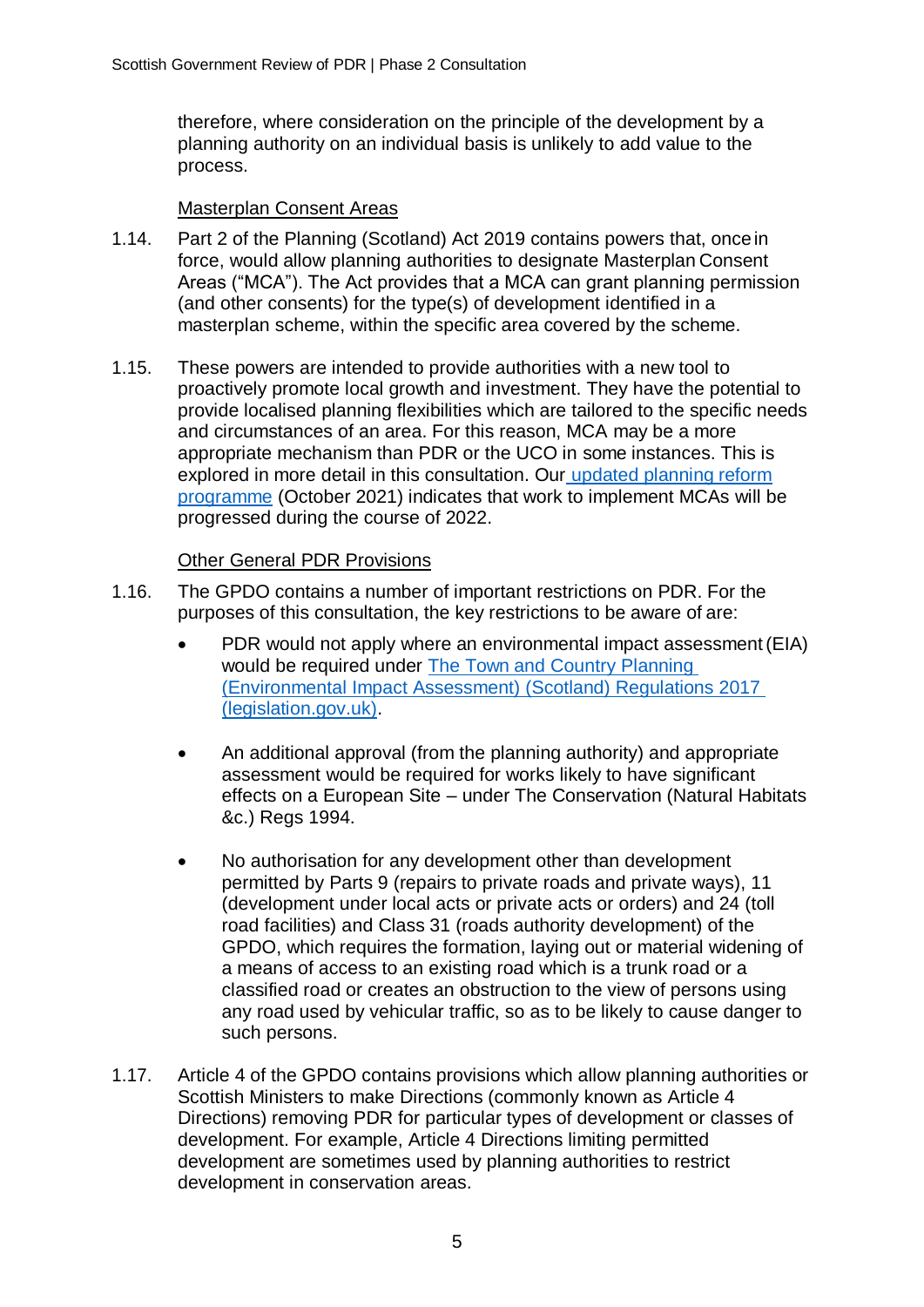therefore, where consideration on the principle of the development by a planning authority on an individual basis is unlikely to add value to the process.

Masterplan Consent Areas

1.14. Part 2 of the Planning (Scotland) Act 2019 contains powers that, once in force, would allow planning authorities to designate Masterplan Consent Areas ("MCA"). The Act provides that a MCA can grant planning permission (and other consents) for the type(s) of development identified in a masterplan scheme, within the specific area covered by the scheme.

1.15. These powers are intended to provide authorities with a new tool to proactively promote local growth and investment. They have the potential to provide localised planning flexibilities which are tailored to the specific needs and circumstances of an area. For this reason, MCA may be a more appropriate mechanism than PDR or the UCO in some instances. This is explored in more detail in this consultation. Our [updated planning reform programme](#) (October 2021) indicates that work to implement MCAs will be progressed during the course of 2022.

Other General PDR Provisions

1.16. The GPDO contains a number of important restrictions on PDR. For the purposes of this consultation, the key restrictions to be aware of are:

- PDR would not apply where an environmental impact assessment (EIA) would be required under [The Town and Country Planning (Environmental Impact Assessment) (Scotland) Regulations 2017 (legislation.gov.uk)](#).

- An additional approval (from the planning authority) and appropriate assessment would be required for works likely to have significant effects on a European Site – under The Conservation (Natural Habitats &c.) Regs 1994.

- No authorisation for any development other than development permitted by Parts 9 (repairs to private roads and private ways), 11 (development under local acts or private acts or orders) and 24 (toll road facilities) and Class 31 (roads authority development) of the GPDO, which requires the formation, laying out or material widening of a means of access to an existing road which is a trunk road or a classified road or creates an obstruction to the view of persons using any road used by vehicular traffic, so as to be likely to cause danger to such persons.

1.17. Article 4 of the GPDO contains provisions which allow planning authorities or Scottish Ministers to make Directions (commonly known as Article 4 Directions) removing PDR for particular types of development or classes of development. For example, Article 4 Directions limiting permitted development are sometimes used by planning authorities to restrict development in conservation areas.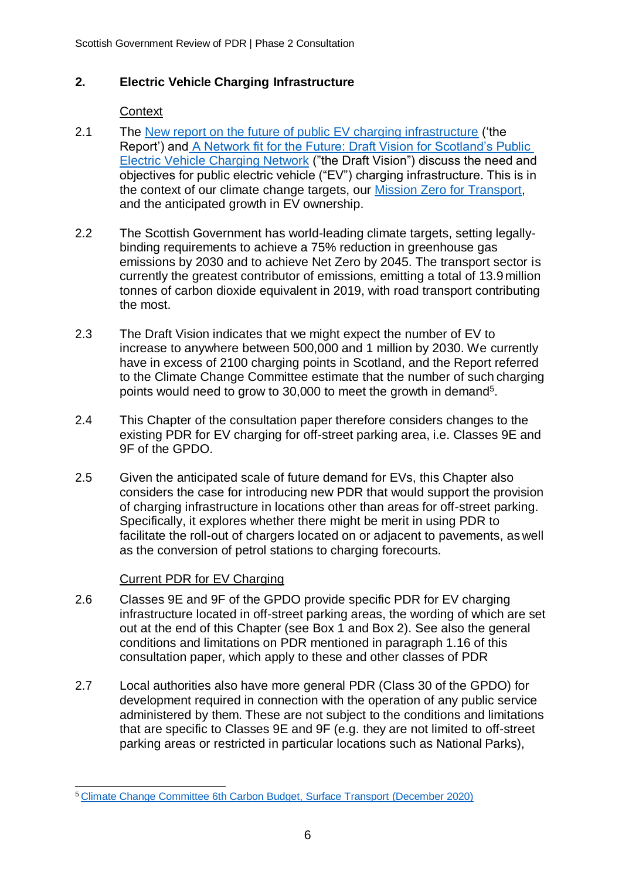## 2. Electric Vehicle Charging Infrastructure

Context

2.1 The New report on the future of public EV charging infrastructure ('the Report') and A Network fit for the Future: Draft Vision for Scotland's Public Electric Vehicle Charging Network ("the Draft Vision") discuss the need and objectives for public electric vehicle ("EV") charging infrastructure. This is in the context of our climate change targets, our Mission Zero for Transport, and the anticipated growth in EV ownership.

2.2 The Scottish Government has world-leading climate targets, setting legally-binding requirements to achieve a 75% reduction in greenhouse gas emissions by 2030 and to achieve Net Zero by 2045. The transport sector is currently the greatest contributor of emissions, emitting a total of 13.9 million tonnes of carbon dioxide equivalent in 2019, with road transport contributing the most.

2.3 The Draft Vision indicates that we might expect the number of EV to increase to anywhere between 500,000 and 1 million by 2030. We currently have in excess of 2100 charging points in Scotland, and the Report referred to the Climate Change Committee estimate that the number of such charging points would need to grow to 30,000 to meet the growth in demand[5].

2.4 This Chapter of the consultation paper therefore considers changes to the existing PDR for EV charging for off-street parking area, i.e. Classes 9E and 9F of the GPDO.

2.5 Given the anticipated scale of future demand for EVs, this Chapter also considers the case for introducing new PDR that would support the provision of charging infrastructure in locations other than areas for off-street parking. Specifically, it explores whether there might be merit in using PDR to facilitate the roll-out of chargers located on or adjacent to pavements, as well as the conversion of petrol stations to charging forecourts.

Current PDR for EV Charging

2.6 Classes 9E and 9F of the GPDO provide specific PDR for EV charging infrastructure located in off-street parking areas, the wording of which are set out at the end of this Chapter (see Box 1 and Box 2). See also the general conditions and limitations on PDR mentioned in paragraph 1.16 of this consultation paper, which apply to these and other classes of PDR

2.7 Local authorities also have more general PDR (Class 30 of the GPDO) for development required in connection with the operation of any public service administered by them. These are not subject to the conditions and limitations that are specific to Classes 9E and 9F (e.g. they are not limited to off-street parking areas or restricted in particular locations such as National Parks),

[5] Climate Change Committee 6th Carbon Budget, Surface Transport (December 2020)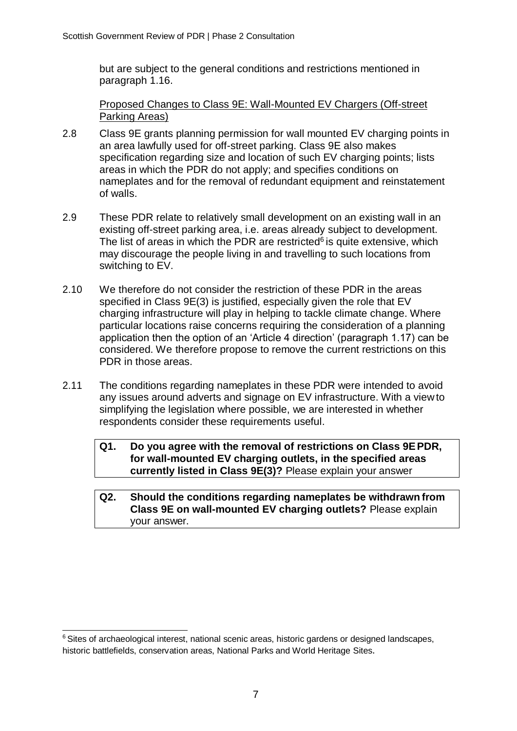but are subject to the general conditions and restrictions mentioned in paragraph 1.16.

Proposed Changes to Class 9E: Wall-Mounted EV Chargers (Off-street Parking Areas)

2.8 Class 9E grants planning permission for wall mounted EV charging points in an area lawfully used for off-street parking. Class 9E also makes specification regarding size and location of such EV charging points; lists areas in which the PDR do not apply; and specifies conditions on nameplates and for the removal of redundant equipment and reinstatement of walls.

2.9 These PDR relate to relatively small development on an existing wall in an existing off-street parking area, i.e. areas already subject to development. The list of areas in which the PDR are restricted[6] is quite extensive, which may discourage the people living in and travelling to such locations from switching to EV.

2.10 We therefore do not consider the restriction of these PDR in the areas specified in Class 9E(3) is justified, especially given the role that EV charging infrastructure will play in helping to tackle climate change. Where particular locations raise concerns requiring the consideration of a planning application then the option of an 'Article 4 direction' (paragraph 1.17) can be considered. We therefore propose to remove the current restrictions on this PDR in those areas.

2.11 The conditions regarding nameplates in these PDR were intended to avoid any issues around adverts and signage on EV infrastructure. With a view to simplifying the legislation where possible, we are interested in whether respondents consider these requirements useful.

**Q1. Do you agree with the removal of restrictions on Class 9E PDR, for wall-mounted EV charging outlets, in the specified areas currently listed in Class 9E(3)?** Please explain your answer

**Q2. Should the conditions regarding nameplates be withdrawn from Class 9E on wall-mounted EV charging outlets?** Please explain your answer.

[6] Sites of archaeological interest, national scenic areas, historic gardens or designed landscapes, historic battlefields, conservation areas, National Parks and World Heritage Sites.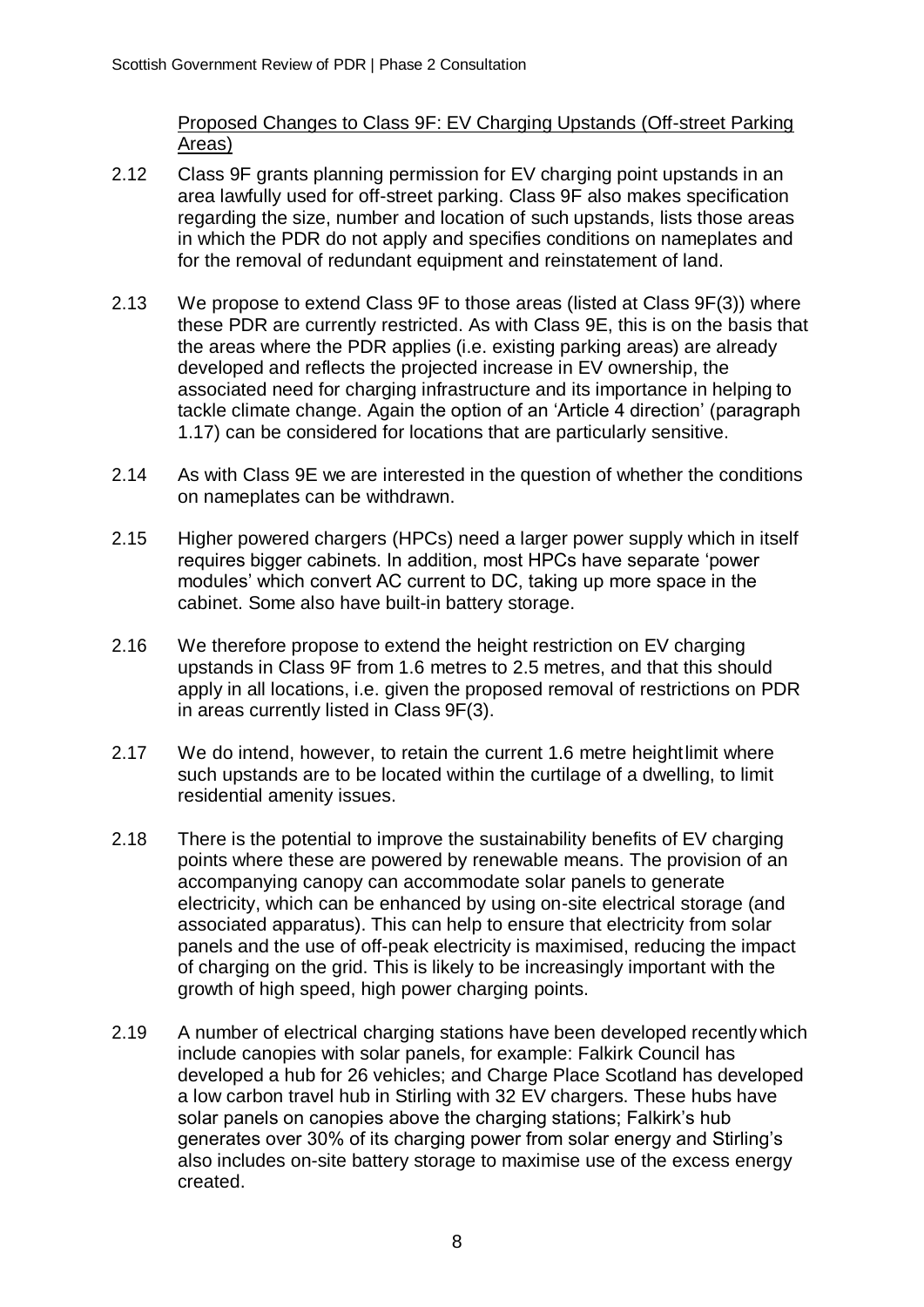Proposed Changes to Class 9F: EV Charging Upstands (Off-street Parking Areas)

2.12 Class 9F grants planning permission for EV charging point upstands in an area lawfully used for off-street parking. Class 9F also makes specification regarding the size, number and location of such upstands, lists those areas in which the PDR do not apply and specifies conditions on nameplates and for the removal of redundant equipment and reinstatement of land.

2.13 We propose to extend Class 9F to those areas (listed at Class 9F(3)) where these PDR are currently restricted. As with Class 9E, this is on the basis that the areas where the PDR applies (i.e. existing parking areas) are already developed and reflects the projected increase in EV ownership, the associated need for charging infrastructure and its importance in helping to tackle climate change. Again the option of an 'Article 4 direction' (paragraph 1.17) can be considered for locations that are particularly sensitive.

2.14 As with Class 9E we are interested in the question of whether the conditions on nameplates can be withdrawn.

2.15 Higher powered chargers (HPCs) need a larger power supply which in itself requires bigger cabinets. In addition, most HPCs have separate 'power modules' which convert AC current to DC, taking up more space in the cabinet. Some also have built-in battery storage.

2.16 We therefore propose to extend the height restriction on EV charging upstands in Class 9F from 1.6 metres to 2.5 metres, and that this should apply in all locations, i.e. given the proposed removal of restrictions on PDR in areas currently listed in Class 9F(3).

2.17 We do intend, however, to retain the current 1.6 metre height limit where such upstands are to be located within the curtilage of a dwelling, to limit residential amenity issues.

2.18 There is the potential to improve the sustainability benefits of EV charging points where these are powered by renewable means. The provision of an accompanying canopy can accommodate solar panels to generate electricity, which can be enhanced by using on-site electrical storage (and associated apparatus). This can help to ensure that electricity from solar panels and the use of off-peak electricity is maximised, reducing the impact of charging on the grid. This is likely to be increasingly important with the growth of high speed, high power charging points.

2.19 A number of electrical charging stations have been developed recently which include canopies with solar panels, for example: Falkirk Council has developed a hub for 26 vehicles; and Charge Place Scotland has developed a low carbon travel hub in Stirling with 32 EV chargers. These hubs have solar panels on canopies above the charging stations; Falkirk's hub generates over 30% of its charging power from solar energy and Stirling's also includes on-site battery storage to maximise use of the excess energy created.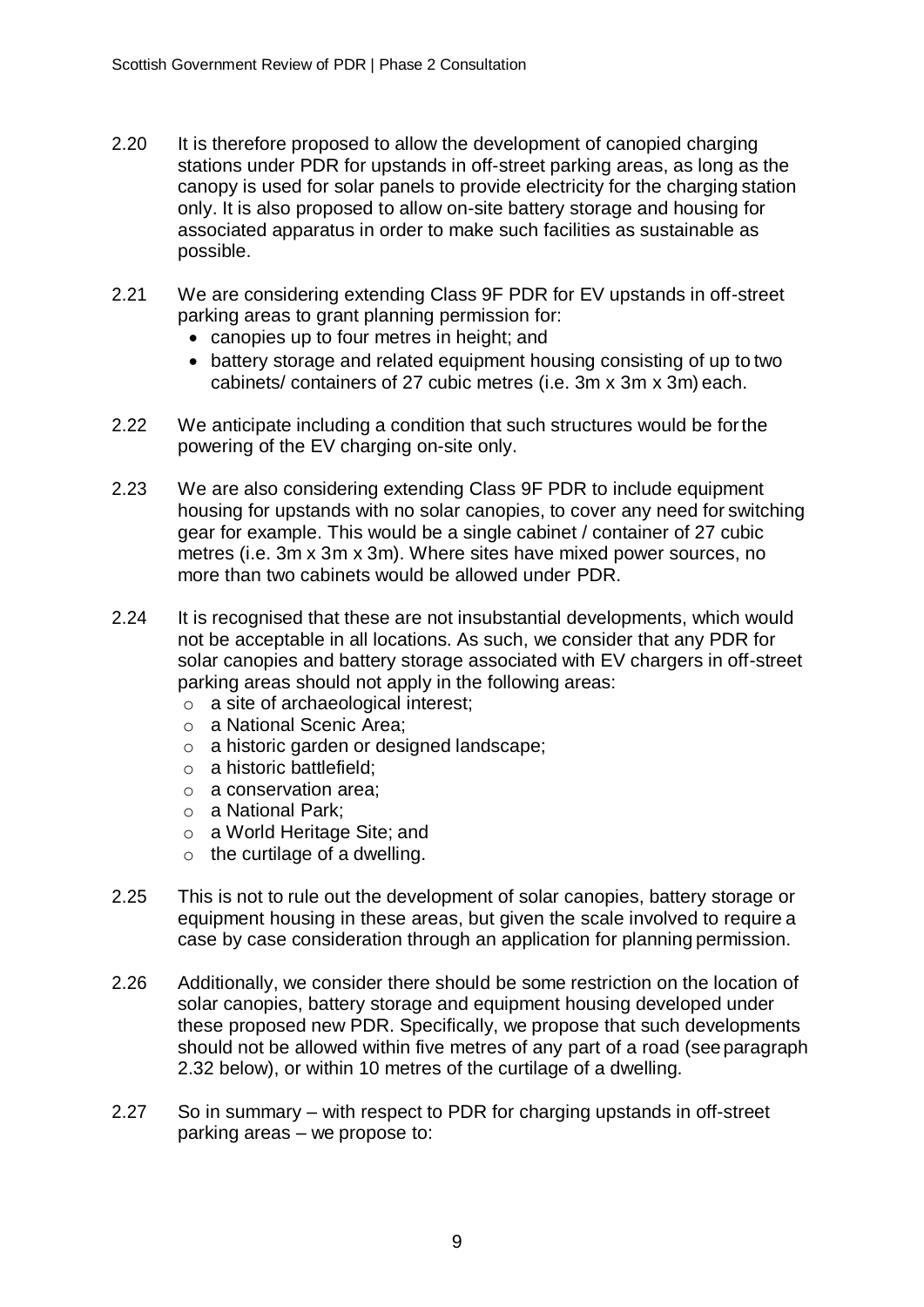2.20 It is therefore proposed to allow the development of canopied charging stations under PDR for upstands in off-street parking areas, as long as the canopy is used for solar panels to provide electricity for the charging station only. It is also proposed to allow on-site battery storage and housing for associated apparatus in order to make such facilities as sustainable as possible.

2.21 We are considering extending Class 9F PDR for EV upstands in off-street parking areas to grant planning permission for:

- canopies up to four metres in height; and
- battery storage and related equipment housing consisting of up to two cabinets/ containers of 27 cubic metres (i.e. 3m x 3m x 3m) each.

2.22 We anticipate including a condition that such structures would be for the powering of the EV charging on-site only.

2.23 We are also considering extending Class 9F PDR to include equipment housing for upstands with no solar canopies, to cover any need for switching gear for example. This would be a single cabinet / container of 27 cubic metres (i.e. 3m x 3m x 3m). Where sites have mixed power sources, no more than two cabinets would be allowed under PDR.

2.24 It is recognised that these are not insubstantial developments, which would not be acceptable in all locations. As such, we consider that any PDR for solar canopies and battery storage associated with EV chargers in off-street parking areas should not apply in the following areas:

- a site of archaeological interest;
- a National Scenic Area;
- a historic garden or designed landscape;
- a historic battlefield;
- a conservation area;
- a National Park;
- a World Heritage Site; and
- the curtilage of a dwelling.

2.25 This is not to rule out the development of solar canopies, battery storage or equipment housing in these areas, but given the scale involved to require a case by case consideration through an application for planning permission.

2.26 Additionally, we consider there should be some restriction on the location of solar canopies, battery storage and equipment housing developed under these proposed new PDR. Specifically, we propose that such developments should not be allowed within five metres of any part of a road (see paragraph 2.32 below), or within 10 metres of the curtilage of a dwelling.

2.27 So in summary – with respect to PDR for charging upstands in off-street parking areas – we propose to: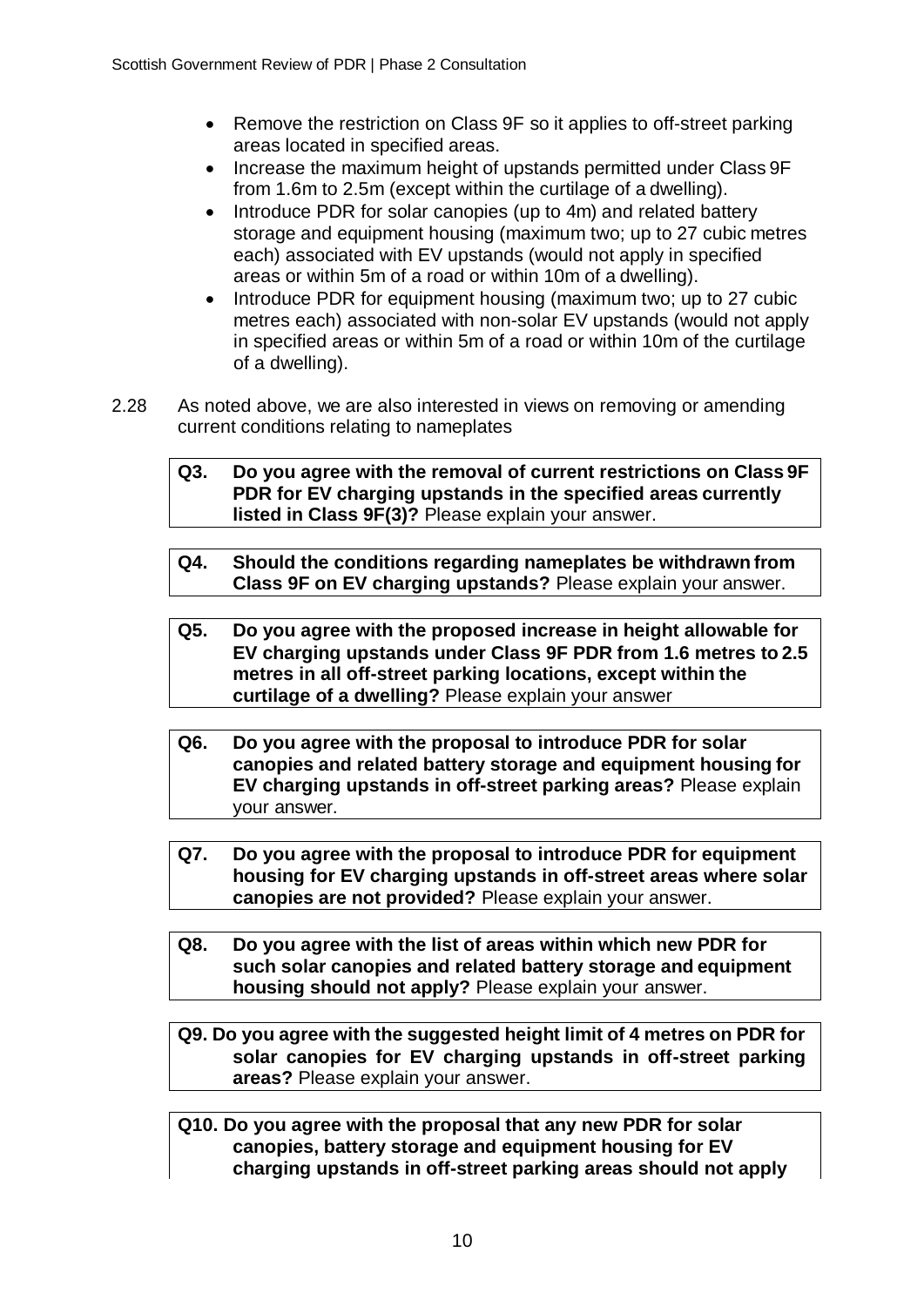- Remove the restriction on Class 9F so it applies to off-street parking areas located in specified areas.
- Increase the maximum height of upstands permitted under Class 9F from 1.6m to 2.5m (except within the curtilage of a dwelling).
- Introduce PDR for solar canopies (up to 4m) and related battery storage and equipment housing (maximum two; up to 27 cubic metres each) associated with EV upstands (would not apply in specified areas or within 5m of a road or within 10m of a dwelling).
- Introduce PDR for equipment housing (maximum two; up to 27 cubic metres each) associated with non-solar EV upstands (would not apply in specified areas or within 5m of a road or within 10m of the curtilage of a dwelling).

2.28 As noted above, we are also interested in views on removing or amending current conditions relating to nameplates

**Q3. Do you agree with the removal of current restrictions on Class 9F PDR for EV charging upstands in the specified areas currently listed in Class 9F(3)?** Please explain your answer.

**Q4. Should the conditions regarding nameplates be withdrawn from Class 9F on EV charging upstands?** Please explain your answer.

**Q5. Do you agree with the proposed increase in height allowable for EV charging upstands under Class 9F PDR from 1.6 metres to 2.5 metres in all off-street parking locations, except within the curtilage of a dwelling?** Please explain your answer

**Q6. Do you agree with the proposal to introduce PDR for solar canopies and related battery storage and equipment housing for EV charging upstands in off-street parking areas?** Please explain your answer.

**Q7. Do you agree with the proposal to introduce PDR for equipment housing for EV charging upstands in off-street areas where solar canopies are not provided?** Please explain your answer.

**Q8. Do you agree with the list of areas within which new PDR for such solar canopies and related battery storage and equipment housing should not apply?** Please explain your answer.

**Q9. Do you agree with the suggested height limit of 4 metres on PDR for solar canopies for EV charging upstands in off-street parking areas?** Please explain your answer.

**Q10. Do you agree with the proposal that any new PDR for solar canopies, battery storage and equipment housing for EV charging upstands in off-street parking areas should not apply**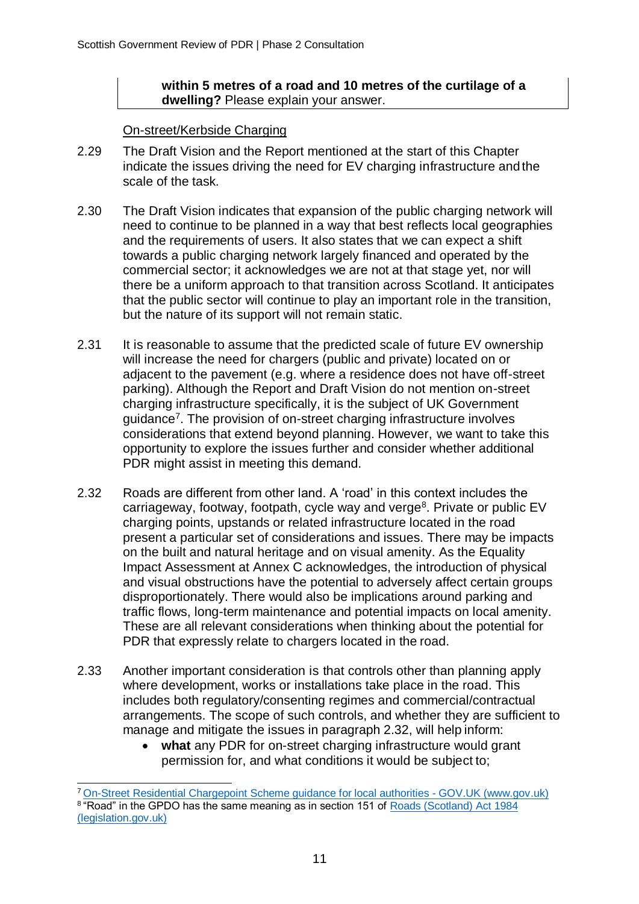**within 5 metres of a road and 10 metres of the curtilage of a dwelling?** Please explain your answer.

On-street/Kerbside Charging

2.29 The Draft Vision and the Report mentioned at the start of this Chapter indicate the issues driving the need for EV charging infrastructure and the scale of the task.

2.30 The Draft Vision indicates that expansion of the public charging network will need to continue to be planned in a way that best reflects local geographies and the requirements of users. It also states that we can expect a shift towards a public charging network largely financed and operated by the commercial sector; it acknowledges we are not at that stage yet, nor will there be a uniform approach to that transition across Scotland. It anticipates that the public sector will continue to play an important role in the transition, but the nature of its support will not remain static.

2.31 It is reasonable to assume that the predicted scale of future EV ownership will increase the need for chargers (public and private) located on or adjacent to the pavement (e.g. where a residence does not have off-street parking). Although the Report and Draft Vision do not mention on-street charging infrastructure specifically, it is the subject of UK Government guidance[7]. The provision of on-street charging infrastructure involves considerations that extend beyond planning. However, we want to take this opportunity to explore the issues further and consider whether additional PDR might assist in meeting this demand.

2.32 Roads are different from other land. A 'road' in this context includes the carriageway, footway, footpath, cycle way and verge[8]. Private or public EV charging points, upstands or related infrastructure located in the road present a particular set of considerations and issues. There may be impacts on the built and natural heritage and on visual amenity. As the Equality Impact Assessment at Annex C acknowledges, the introduction of physical and visual obstructions have the potential to adversely affect certain groups disproportionately. There would also be implications around parking and traffic flows, long-term maintenance and potential impacts on local amenity. These are all relevant considerations when thinking about the potential for PDR that expressly relate to chargers located in the road.

2.33 Another important consideration is that controls other than planning apply where development, works or installations take place in the road. This includes both regulatory/consenting regimes and commercial/contractual arrangements. The scope of such controls, and whether they are sufficient to manage and mitigate the issues in paragraph 2.32, will help inform:

- **what** any PDR for on-street charging infrastructure would grant permission for, and what conditions it would be subject to;

[7] On-Street Residential Chargepoint Scheme guidance for local authorities - GOV.UK (www.gov.uk)

[8] "Road" in the GPDO has the same meaning as in section 151 of Roads (Scotland) Act 1984 (legislation.gov.uk)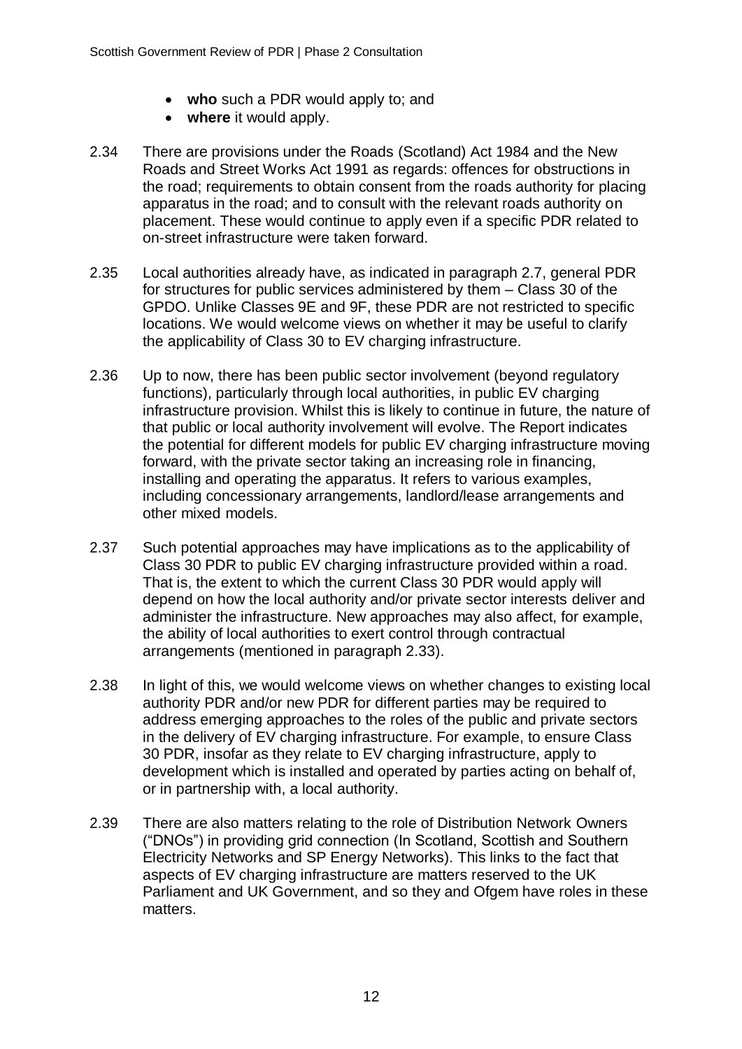- **who** such a PDR would apply to; and
- **where** it would apply.

2.34 There are provisions under the Roads (Scotland) Act 1984 and the New Roads and Street Works Act 1991 as regards: offences for obstructions in the road; requirements to obtain consent from the roads authority for placing apparatus in the road; and to consult with the relevant roads authority on placement. These would continue to apply even if a specific PDR related to on-street infrastructure were taken forward.

2.35 Local authorities already have, as indicated in paragraph 2.7, general PDR for structures for public services administered by them – Class 30 of the GPDO. Unlike Classes 9E and 9F, these PDR are not restricted to specific locations. We would welcome views on whether it may be useful to clarify the applicability of Class 30 to EV charging infrastructure.

2.36 Up to now, there has been public sector involvement (beyond regulatory functions), particularly through local authorities, in public EV charging infrastructure provision. Whilst this is likely to continue in future, the nature of that public or local authority involvement will evolve. The Report indicates the potential for different models for public EV charging infrastructure moving forward, with the private sector taking an increasing role in financing, installing and operating the apparatus. It refers to various examples, including concessionary arrangements, landlord/lease arrangements and other mixed models.

2.37 Such potential approaches may have implications as to the applicability of Class 30 PDR to public EV charging infrastructure provided within a road. That is, the extent to which the current Class 30 PDR would apply will depend on how the local authority and/or private sector interests deliver and administer the infrastructure. New approaches may also affect, for example, the ability of local authorities to exert control through contractual arrangements (mentioned in paragraph 2.33).

2.38 In light of this, we would welcome views on whether changes to existing local authority PDR and/or new PDR for different parties may be required to address emerging approaches to the roles of the public and private sectors in the delivery of EV charging infrastructure. For example, to ensure Class 30 PDR, insofar as they relate to EV charging infrastructure, apply to development which is installed and operated by parties acting on behalf of, or in partnership with, a local authority.

2.39 There are also matters relating to the role of Distribution Network Owners ("DNOs") in providing grid connection (In Scotland, Scottish and Southern Electricity Networks and SP Energy Networks). This links to the fact that aspects of EV charging infrastructure are matters reserved to the UK Parliament and UK Government, and so they and Ofgem have roles in these matters.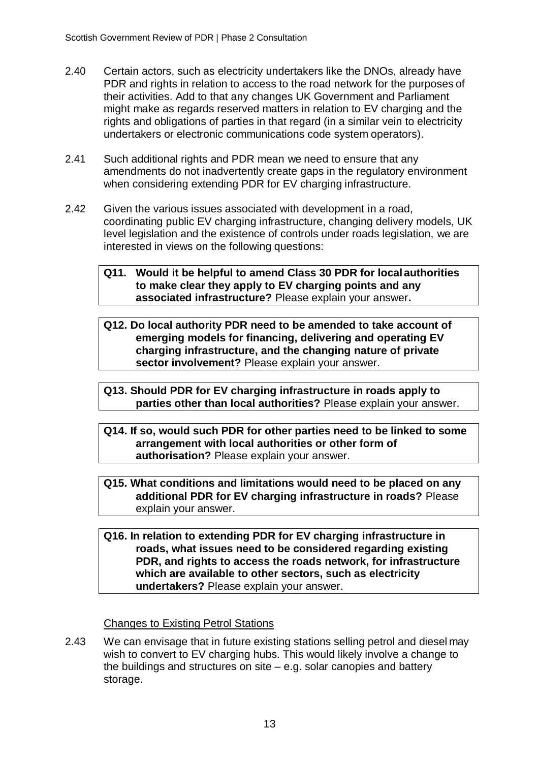2.40 Certain actors, such as electricity undertakers like the DNOs, already have PDR and rights in relation to access to the road network for the purposes of their activities. Add to that any changes UK Government and Parliament might make as regards reserved matters in relation to EV charging and the rights and obligations of parties in that regard (in a similar vein to electricity undertakers or electronic communications code system operators).

2.41 Such additional rights and PDR mean we need to ensure that any amendments do not inadvertently create gaps in the regulatory environment when considering extending PDR for EV charging infrastructure.

2.42 Given the various issues associated with development in a road, coordinating public EV charging infrastructure, changing delivery models, UK level legislation and the existence of controls under roads legislation, we are interested in views on the following questions:

> **Q11. Would it be helpful to amend Class 30 PDR for local authorities to make clear they apply to EV charging points and any associated infrastructure?** Please explain your answer**.**

> **Q12. Do local authority PDR need to be amended to take account of emerging models for financing, delivering and operating EV charging infrastructure, and the changing nature of private sector involvement?** Please explain your answer.

> **Q13. Should PDR for EV charging infrastructure in roads apply to parties other than local authorities?** Please explain your answer.

> **Q14. If so, would such PDR for other parties need to be linked to some arrangement with local authorities or other form of authorisation?** Please explain your answer.

> **Q15. What conditions and limitations would need to be placed on any additional PDR for EV charging infrastructure in roads?** Please explain your answer.

> **Q16. In relation to extending PDR for EV charging infrastructure in roads, what issues need to be considered regarding existing PDR, and rights to access the roads network, for infrastructure which are available to other sectors, such as electricity undertakers?** Please explain your answer.

### Changes to Existing Petrol Stations

2.43 We can envisage that in future existing stations selling petrol and diesel may wish to convert to EV charging hubs. This would likely involve a change to the buildings and structures on site – e.g. solar canopies and battery storage.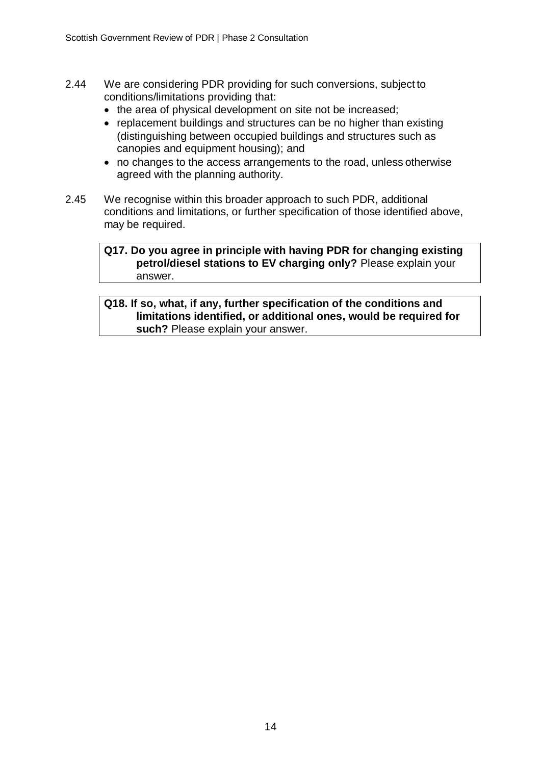2.44 We are considering PDR providing for such conversions, subject to conditions/limitations providing that:

- the area of physical development on site not be increased;
- replacement buildings and structures can be no higher than existing (distinguishing between occupied buildings and structures such as canopies and equipment housing); and
- no changes to the access arrangements to the road, unless otherwise agreed with the planning authority.

2.45 We recognise within this broader approach to such PDR, additional conditions and limitations, or further specification of those identified above, may be required.

**Q17. Do you agree in principle with having PDR for changing existing petrol/diesel stations to EV charging only?** Please explain your answer.

**Q18. If so, what, if any, further specification of the conditions and limitations identified, or additional ones, would be required for such?** Please explain your answer.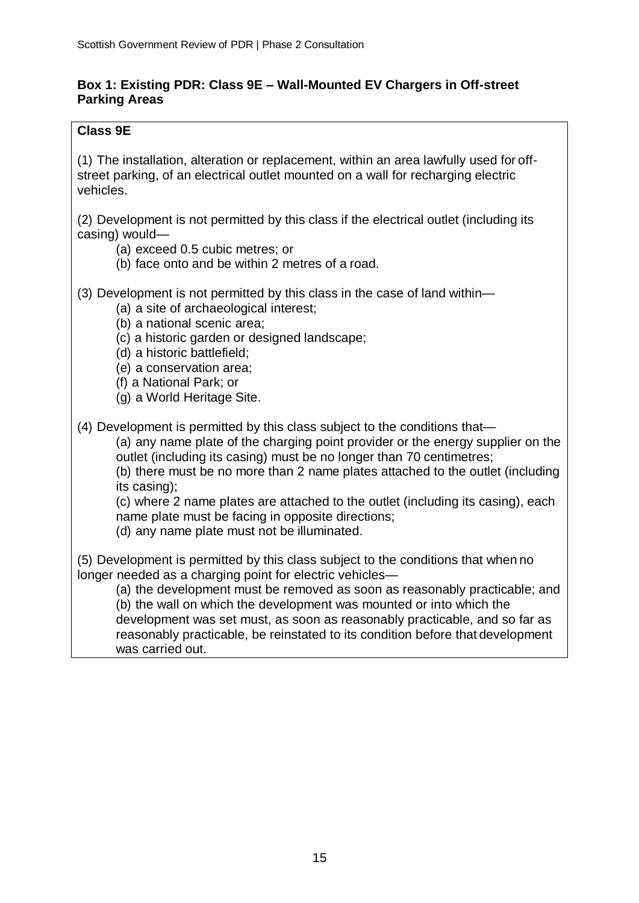**Box 1: Existing PDR: Class 9E – Wall-Mounted EV Chargers in Off-street Parking Areas**

**Class 9E**

(1) The installation, alteration or replacement, within an area lawfully used for off-street parking, of an electrical outlet mounted on a wall for recharging electric vehicles.

(2) Development is not permitted by this class if the electrical outlet (including its casing) would—

- (a) exceed 0.5 cubic metres; or
- (b) face onto and be within 2 metres of a road.

(3) Development is not permitted by this class in the case of land within—

- (a) a site of archaeological interest;
- (b) a national scenic area;
- (c) a historic garden or designed landscape;
- (d) a historic battlefield;
- (e) a conservation area;
- (f) a National Park; or
- (g) a World Heritage Site.

(4) Development is permitted by this class subject to the conditions that—

- (a) any name plate of the charging point provider or the energy supplier on the outlet (including its casing) must be no longer than 70 centimetres;
- (b) there must be no more than 2 name plates attached to the outlet (including its casing);
- (c) where 2 name plates are attached to the outlet (including its casing), each name plate must be facing in opposite directions;
- (d) any name plate must not be illuminated.

(5) Development is permitted by this class subject to the conditions that when no longer needed as a charging point for electric vehicles—

- (a) the development must be removed as soon as reasonably practicable; and
- (b) the wall on which the development was mounted or into which the development was set must, as soon as reasonably practicable, and so far as reasonably practicable, be reinstated to its condition before that development was carried out.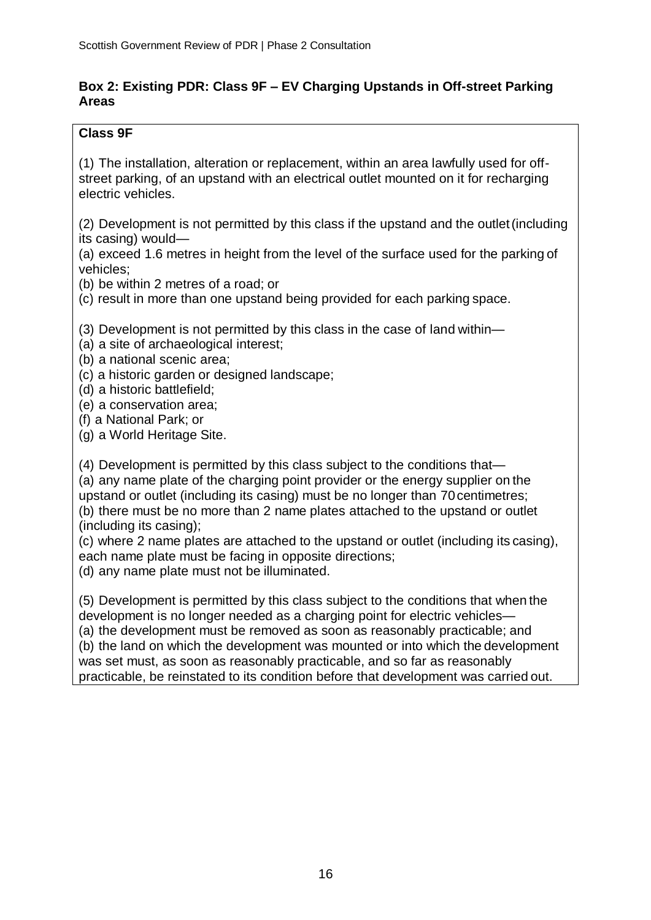**Box 2: Existing PDR: Class 9F – EV Charging Upstands in Off-street Parking Areas**

**Class 9F**

(1) The installation, alteration or replacement, within an area lawfully used for off-street parking, of an upstand with an electrical outlet mounted on it for recharging electric vehicles.

(2) Development is not permitted by this class if the upstand and the outlet (including its casing) would—

(a) exceed 1.6 metres in height from the level of the surface used for the parking of vehicles;

(b) be within 2 metres of a road; or

(c) result in more than one upstand being provided for each parking space.

(3) Development is not permitted by this class in the case of land within—

(a) a site of archaeological interest;

(b) a national scenic area;

(c) a historic garden or designed landscape;

(d) a historic battlefield;

(e) a conservation area;

(f) a National Park; or

(g) a World Heritage Site.

(4) Development is permitted by this class subject to the conditions that—

(a) any name plate of the charging point provider or the energy supplier on the upstand or outlet (including its casing) must be no longer than 70 centimetres;

(b) there must be no more than 2 name plates attached to the upstand or outlet (including its casing);

(c) where 2 name plates are attached to the upstand or outlet (including its casing), each name plate must be facing in opposite directions;

(d) any name plate must not be illuminated.

(5) Development is permitted by this class subject to the conditions that when the development is no longer needed as a charging point for electric vehicles—

(a) the development must be removed as soon as reasonably practicable; and

(b) the land on which the development was mounted or into which the development was set must, as soon as reasonably practicable, and so far as reasonably practicable, be reinstated to its condition before that development was carried out.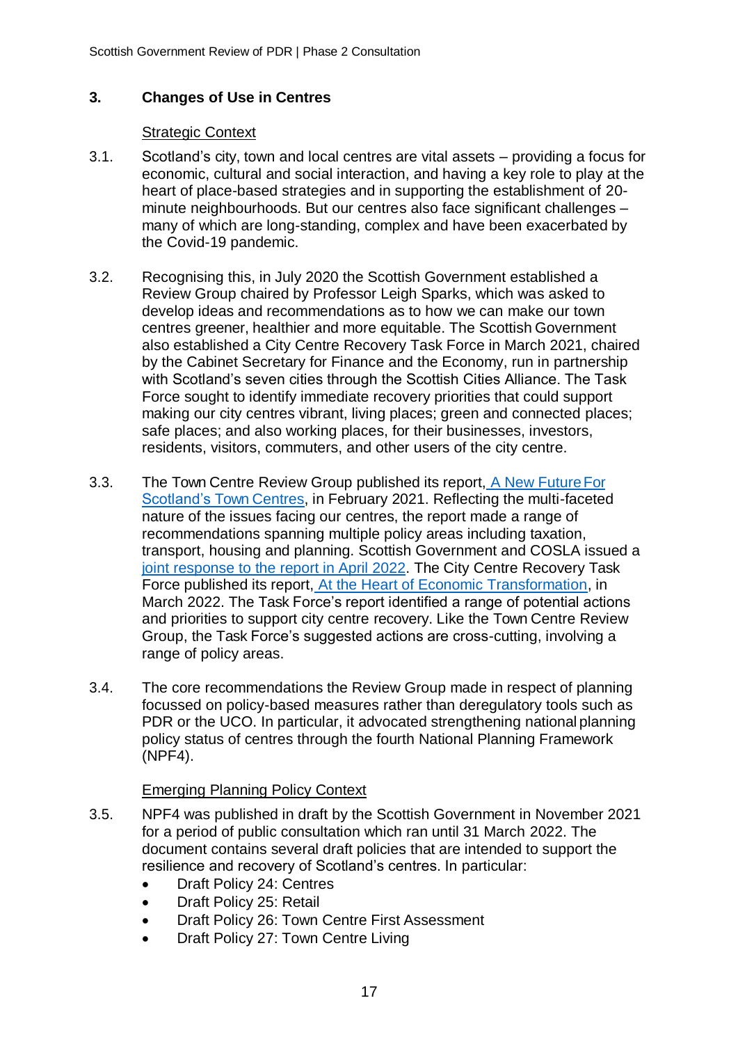## 3. Changes of Use in Centres

Strategic Context

3.1. Scotland's city, town and local centres are vital assets – providing a focus for economic, cultural and social interaction, and having a key role to play at the heart of place-based strategies and in supporting the establishment of 20-minute neighbourhoods. But our centres also face significant challenges – many of which are long-standing, complex and have been exacerbated by the Covid-19 pandemic.

3.2. Recognising this, in July 2020 the Scottish Government established a Review Group chaired by Professor Leigh Sparks, which was asked to develop ideas and recommendations as to how we can make our town centres greener, healthier and more equitable. The Scottish Government also established a City Centre Recovery Task Force in March 2021, chaired by the Cabinet Secretary for Finance and the Economy, run in partnership with Scotland's seven cities through the Scottish Cities Alliance. The Task Force sought to identify immediate recovery priorities that could support making our city centres vibrant, living places; green and connected places; safe places; and also working places, for their businesses, investors, residents, visitors, commuters, and other users of the city centre.

3.3. The Town Centre Review Group published its report, A New Future For Scotland's Town Centres, in February 2021. Reflecting the multi-faceted nature of the issues facing our centres, the report made a range of recommendations spanning multiple policy areas including taxation, transport, housing and planning. Scottish Government and COSLA issued a joint response to the report in April 2022. The City Centre Recovery Task Force published its report, At the Heart of Economic Transformation, in March 2022. The Task Force's report identified a range of potential actions and priorities to support city centre recovery. Like the Town Centre Review Group, the Task Force's suggested actions are cross-cutting, involving a range of policy areas.

3.4. The core recommendations the Review Group made in respect of planning focussed on policy-based measures rather than deregulatory tools such as PDR or the UCO. In particular, it advocated strengthening national planning policy status of centres through the fourth National Planning Framework (NPF4).

Emerging Planning Policy Context

3.5. NPF4 was published in draft by the Scottish Government in November 2021 for a period of public consultation which ran until 31 March 2022. The document contains several draft policies that are intended to support the resilience and recovery of Scotland's centres. In particular:

- Draft Policy 24: Centres
- Draft Policy 25: Retail
- Draft Policy 26: Town Centre First Assessment
- Draft Policy 27: Town Centre Living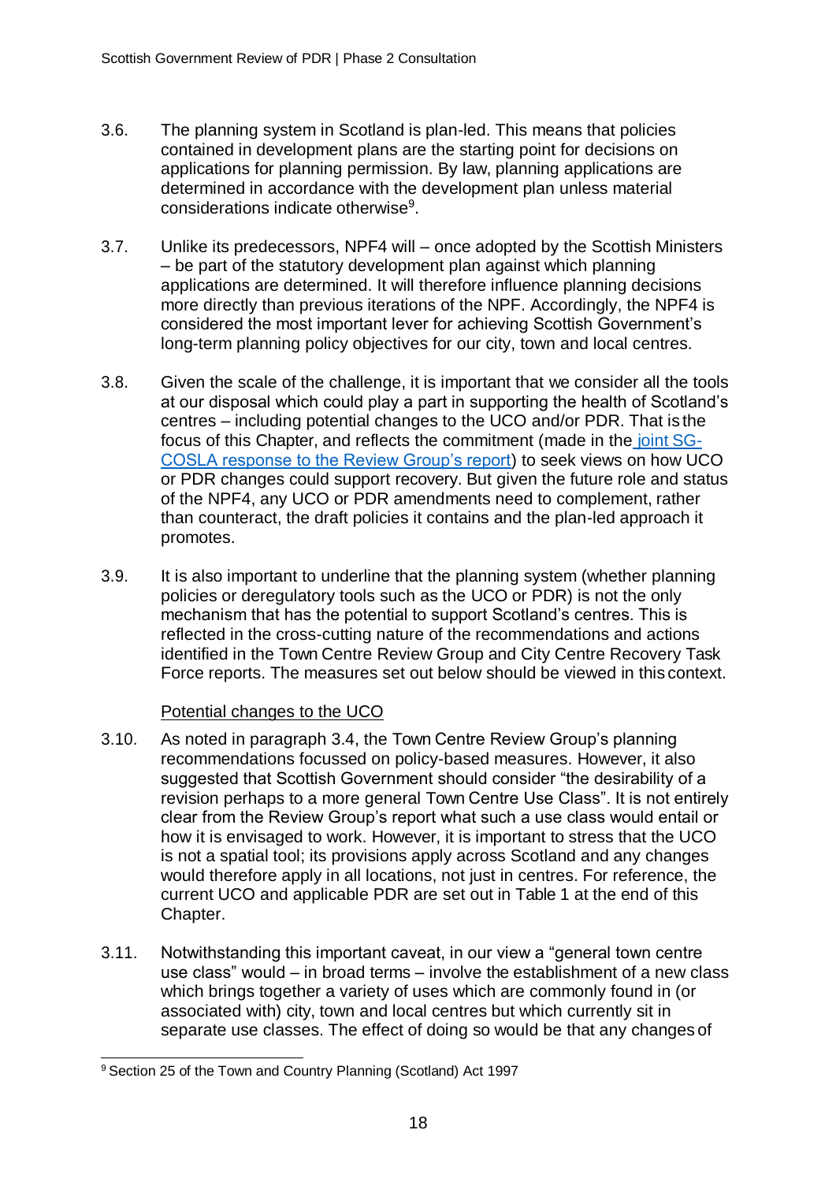3.6. The planning system in Scotland is plan-led. This means that policies contained in development plans are the starting point for decisions on applications for planning permission. By law, planning applications are determined in accordance with the development plan unless material considerations indicate otherwise[9].

3.7. Unlike its predecessors, NPF4 will – once adopted by the Scottish Ministers – be part of the statutory development plan against which planning applications are determined. It will therefore influence planning decisions more directly than previous iterations of the NPF. Accordingly, the NPF4 is considered the most important lever for achieving Scottish Government's long-term planning policy objectives for our city, town and local centres.

3.8. Given the scale of the challenge, it is important that we consider all the tools at our disposal which could play a part in supporting the health of Scotland's centres – including potential changes to the UCO and/or PDR. That is the focus of this Chapter, and reflects the commitment (made in the joint SG-COSLA response to the Review Group's report) to seek views on how UCO or PDR changes could support recovery. But given the future role and status of the NPF4, any UCO or PDR amendments need to complement, rather than counteract, the draft policies it contains and the plan-led approach it promotes.

3.9. It is also important to underline that the planning system (whether planning policies or deregulatory tools such as the UCO or PDR) is not the only mechanism that has the potential to support Scotland's centres. This is reflected in the cross-cutting nature of the recommendations and actions identified in the Town Centre Review Group and City Centre Recovery Task Force reports. The measures set out below should be viewed in this context.

<u>Potential changes to the UCO</u>

3.10. As noted in paragraph 3.4, the Town Centre Review Group's planning recommendations focussed on policy-based measures. However, it also suggested that Scottish Government should consider "the desirability of a revision perhaps to a more general Town Centre Use Class". It is not entirely clear from the Review Group's report what such a use class would entail or how it is envisaged to work. However, it is important to stress that the UCO is not a spatial tool; its provisions apply across Scotland and any changes would therefore apply in all locations, not just in centres. For reference, the current UCO and applicable PDR are set out in Table 1 at the end of this Chapter.

3.11. Notwithstanding this important caveat, in our view a "general town centre use class" would – in broad terms – involve the establishment of a new class which brings together a variety of uses which are commonly found in (or associated with) city, town and local centres but which currently sit in separate use classes. The effect of doing so would be that any changes of

[9] Section 25 of the Town and Country Planning (Scotland) Act 1997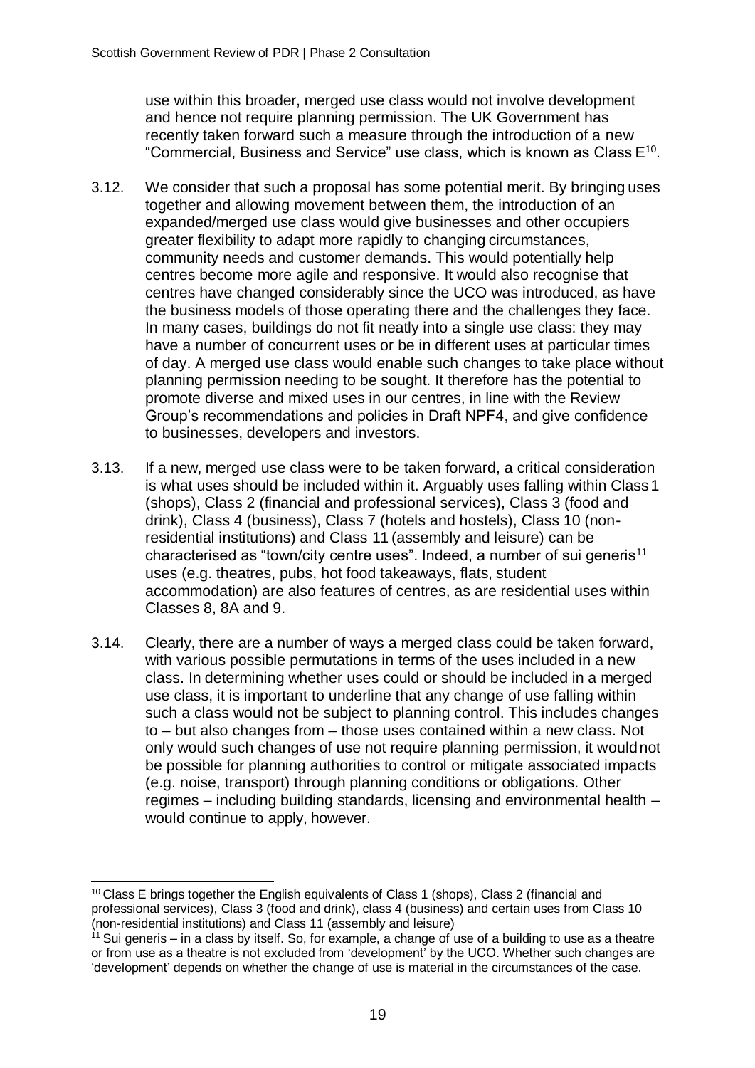use within this broader, merged use class would not involve development and hence not require planning permission. The UK Government has recently taken forward such a measure through the introduction of a new "Commercial, Business and Service" use class, which is known as Class E[10].

3.12. We consider that such a proposal has some potential merit. By bringing uses together and allowing movement between them, the introduction of an expanded/merged use class would give businesses and other occupiers greater flexibility to adapt more rapidly to changing circumstances, community needs and customer demands. This would potentially help centres become more agile and responsive. It would also recognise that centres have changed considerably since the UCO was introduced, as have the business models of those operating there and the challenges they face. In many cases, buildings do not fit neatly into a single use class: they may have a number of concurrent uses or be in different uses at particular times of day. A merged use class would enable such changes to take place without planning permission needing to be sought. It therefore has the potential to promote diverse and mixed uses in our centres, in line with the Review Group's recommendations and policies in Draft NPF4, and give confidence to businesses, developers and investors.

3.13. If a new, merged use class were to be taken forward, a critical consideration is what uses should be included within it. Arguably uses falling within Class 1 (shops), Class 2 (financial and professional services), Class 3 (food and drink), Class 4 (business), Class 7 (hotels and hostels), Class 10 (non-residential institutions) and Class 11 (assembly and leisure) can be characterised as "town/city centre uses". Indeed, a number of sui generis[11] uses (e.g. theatres, pubs, hot food takeaways, flats, student accommodation) are also features of centres, as are residential uses within Classes 8, 8A and 9.

3.14. Clearly, there are a number of ways a merged class could be taken forward, with various possible permutations in terms of the uses included in a new class. In determining whether uses could or should be included in a merged use class, it is important to underline that any change of use falling within such a class would not be subject to planning control. This includes changes to – but also changes from – those uses contained within a new class. Not only would such changes of use not require planning permission, it would not be possible for planning authorities to control or mitigate associated impacts (e.g. noise, transport) through planning conditions or obligations. Other regimes – including building standards, licensing and environmental health – would continue to apply, however.

---

[10] Class E brings together the English equivalents of Class 1 (shops), Class 2 (financial and professional services), Class 3 (food and drink), class 4 (business) and certain uses from Class 10 (non-residential institutions) and Class 11 (assembly and leisure)

[11] Sui generis – in a class by itself. So, for example, a change of use of a building to use as a theatre or from use as a theatre is not excluded from 'development' by the UCO. Whether such changes are 'development' depends on whether the change of use is material in the circumstances of the case.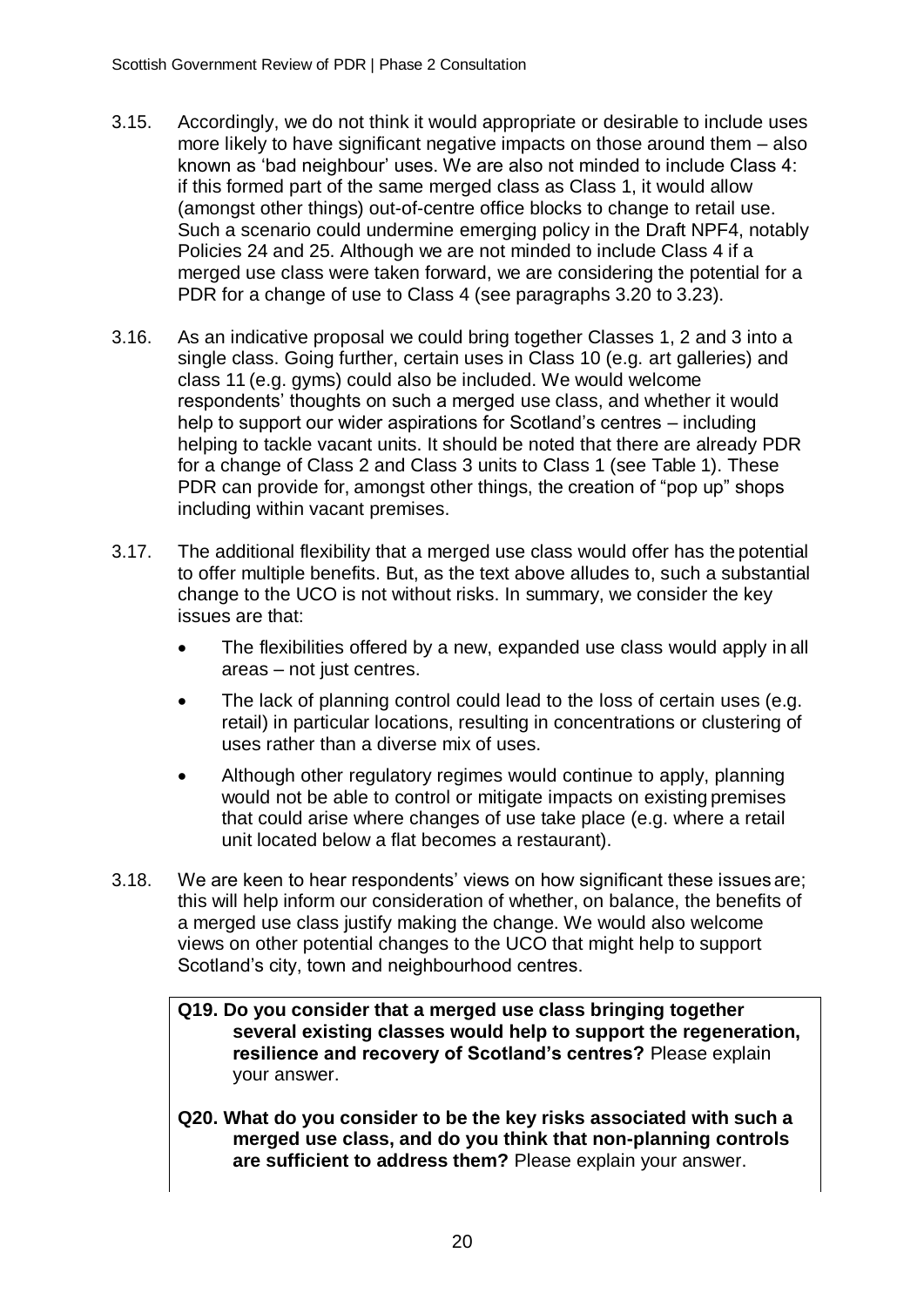3.15. Accordingly, we do not think it would appropriate or desirable to include uses more likely to have significant negative impacts on those around them – also known as 'bad neighbour' uses. We are also not minded to include Class 4: if this formed part of the same merged class as Class 1, it would allow (amongst other things) out-of-centre office blocks to change to retail use. Such a scenario could undermine emerging policy in the Draft NPF4, notably Policies 24 and 25. Although we are not minded to include Class 4 if a merged use class were taken forward, we are considering the potential for a PDR for a change of use to Class 4 (see paragraphs 3.20 to 3.23).

3.16. As an indicative proposal we could bring together Classes 1, 2 and 3 into a single class. Going further, certain uses in Class 10 (e.g. art galleries) and class 11 (e.g. gyms) could also be included. We would welcome respondents' thoughts on such a merged use class, and whether it would help to support our wider aspirations for Scotland's centres – including helping to tackle vacant units. It should be noted that there are already PDR for a change of Class 2 and Class 3 units to Class 1 (see Table 1). These PDR can provide for, amongst other things, the creation of "pop up" shops including within vacant premises.

3.17. The additional flexibility that a merged use class would offer has the potential to offer multiple benefits. But, as the text above alludes to, such a substantial change to the UCO is not without risks. In summary, we consider the key issues are that:

- The flexibilities offered by a new, expanded use class would apply in all areas – not just centres.
- The lack of planning control could lead to the loss of certain uses (e.g. retail) in particular locations, resulting in concentrations or clustering of uses rather than a diverse mix of uses.
- Although other regulatory regimes would continue to apply, planning would not be able to control or mitigate impacts on existing premises that could arise where changes of use take place (e.g. where a retail unit located below a flat becomes a restaurant).

3.18. We are keen to hear respondents' views on how significant these issues are; this will help inform our consideration of whether, on balance, the benefits of a merged use class justify making the change. We would also welcome views on other potential changes to the UCO that might help to support Scotland's city, town and neighbourhood centres.

**Q19. Do you consider that a merged use class bringing together several existing classes would help to support the regeneration, resilience and recovery of Scotland's centres?** Please explain your answer.

**Q20. What do you consider to be the key risks associated with such a merged use class, and do you think that non-planning controls are sufficient to address them?** Please explain your answer.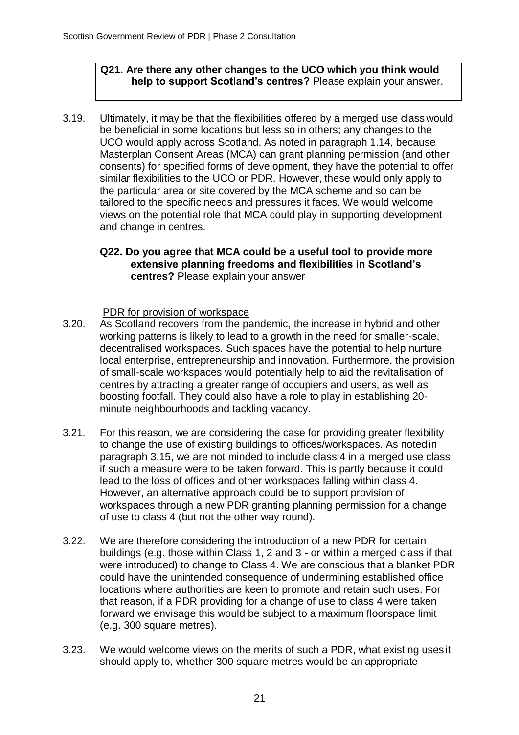**Q21. Are there any other changes to the UCO which you think would help to support Scotland's centres?** Please explain your answer.

3.19. Ultimately, it may be that the flexibilities offered by a merged use class would be beneficial in some locations but less so in others; any changes to the UCO would apply across Scotland. As noted in paragraph 1.14, because Masterplan Consent Areas (MCA) can grant planning permission (and other consents) for specified forms of development, they have the potential to offer similar flexibilities to the UCO or PDR. However, these would only apply to the particular area or site covered by the MCA scheme and so can be tailored to the specific needs and pressures it faces. We would welcome views on the potential role that MCA could play in supporting development and change in centres.

**Q22. Do you agree that MCA could be a useful tool to provide more extensive planning freedoms and flexibilities in Scotland's centres?** Please explain your answer

PDR for provision of workspace

3.20. As Scotland recovers from the pandemic, the increase in hybrid and other working patterns is likely to lead to a growth in the need for smaller-scale, decentralised workspaces. Such spaces have the potential to help nurture local enterprise, entrepreneurship and innovation. Furthermore, the provision of small-scale workspaces would potentially help to aid the revitalisation of centres by attracting a greater range of occupiers and users, as well as boosting footfall. They could also have a role to play in establishing 20-minute neighbourhoods and tackling vacancy.

3.21. For this reason, we are considering the case for providing greater flexibility to change the use of existing buildings to offices/workspaces. As noted in paragraph 3.15, we are not minded to include class 4 in a merged use class if such a measure were to be taken forward. This is partly because it could lead to the loss of offices and other workspaces falling within class 4. However, an alternative approach could be to support provision of workspaces through a new PDR granting planning permission for a change of use to class 4 (but not the other way round).

3.22. We are therefore considering the introduction of a new PDR for certain buildings (e.g. those within Class 1, 2 and 3 - or within a merged class if that were introduced) to change to Class 4. We are conscious that a blanket PDR could have the unintended consequence of undermining established office locations where authorities are keen to promote and retain such uses. For that reason, if a PDR providing for a change of use to class 4 were taken forward we envisage this would be subject to a maximum floorspace limit (e.g. 300 square metres).

3.23. We would welcome views on the merits of such a PDR, what existing uses it should apply to, whether 300 square metres would be an appropriate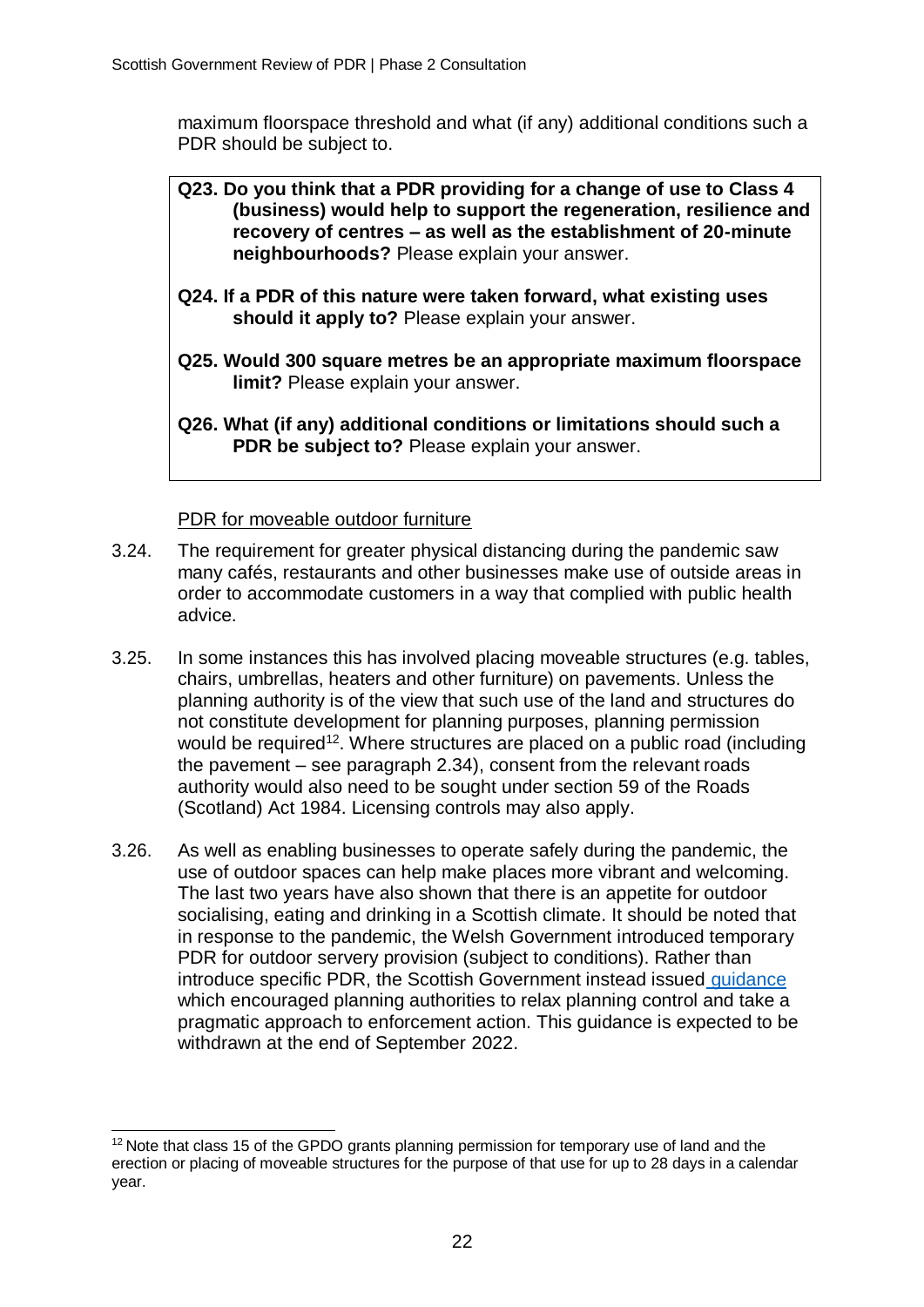maximum floorspace threshold and what (if any) additional conditions such a PDR should be subject to.

> **Q23. Do you think that a PDR providing for a change of use to Class 4 (business) would help to support the regeneration, resilience and recovery of centres – as well as the establishment of 20-minute neighbourhoods?** Please explain your answer.
>
> **Q24. If a PDR of this nature were taken forward, what existing uses should it apply to?** Please explain your answer.
>
> **Q25. Would 300 square metres be an appropriate maximum floorspace limit?** Please explain your answer.
>
> **Q26. What (if any) additional conditions or limitations should such a PDR be subject to?** Please explain your answer.

PDR for moveable outdoor furniture

3.24. The requirement for greater physical distancing during the pandemic saw many cafés, restaurants and other businesses make use of outside areas in order to accommodate customers in a way that complied with public health advice.

3.25. In some instances this has involved placing moveable structures (e.g. tables, chairs, umbrellas, heaters and other furniture) on pavements. Unless the planning authority is of the view that such use of the land and structures do not constitute development for planning purposes, planning permission would be required[12]. Where structures are placed on a public road (including the pavement – see paragraph 2.34), consent from the relevant roads authority would also need to be sought under section 59 of the Roads (Scotland) Act 1984. Licensing controls may also apply.

3.26. As well as enabling businesses to operate safely during the pandemic, the use of outdoor spaces can help make places more vibrant and welcoming. The last two years have also shown that there is an appetite for outdoor socialising, eating and drinking in a Scottish climate. It should be noted that in response to the pandemic, the Welsh Government introduced temporary PDR for outdoor servery provision (subject to conditions). Rather than introduce specific PDR, the Scottish Government instead issued guidance which encouraged planning authorities to relax planning control and take a pragmatic approach to enforcement action. This guidance is expected to be withdrawn at the end of September 2022.

[12] Note that class 15 of the GPDO grants planning permission for temporary use of land and the erection or placing of moveable structures for the purpose of that use for up to 28 days in a calendar year.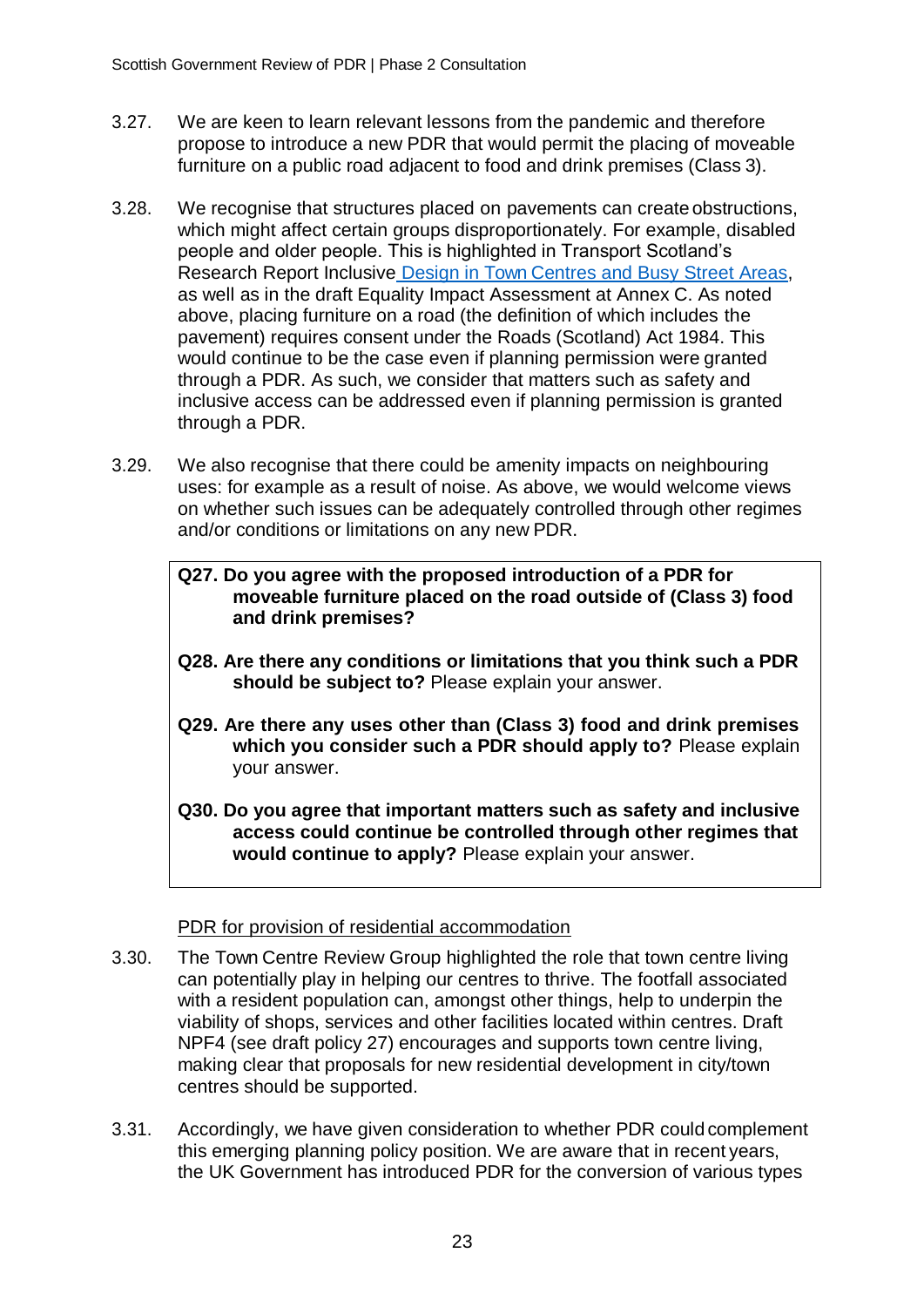3.27. We are keen to learn relevant lessons from the pandemic and therefore propose to introduce a new PDR that would permit the placing of moveable furniture on a public road adjacent to food and drink premises (Class 3).

3.28. We recognise that structures placed on pavements can create obstructions, which might affect certain groups disproportionately. For example, disabled people and older people. This is highlighted in Transport Scotland's Research Report Inclusive Design in Town Centres and Busy Street Areas, as well as in the draft Equality Impact Assessment at Annex C. As noted above, placing furniture on a road (the definition of which includes the pavement) requires consent under the Roads (Scotland) Act 1984. This would continue to be the case even if planning permission were granted through a PDR. As such, we consider that matters such as safety and inclusive access can be addressed even if planning permission is granted through a PDR.

3.29. We also recognise that there could be amenity impacts on neighbouring uses: for example as a result of noise. As above, we would welcome views on whether such issues can be adequately controlled through other regimes and/or conditions or limitations on any new PDR.

> **Q27. Do you agree with the proposed introduction of a PDR for moveable furniture placed on the road outside of (Class 3) food and drink premises?**
>
> **Q28. Are there any conditions or limitations that you think such a PDR should be subject to?** Please explain your answer.
>
> **Q29. Are there any uses other than (Class 3) food and drink premises which you consider such a PDR should apply to?** Please explain your answer.
>
> **Q30. Do you agree that important matters such as safety and inclusive access could continue be controlled through other regimes that would continue to apply?** Please explain your answer.

PDR for provision of residential accommodation

3.30. The Town Centre Review Group highlighted the role that town centre living can potentially play in helping our centres to thrive. The footfall associated with a resident population can, amongst other things, help to underpin the viability of shops, services and other facilities located within centres. Draft NPF4 (see draft policy 27) encourages and supports town centre living, making clear that proposals for new residential development in city/town centres should be supported.

3.31. Accordingly, we have given consideration to whether PDR could complement this emerging planning policy position. We are aware that in recent years, the UK Government has introduced PDR for the conversion of various types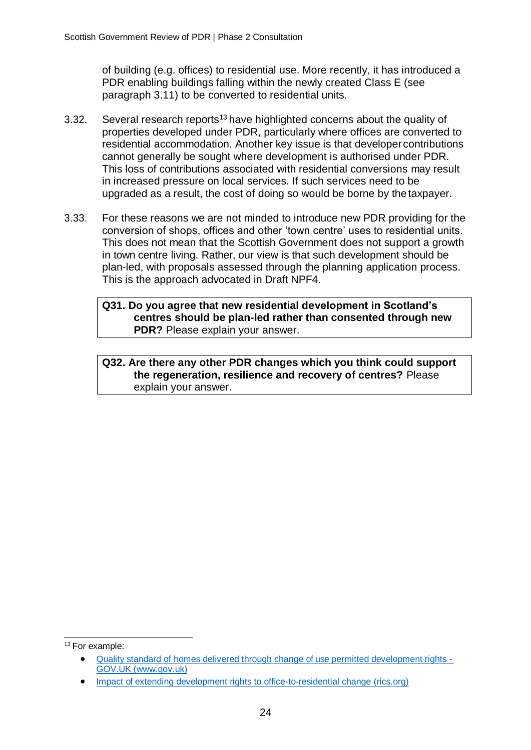of building (e.g. offices) to residential use. More recently, it has introduced a PDR enabling buildings falling within the newly created Class E (see paragraph 3.11) to be converted to residential units.

3.32. Several research reports[13] have highlighted concerns about the quality of properties developed under PDR, particularly where offices are converted to residential accommodation. Another key issue is that developer contributions cannot generally be sought where development is authorised under PDR. This loss of contributions associated with residential conversions may result in increased pressure on local services. If such services need to be upgraded as a result, the cost of doing so would be borne by the taxpayer.

3.33. For these reasons we are not minded to introduce new PDR providing for the conversion of shops, offices and other 'town centre' uses to residential units. This does not mean that the Scottish Government does not support a growth in town centre living. Rather, our view is that such development should be plan-led, with proposals assessed through the planning application process. This is the approach advocated in Draft NPF4.

> **Q31. Do you agree that new residential development in Scotland's centres should be plan-led rather than consented through new PDR?** Please explain your answer.

> **Q32. Are there any other PDR changes which you think could support the regeneration, resilience and recovery of centres?** Please explain your answer.

---

[13] For example:

- [Quality standard of homes delivered through change of use permitted development rights - GOV.UK (www.gov.uk)]
- [Impact of extending development rights to office-to-residential change (rics.org)]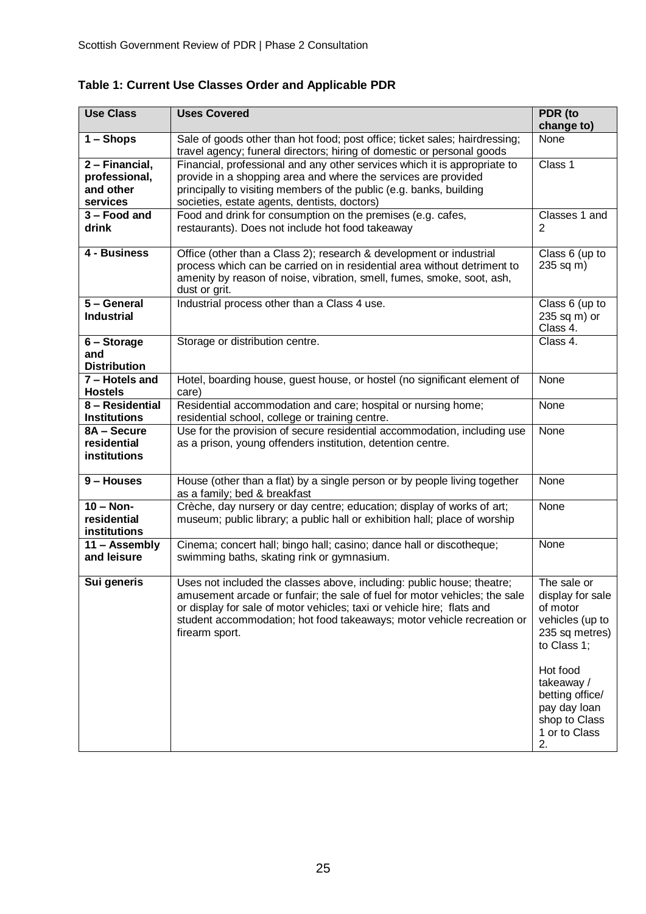**Table 1: Current Use Classes Order and Applicable PDR**

| Use Class | Uses Covered | PDR (to change to) |
|---|---|---|
| **1 – Shops** | Sale of goods other than hot food; post office; ticket sales; hairdressing; travel agency; funeral directors; hiring of domestic or personal goods | None |
| **2 – Financial, professional, and other services** | Financial, professional and any other services which it is appropriate to provide in a shopping area and where the services are provided principally to visiting members of the public (e.g. banks, building societies, estate agents, dentists, doctors) | Class 1 |
| **3 – Food and drink** | Food and drink for consumption on the premises (e.g. cafes, restaurants). Does not include hot food takeaway | Classes 1 and 2 |
| **4 - Business** | Office (other than a Class 2); research & development or industrial process which can be carried on in residential area without detriment to amenity by reason of noise, vibration, smell, fumes, smoke, soot, ash, dust or grit. | Class 6 (up to 235 sq m) |
| **5 – General Industrial** | Industrial process other than a Class 4 use. | Class 6 (up to 235 sq m) or Class 4. |
| **6 – Storage and Distribution** | Storage or distribution centre. | Class 4. |
| **7 – Hotels and Hostels** | Hotel, boarding house, guest house, or hostel (no significant element of care) | None |
| **8 – Residential Institutions** | Residential accommodation and care; hospital or nursing home; residential school, college or training centre. | None |
| **8A – Secure residential institutions** | Use for the provision of secure residential accommodation, including use as a prison, young offenders institution, detention centre. | None |
| **9 – Houses** | House (other than a flat) by a single person or by people living together as a family; bed & breakfast | None |
| **10 – Non-residential institutions** | Crèche, day nursery or day centre; education; display of works of art; museum; public library; a public hall or exhibition hall; place of worship | None |
| **11 – Assembly and leisure** | Cinema; concert hall; bingo hall; casino; dance hall or discotheque; swimming baths, skating rink or gymnasium. | None |
| **Sui generis** | Uses not included the classes above, including: public house; theatre; amusement arcade or funfair; the sale of fuel for motor vehicles; the sale or display for sale of motor vehicles; taxi or vehicle hire; flats and student accommodation; hot food takeaways; motor vehicle recreation or firearm sport. | The sale or display for sale of motor vehicles (up to 235 sq metres) to Class 1; Hot food takeaway / betting office/ pay day loan shop to Class 1 or to Class 2. |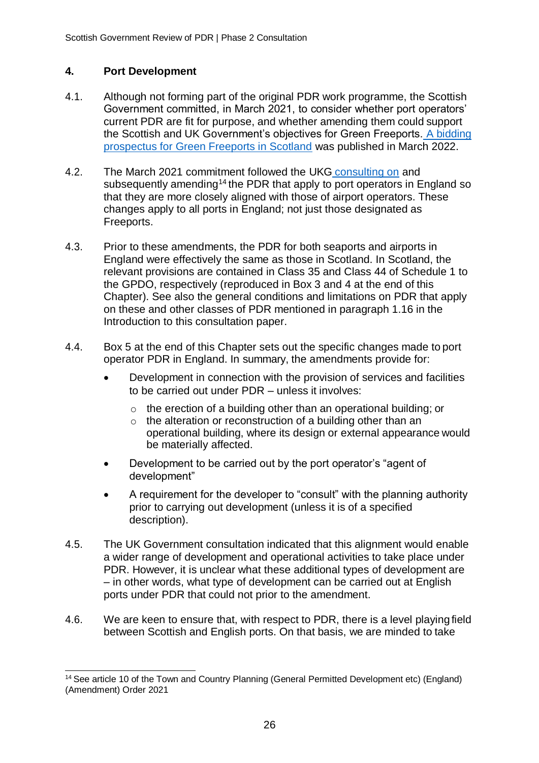## 4. Port Development

4.1. Although not forming part of the original PDR work programme, the Scottish Government committed, in March 2021, to consider whether port operators' current PDR are fit for purpose, and whether amending them could support the Scottish and UK Government's objectives for Green Freeports. A bidding prospectus for Green Freeports in Scotland was published in March 2022.

4.2. The March 2021 commitment followed the UKG consulting on and subsequently amending[14] the PDR that apply to port operators in England so that they are more closely aligned with those of airport operators. These changes apply to all ports in England; not just those designated as Freeports.

4.3. Prior to these amendments, the PDR for both seaports and airports in England were effectively the same as those in Scotland. In Scotland, the relevant provisions are contained in Class 35 and Class 44 of Schedule 1 to the GPDO, respectively (reproduced in Box 3 and 4 at the end of this Chapter). See also the general conditions and limitations on PDR that apply on these and other classes of PDR mentioned in paragraph 1.16 in the Introduction to this consultation paper.

4.4. Box 5 at the end of this Chapter sets out the specific changes made to port operator PDR in England. In summary, the amendments provide for:

- Development in connection with the provision of services and facilities to be carried out under PDR – unless it involves:
  - the erection of a building other than an operational building; or
  - the alteration or reconstruction of a building other than an operational building, where its design or external appearance would be materially affected.
- Development to be carried out by the port operator's "agent of development"
- A requirement for the developer to "consult" with the planning authority prior to carrying out development (unless it is of a specified description).

4.5. The UK Government consultation indicated that this alignment would enable a wider range of development and operational activities to take place under PDR. However, it is unclear what these additional types of development are – in other words, what type of development can be carried out at English ports under PDR that could not prior to the amendment.

4.6. We are keen to ensure that, with respect to PDR, there is a level playing field between Scottish and English ports. On that basis, we are minded to take

[14] See article 10 of the Town and Country Planning (General Permitted Development etc) (England) (Amendment) Order 2021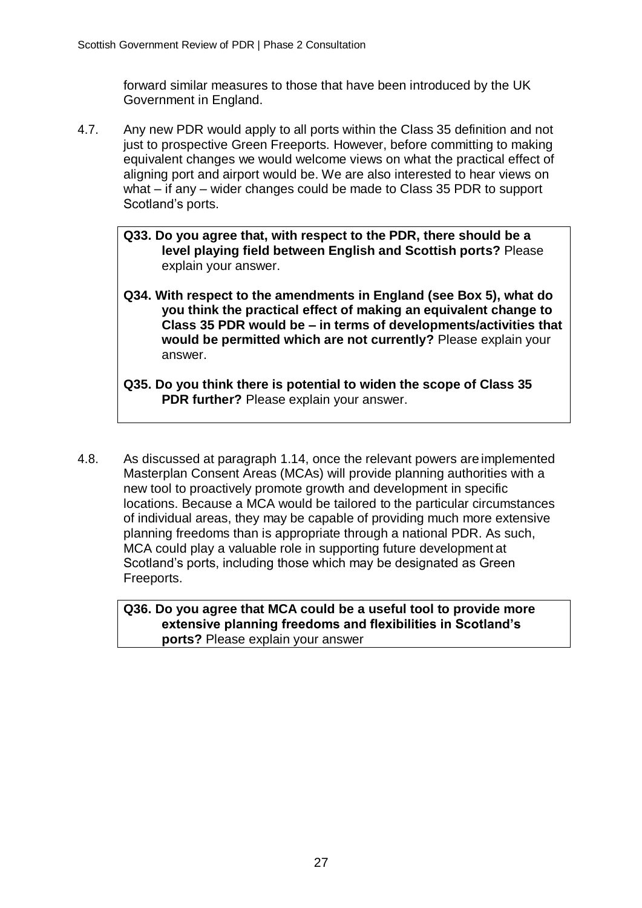forward similar measures to those that have been introduced by the UK Government in England.

4.7. Any new PDR would apply to all ports within the Class 35 definition and not just to prospective Green Freeports. However, before committing to making equivalent changes we would welcome views on what the practical effect of aligning port and airport would be. We are also interested to hear views on what – if any – wider changes could be made to Class 35 PDR to support Scotland's ports.

> **Q33. Do you agree that, with respect to the PDR, there should be a level playing field between English and Scottish ports?** Please explain your answer.
>
> **Q34. With respect to the amendments in England (see Box 5), what do you think the practical effect of making an equivalent change to Class 35 PDR would be – in terms of developments/activities that would be permitted which are not currently?** Please explain your answer.
>
> **Q35. Do you think there is potential to widen the scope of Class 35 PDR further?** Please explain your answer.

4.8. As discussed at paragraph 1.14, once the relevant powers are implemented Masterplan Consent Areas (MCAs) will provide planning authorities with a new tool to proactively promote growth and development in specific locations. Because a MCA would be tailored to the particular circumstances of individual areas, they may be capable of providing much more extensive planning freedoms than is appropriate through a national PDR. As such, MCA could play a valuable role in supporting future development at Scotland's ports, including those which may be designated as Green Freeports.

> **Q36. Do you agree that MCA could be a useful tool to provide more extensive planning freedoms and flexibilities in Scotland's ports?** Please explain your answer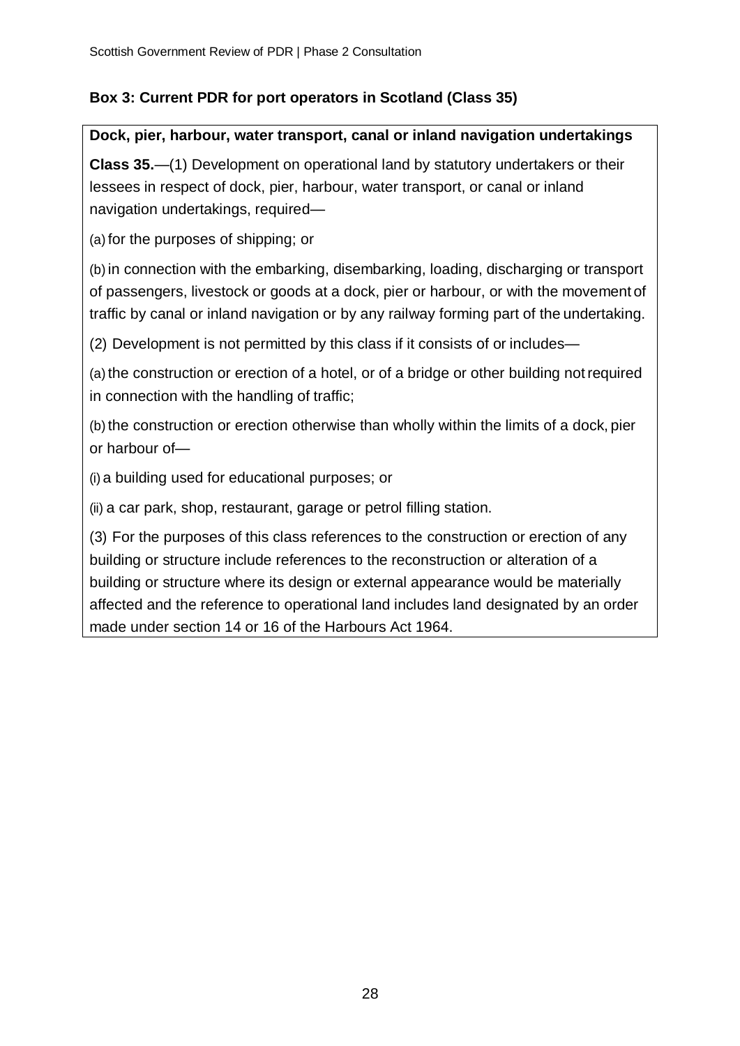**Box 3: Current PDR for port operators in Scotland (Class 35)**

**Dock, pier, harbour, water transport, canal or inland navigation undertakings**

**Class 35.**—(1) Development on operational land by statutory undertakers or their lessees in respect of dock, pier, harbour, water transport, or canal or inland navigation undertakings, required—

(a) for the purposes of shipping; or

(b) in connection with the embarking, disembarking, loading, discharging or transport of passengers, livestock or goods at a dock, pier or harbour, or with the movement of traffic by canal or inland navigation or by any railway forming part of the undertaking.

(2) Development is not permitted by this class if it consists of or includes—

(a) the construction or erection of a hotel, or of a bridge or other building not required in connection with the handling of traffic;

(b) the construction or erection otherwise than wholly within the limits of a dock, pier or harbour of—

(i) a building used for educational purposes; or

(ii) a car park, shop, restaurant, garage or petrol filling station.

(3) For the purposes of this class references to the construction or erection of any building or structure include references to the reconstruction or alteration of a building or structure where its design or external appearance would be materially affected and the reference to operational land includes land designated by an order made under section 14 or 16 of the Harbours Act 1964.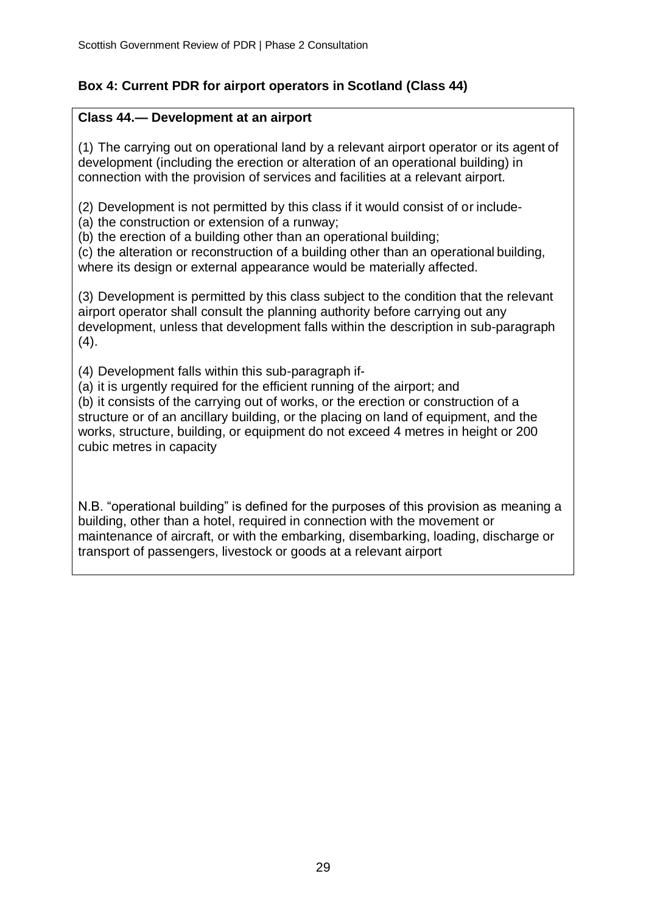**Box 4: Current PDR for airport operators in Scotland (Class 44)**

**Class 44.— Development at an airport**

(1) The carrying out on operational land by a relevant airport operator or its agent of development (including the erection or alteration of an operational building) in connection with the provision of services and facilities at a relevant airport.

(2) Development is not permitted by this class if it would consist of or include-

(a) the construction or extension of a runway;

(b) the erection of a building other than an operational building;

(c) the alteration or reconstruction of a building other than an operational building, where its design or external appearance would be materially affected.

(3) Development is permitted by this class subject to the condition that the relevant airport operator shall consult the planning authority before carrying out any development, unless that development falls within the description in sub-paragraph (4).

(4) Development falls within this sub-paragraph if-

(a) it is urgently required for the efficient running of the airport; and

(b) it consists of the carrying out of works, or the erection or construction of a structure or of an ancillary building, or the placing on land of equipment, and the works, structure, building, or equipment do not exceed 4 metres in height or 200 cubic metres in capacity

N.B. “operational building” is defined for the purposes of this provision as meaning a building, other than a hotel, required in connection with the movement or maintenance of aircraft, or with the embarking, disembarking, loading, discharge or transport of passengers, livestock or goods at a relevant airport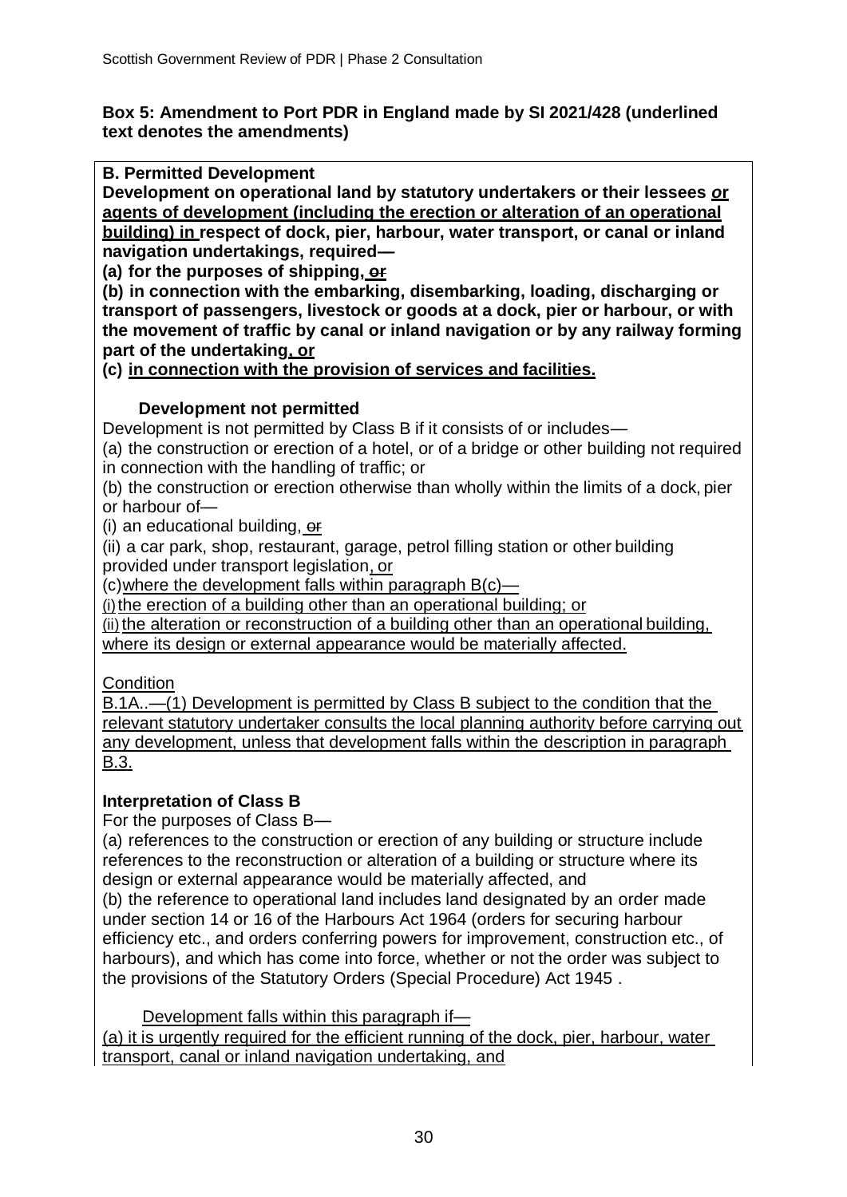**Box 5: Amendment to Port PDR in England made by SI 2021/428 (underlined text denotes the amendments)**

**B. Permitted Development**

**Development on operational land by statutory undertakers or their lessees *or* agents of development (including the erection or alteration of an operational building) in respect of dock, pier, harbour, water transport, or canal or inland navigation undertakings, required—**

**(a) for the purposes of shipping, ~~or~~**

**(b) in connection with the embarking, disembarking, loading, discharging or transport of passengers, livestock or goods at a dock, pier or harbour, or with the movement of traffic by canal or inland navigation or by any railway forming part of the undertaking, or**

**(c) in connection with the provision of services and facilities.**

**Development not permitted**

Development is not permitted by Class B if it consists of or includes—

(a) the construction or erection of a hotel, or of a bridge or other building not required in connection with the handling of traffic; or

(b) the construction or erection otherwise than wholly within the limits of a dock, pier or harbour of—

(i) an educational building, ~~or~~

(ii) a car park, shop, restaurant, garage, petrol filling station or other building provided under transport legislation, or

(c) where the development falls within paragraph B(c)—

(i) the erection of a building other than an operational building; or

(ii) the alteration or reconstruction of a building other than an operational building, where its design or external appearance would be materially affected.

Condition

B.1A..—(1) Development is permitted by Class B subject to the condition that the relevant statutory undertaker consults the local planning authority before carrying out any development, unless that development falls within the description in paragraph B.3.

**Interpretation of Class B**

For the purposes of Class B—

(a) references to the construction or erection of any building or structure include references to the reconstruction or alteration of a building or structure where its design or external appearance would be materially affected, and

(b) the reference to operational land includes land designated by an order made under section 14 or 16 of the Harbours Act 1964 (orders for securing harbour efficiency etc., and orders conferring powers for improvement, construction etc., of harbours), and which has come into force, whether or not the order was subject to the provisions of the Statutory Orders (Special Procedure) Act 1945 .

Development falls within this paragraph if—

(a) it is urgently required for the efficient running of the dock, pier, harbour, water transport, canal or inland navigation undertaking, and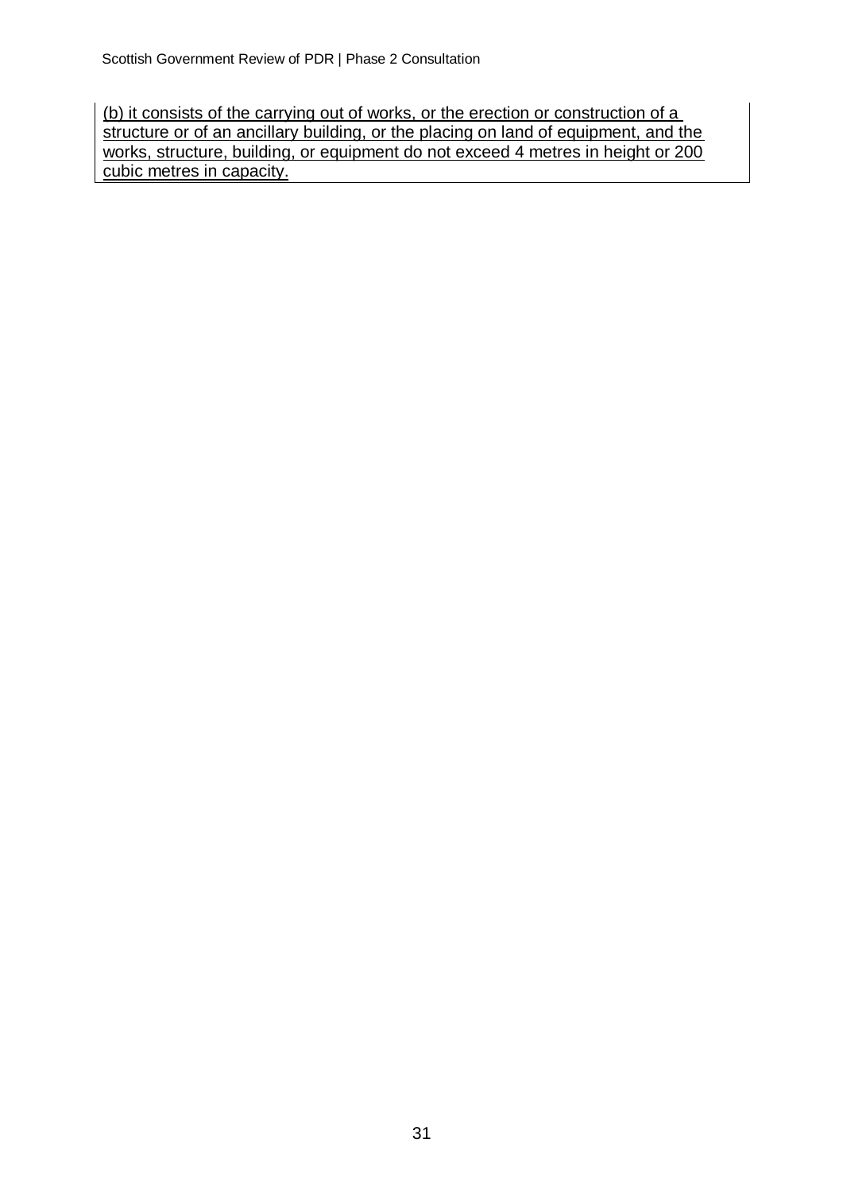(b) it consists of the carrying out of works, or the erection or construction of a structure or of an ancillary building, or the placing on land of equipment, and the works, structure, building, or equipment do not exceed 4 metres in height or 200 cubic metres in capacity.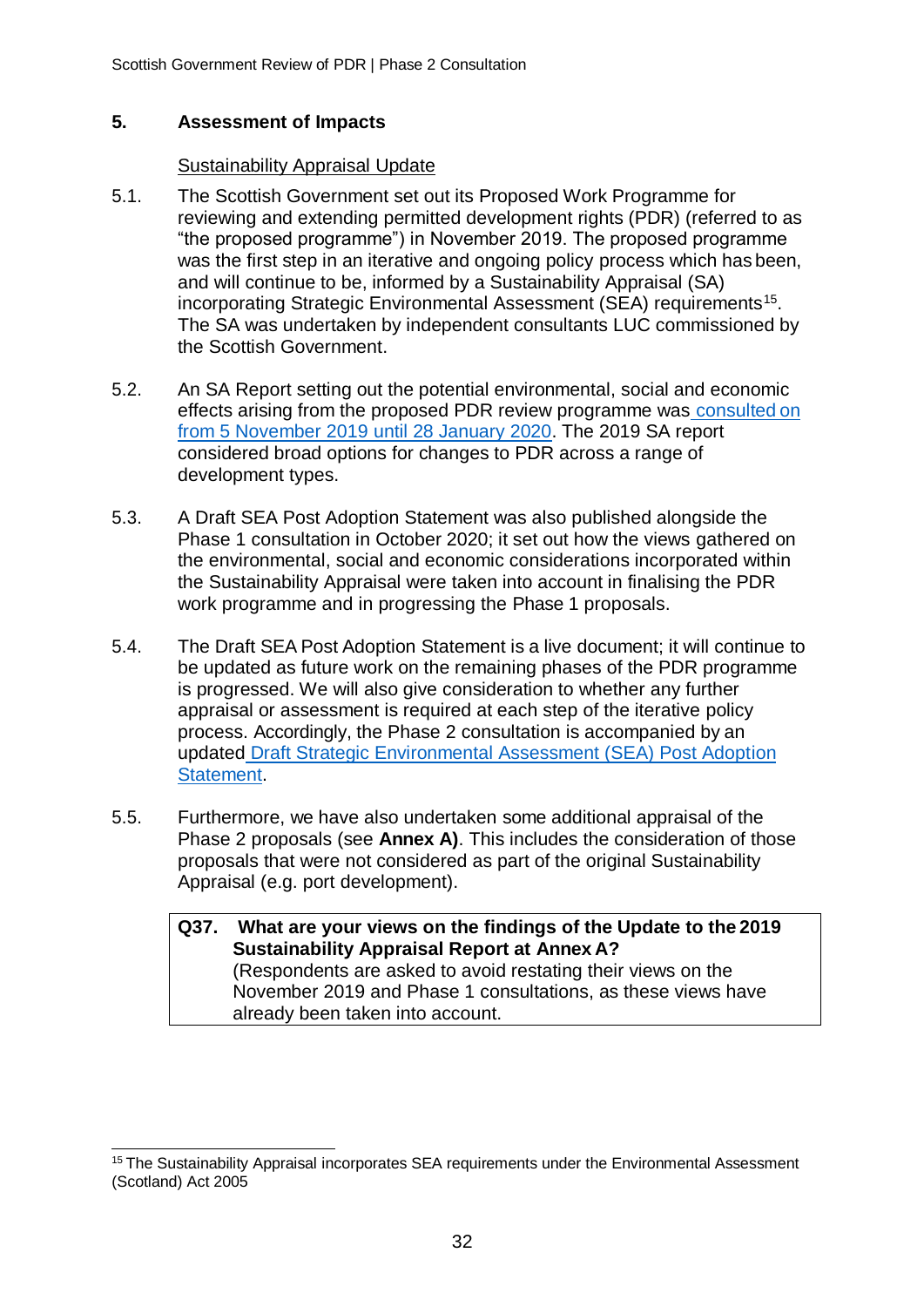## 5. Assessment of Impacts

Sustainability Appraisal Update

5.1. The Scottish Government set out its Proposed Work Programme for reviewing and extending permitted development rights (PDR) (referred to as "the proposed programme") in November 2019. The proposed programme was the first step in an iterative and ongoing policy process which has been, and will continue to be, informed by a Sustainability Appraisal (SA) incorporating Strategic Environmental Assessment (SEA) requirements[15]. The SA was undertaken by independent consultants LUC commissioned by the Scottish Government.

5.2. An SA Report setting out the potential environmental, social and economic effects arising from the proposed PDR review programme was consulted on from 5 November 2019 until 28 January 2020. The 2019 SA report considered broad options for changes to PDR across a range of development types.

5.3. A Draft SEA Post Adoption Statement was also published alongside the Phase 1 consultation in October 2020; it set out how the views gathered on the environmental, social and economic considerations incorporated within the Sustainability Appraisal were taken into account in finalising the PDR work programme and in progressing the Phase 1 proposals.

5.4. The Draft SEA Post Adoption Statement is a live document; it will continue to be updated as future work on the remaining phases of the PDR programme is progressed. We will also give consideration to whether any further appraisal or assessment is required at each step of the iterative policy process. Accordingly, the Phase 2 consultation is accompanied by an updated Draft Strategic Environmental Assessment (SEA) Post Adoption Statement.

5.5. Furthermore, we have also undertaken some additional appraisal of the Phase 2 proposals (see **Annex A)**. This includes the consideration of those proposals that were not considered as part of the original Sustainability Appraisal (e.g. port development).

> **Q37. What are your views on the findings of the Update to the 2019 Sustainability Appraisal Report at Annex A?**
> (Respondents are asked to avoid restating their views on the November 2019 and Phase 1 consultations, as these views have already been taken into account.

[15] The Sustainability Appraisal incorporates SEA requirements under the Environmental Assessment (Scotland) Act 2005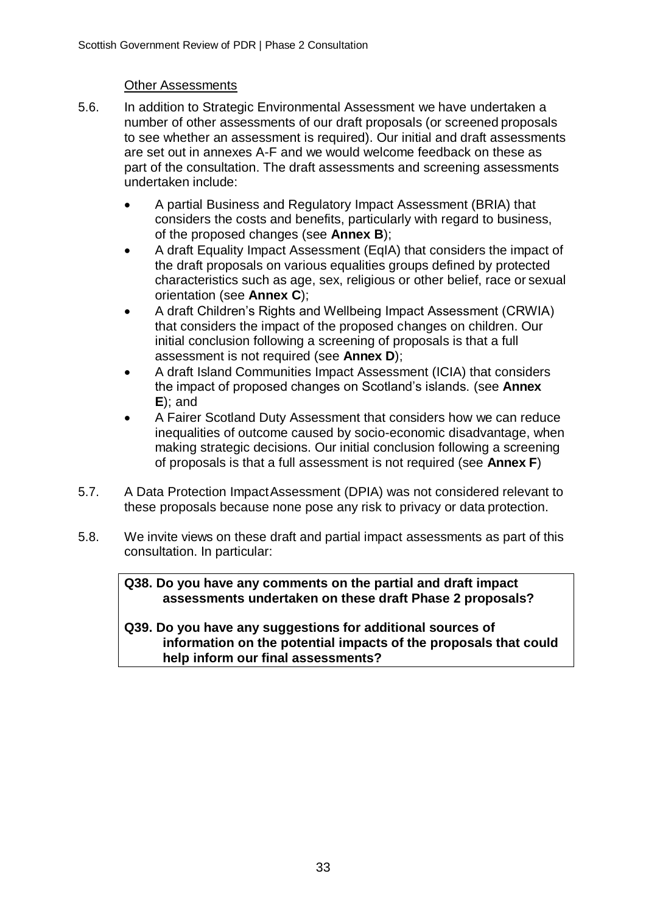Other Assessments

5.6. In addition to Strategic Environmental Assessment we have undertaken a number of other assessments of our draft proposals (or screened proposals to see whether an assessment is required). Our initial and draft assessments are set out in annexes A-F and we would welcome feedback on these as part of the consultation. The draft assessments and screening assessments undertaken include:

- A partial Business and Regulatory Impact Assessment (BRIA) that considers the costs and benefits, particularly with regard to business, of the proposed changes (see **Annex B**);
- A draft Equality Impact Assessment (EqIA) that considers the impact of the draft proposals on various equalities groups defined by protected characteristics such as age, sex, religious or other belief, race or sexual orientation (see **Annex C**);
- A draft Children's Rights and Wellbeing Impact Assessment (CRWIA) that considers the impact of the proposed changes on children. Our initial conclusion following a screening of proposals is that a full assessment is not required (see **Annex D**);
- A draft Island Communities Impact Assessment (ICIA) that considers the impact of proposed changes on Scotland's islands. (see **Annex E**); and
- A Fairer Scotland Duty Assessment that considers how we can reduce inequalities of outcome caused by socio-economic disadvantage, when making strategic decisions. Our initial conclusion following a screening of proposals is that a full assessment is not required (see **Annex F**)

5.7. A Data Protection Impact Assessment (DPIA) was not considered relevant to these proposals because none pose any risk to privacy or data protection.

5.8. We invite views on these draft and partial impact assessments as part of this consultation. In particular:

**Q38. Do you have any comments on the partial and draft impact assessments undertaken on these draft Phase 2 proposals?**

**Q39. Do you have any suggestions for additional sources of information on the potential impacts of the proposals that could help inform our final assessments?**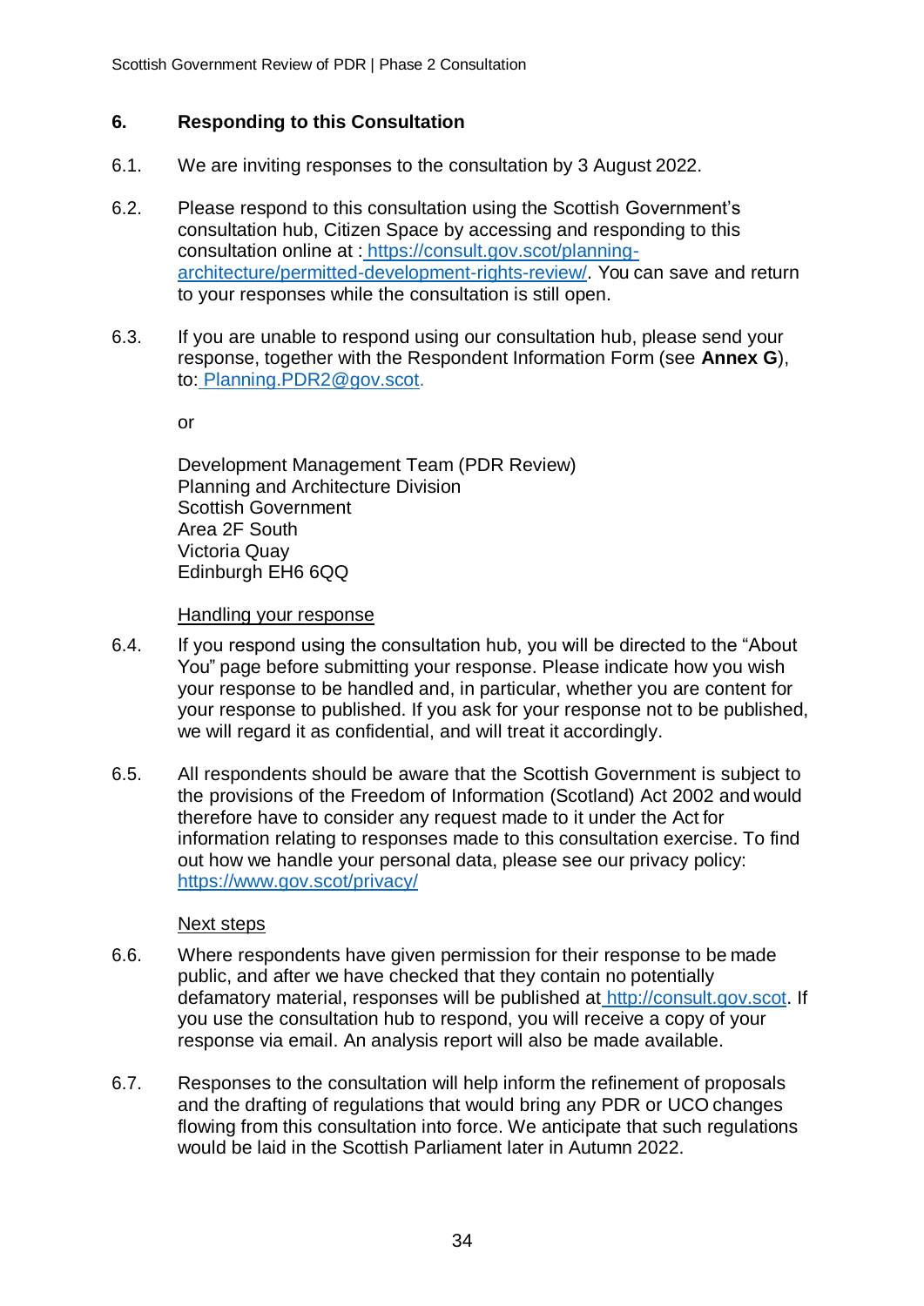## 6. Responding to this Consultation

6.1. We are inviting responses to the consultation by 3 August 2022.

6.2. Please respond to this consultation using the Scottish Government's consultation hub, Citizen Space by accessing and responding to this consultation online at : https://consult.gov.scot/planning-architecture/permitted-development-rights-review/. You can save and return to your responses while the consultation is still open.

6.3. If you are unable to respond using our consultation hub, please send your response, together with the Respondent Information Form (see **Annex G**), to: Planning.PDR2@gov.scot.

or

Development Management Team (PDR Review)
Planning and Architecture Division
Scottish Government
Area 2F South
Victoria Quay
Edinburgh EH6 6QQ

Handling your response

6.4. If you respond using the consultation hub, you will be directed to the "About You" page before submitting your response. Please indicate how you wish your response to be handled and, in particular, whether you are content for your response to published. If you ask for your response not to be published, we will regard it as confidential, and will treat it accordingly.

6.5. All respondents should be aware that the Scottish Government is subject to the provisions of the Freedom of Information (Scotland) Act 2002 and would therefore have to consider any request made to it under the Act for information relating to responses made to this consultation exercise. To find out how we handle your personal data, please see our privacy policy: https://www.gov.scot/privacy/

Next steps

6.6. Where respondents have given permission for their response to be made public, and after we have checked that they contain no potentially defamatory material, responses will be published at http://consult.gov.scot. If you use the consultation hub to respond, you will receive a copy of your response via email. An analysis report will also be made available.

6.7. Responses to the consultation will help inform the refinement of proposals and the drafting of regulations that would bring any PDR or UCO changes flowing from this consultation into force. We anticipate that such regulations would be laid in the Scottish Parliament later in Autumn 2022.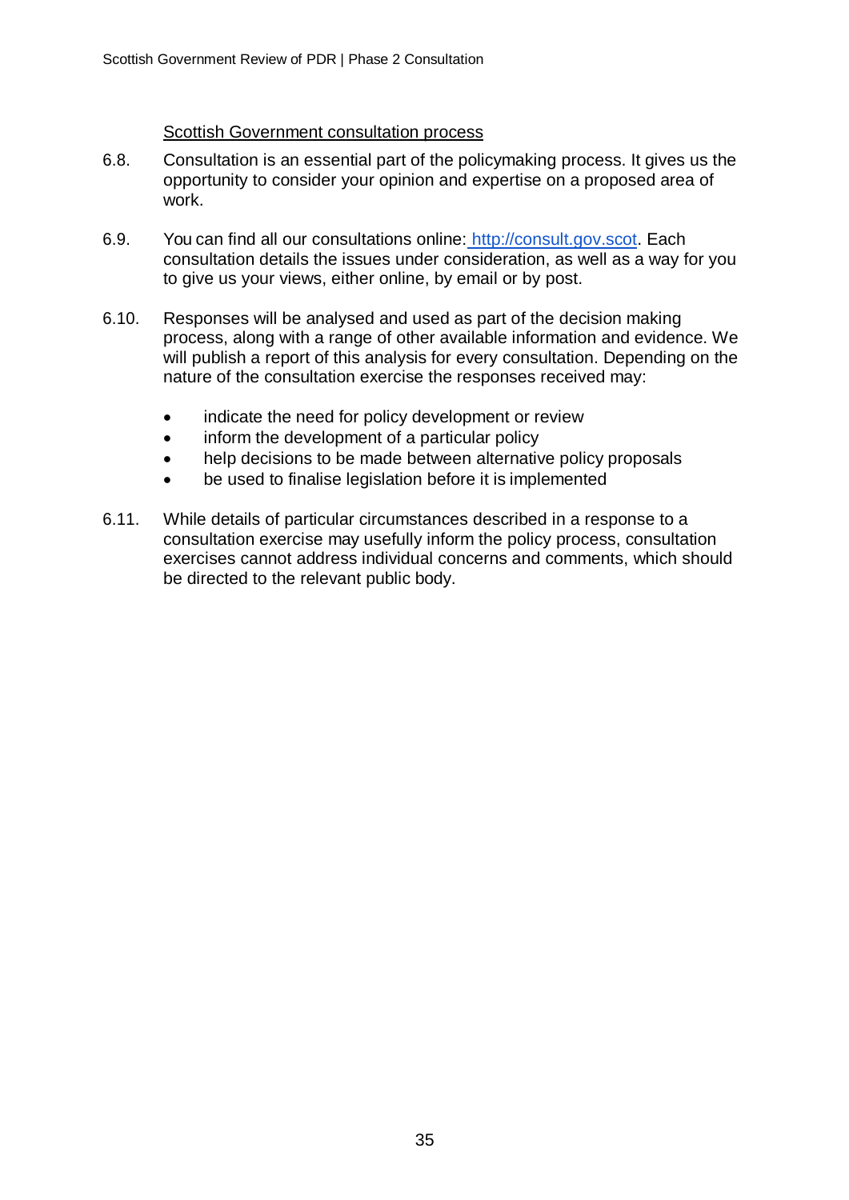### Scottish Government consultation process

6.8. Consultation is an essential part of the policymaking process. It gives us the opportunity to consider your opinion and expertise on a proposed area of work.

6.9. You can find all our consultations online: http://consult.gov.scot. Each consultation details the issues under consideration, as well as a way for you to give us your views, either online, by email or by post.

6.10. Responses will be analysed and used as part of the decision making process, along with a range of other available information and evidence. We will publish a report of this analysis for every consultation. Depending on the nature of the consultation exercise the responses received may:

- indicate the need for policy development or review
- inform the development of a particular policy
- help decisions to be made between alternative policy proposals
- be used to finalise legislation before it is implemented

6.11. While details of particular circumstances described in a response to a consultation exercise may usefully inform the policy process, consultation exercises cannot address individual concerns and comments, which should be directed to the relevant public body.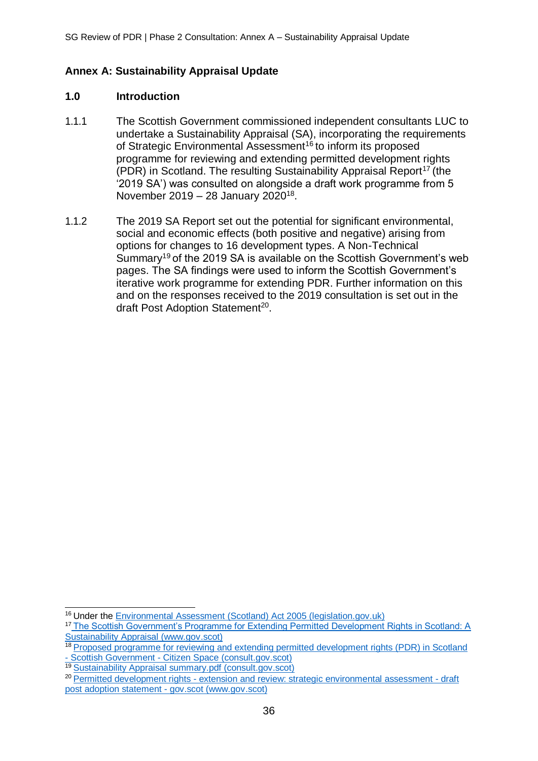## Annex A: Sustainability Appraisal Update

### 1.0 Introduction

1.1.1 The Scottish Government commissioned independent consultants LUC to undertake a Sustainability Appraisal (SA), incorporating the requirements of Strategic Environmental Assessment[16] to inform its proposed programme for reviewing and extending permitted development rights (PDR) in Scotland. The resulting Sustainability Appraisal Report[17] (the '2019 SA') was consulted on alongside a draft work programme from 5 November 2019 – 28 January 2020[18].

1.1.2 The 2019 SA Report set out the potential for significant environmental, social and economic effects (both positive and negative) arising from options for changes to 16 development types. A Non-Technical Summary[19] of the 2019 SA is available on the Scottish Government's web pages. The SA findings were used to inform the Scottish Government's iterative work programme for extending PDR. Further information on this and on the responses received to the 2019 consultation is set out in the draft Post Adoption Statement[20].

---

[16] Under the Environmental Assessment (Scotland) Act 2005 (legislation.gov.uk)

[17] The Scottish Government's Programme for Extending Permitted Development Rights in Scotland: A Sustainability Appraisal (www.gov.scot)

[18] Proposed programme for reviewing and extending permitted development rights (PDR) in Scotland - Scottish Government - Citizen Space (consult.gov.scot)

[19] Sustainability Appraisal summary.pdf (consult.gov.scot)

[20] Permitted development rights - extension and review: strategic environmental assessment - draft post adoption statement - gov.scot (www.gov.scot)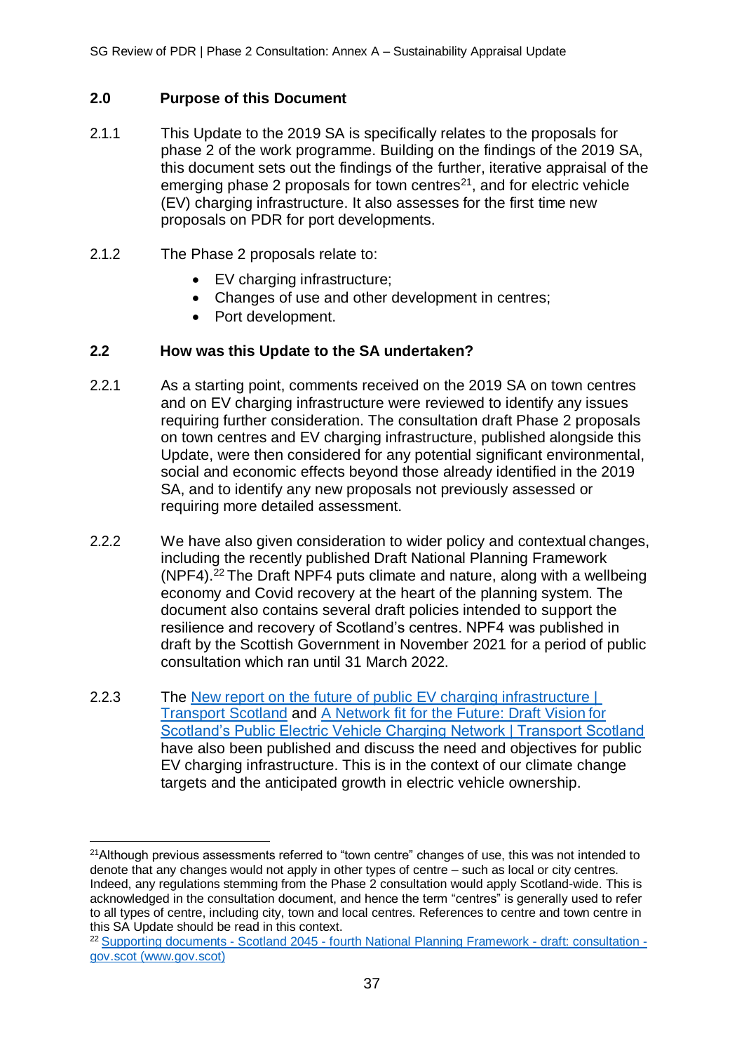## 2.0 Purpose of this Document

2.1.1 This Update to the 2019 SA is specifically relates to the proposals for phase 2 of the work programme. Building on the findings of the 2019 SA, this document sets out the findings of the further, iterative appraisal of the emerging phase 2 proposals for town centres[21], and for electric vehicle (EV) charging infrastructure. It also assesses for the first time new proposals on PDR for port developments.

2.1.2 The Phase 2 proposals relate to:

- EV charging infrastructure;
- Changes of use and other development in centres;
- Port development.

## 2.2 How was this Update to the SA undertaken?

2.2.1 As a starting point, comments received on the 2019 SA on town centres and on EV charging infrastructure were reviewed to identify any issues requiring further consideration. The consultation draft Phase 2 proposals on town centres and EV charging infrastructure, published alongside this Update, were then considered for any potential significant environmental, social and economic effects beyond those already identified in the 2019 SA, and to identify any new proposals not previously assessed or requiring more detailed assessment.

2.2.2 We have also given consideration to wider policy and contextual changes, including the recently published Draft National Planning Framework (NPF4).[22] The Draft NPF4 puts climate and nature, along with a wellbeing economy and Covid recovery at the heart of the planning system. The document also contains several draft policies intended to support the resilience and recovery of Scotland's centres. NPF4 was published in draft by the Scottish Government in November 2021 for a period of public consultation which ran until 31 March 2022.

2.2.3 The New report on the future of public EV charging infrastructure | Transport Scotland and A Network fit for the Future: Draft Vision for Scotland's Public Electric Vehicle Charging Network | Transport Scotland have also been published and discuss the need and objectives for public EV charging infrastructure. This is in the context of our climate change targets and the anticipated growth in electric vehicle ownership.

---

[21] Although previous assessments referred to "town centre" changes of use, this was not intended to denote that any changes would not apply in other types of centre – such as local or city centres. Indeed, any regulations stemming from the Phase 2 consultation would apply Scotland-wide. This is acknowledged in the consultation document, and hence the term "centres" is generally used to refer to all types of centre, including city, town and local centres. References to centre and town centre in this SA Update should be read in this context.

[22] Supporting documents - Scotland 2045 - fourth National Planning Framework - draft: consultation - gov.scot (www.gov.scot)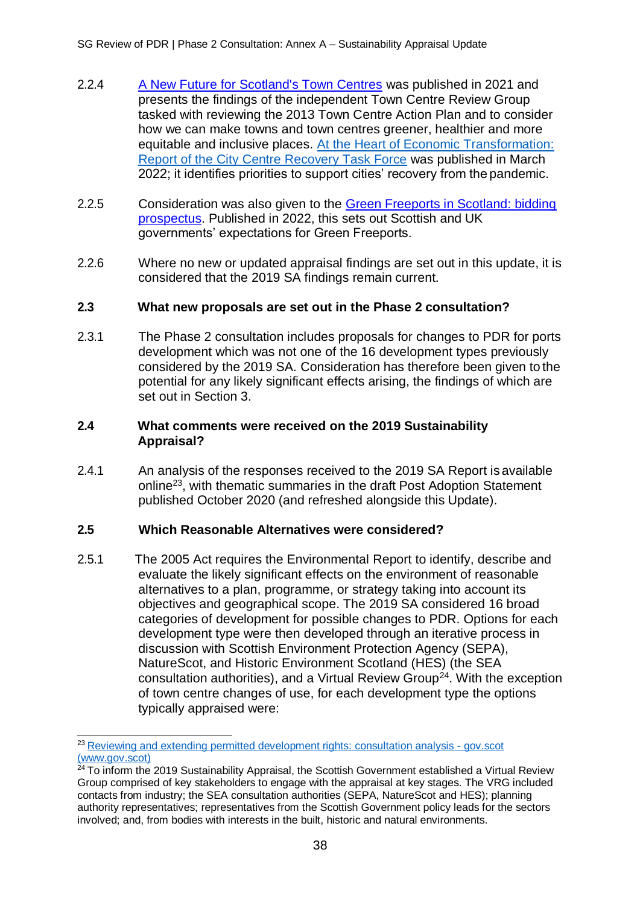2.2.4 A New Future for Scotland's Town Centres was published in 2021 and presents the findings of the independent Town Centre Review Group tasked with reviewing the 2013 Town Centre Action Plan and to consider how we can make towns and town centres greener, healthier and more equitable and inclusive places. At the Heart of Economic Transformation: Report of the City Centre Recovery Task Force was published in March 2022; it identifies priorities to support cities' recovery from the pandemic.

2.2.5 Consideration was also given to the Green Freeports in Scotland: bidding prospectus. Published in 2022, this sets out Scottish and UK governments' expectations for Green Freeports.

2.2.6 Where no new or updated appraisal findings are set out in this update, it is considered that the 2019 SA findings remain current.

### 2.3 What new proposals are set out in the Phase 2 consultation?

2.3.1 The Phase 2 consultation includes proposals for changes to PDR for ports development which was not one of the 16 development types previously considered by the 2019 SA. Consideration has therefore been given to the potential for any likely significant effects arising, the findings of which are set out in Section 3.

### 2.4 What comments were received on the 2019 Sustainability Appraisal?

2.4.1 An analysis of the responses received to the 2019 SA Report is available online[23], with thematic summaries in the draft Post Adoption Statement published October 2020 (and refreshed alongside this Update).

### 2.5 Which Reasonable Alternatives were considered?

2.5.1 The 2005 Act requires the Environmental Report to identify, describe and evaluate the likely significant effects on the environment of reasonable alternatives to a plan, programme, or strategy taking into account its objectives and geographical scope. The 2019 SA considered 16 broad categories of development for possible changes to PDR. Options for each development type were then developed through an iterative process in discussion with Scottish Environment Protection Agency (SEPA), NatureScot, and Historic Environment Scotland (HES) (the SEA consultation authorities), and a Virtual Review Group[24]. With the exception of town centre changes of use, for each development type the options typically appraised were:

---

[23] Reviewing and extending permitted development rights: consultation analysis - gov.scot (www.gov.scot)

[24] To inform the 2019 Sustainability Appraisal, the Scottish Government established a Virtual Review Group comprised of key stakeholders to engage with the appraisal at key stages. The VRG included contacts from industry; the SEA consultation authorities (SEPA, NatureScot and HES); planning authority representatives; representatives from the Scottish Government policy leads for the sectors involved; and, from bodies with interests in the built, historic and natural environments.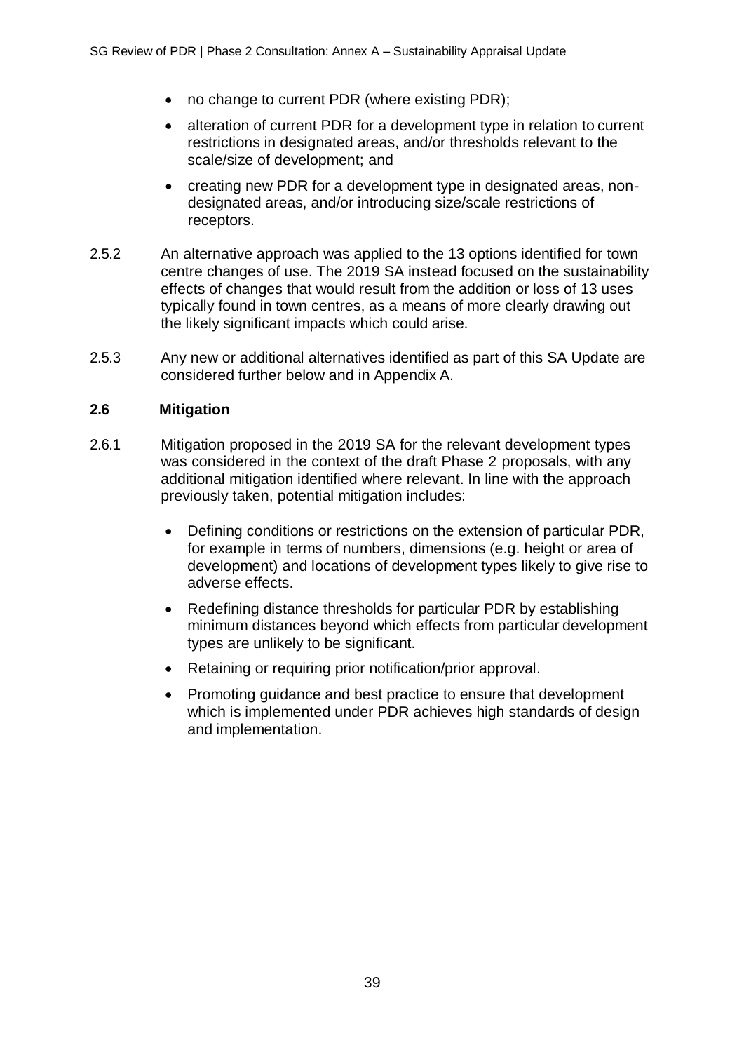- no change to current PDR (where existing PDR);
- alteration of current PDR for a development type in relation to current restrictions in designated areas, and/or thresholds relevant to the scale/size of development; and
- creating new PDR for a development type in designated areas, non-designated areas, and/or introducing size/scale restrictions of receptors.

2.5.2 An alternative approach was applied to the 13 options identified for town centre changes of use. The 2019 SA instead focused on the sustainability effects of changes that would result from the addition or loss of 13 uses typically found in town centres, as a means of more clearly drawing out the likely significant impacts which could arise.

2.5.3 Any new or additional alternatives identified as part of this SA Update are considered further below and in Appendix A.

### 2.6 Mitigation

2.6.1 Mitigation proposed in the 2019 SA for the relevant development types was considered in the context of the draft Phase 2 proposals, with any additional mitigation identified where relevant. In line with the approach previously taken, potential mitigation includes:

- Defining conditions or restrictions on the extension of particular PDR, for example in terms of numbers, dimensions (e.g. height or area of development) and locations of development types likely to give rise to adverse effects.
- Redefining distance thresholds for particular PDR by establishing minimum distances beyond which effects from particular development types are unlikely to be significant.
- Retaining or requiring prior notification/prior approval.
- Promoting guidance and best practice to ensure that development which is implemented under PDR achieves high standards of design and implementation.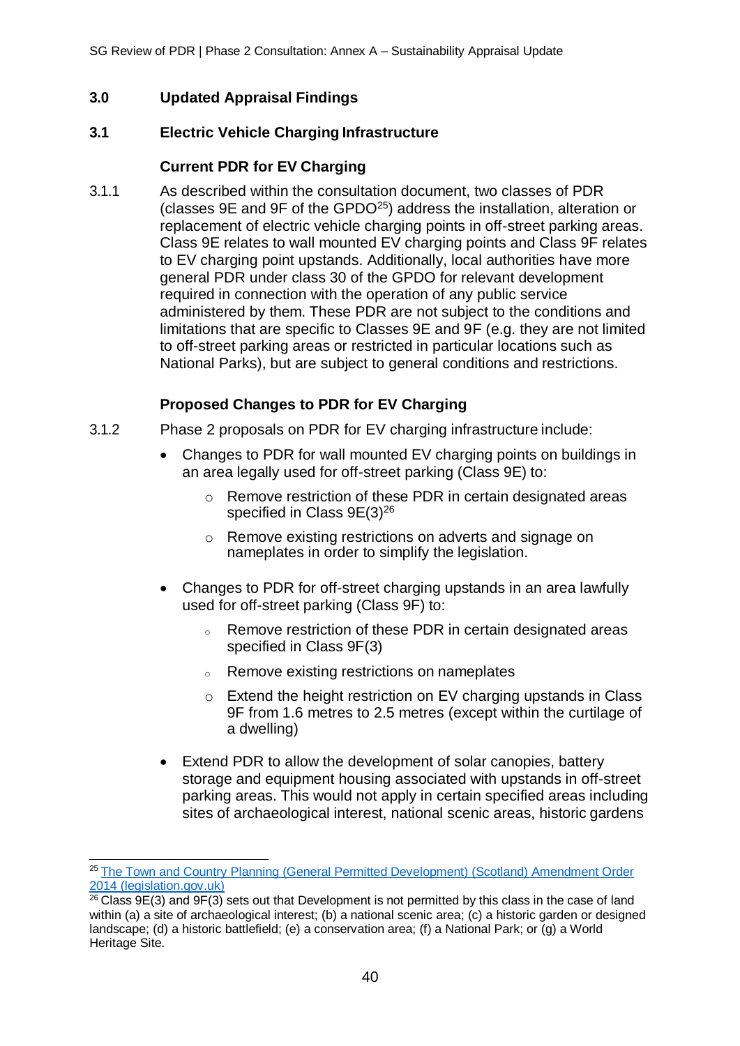## 3.0 Updated Appraisal Findings

### 3.1 Electric Vehicle Charging Infrastructure

#### Current PDR for EV Charging

3.1.1 As described within the consultation document, two classes of PDR (classes 9E and 9F of the GPDO[25]) address the installation, alteration or replacement of electric vehicle charging points in off-street parking areas. Class 9E relates to wall mounted EV charging points and Class 9F relates to EV charging point upstands. Additionally, local authorities have more general PDR under class 30 of the GPDO for relevant development required in connection with the operation of any public service administered by them. These PDR are not subject to the conditions and limitations that are specific to Classes 9E and 9F (e.g. they are not limited to off-street parking areas or restricted in particular locations such as National Parks), but are subject to general conditions and restrictions.

#### Proposed Changes to PDR for EV Charging

3.1.2 Phase 2 proposals on PDR for EV charging infrastructure include:

- Changes to PDR for wall mounted EV charging points on buildings in an area legally used for off-street parking (Class 9E) to:
  - Remove restriction of these PDR in certain designated areas specified in Class 9E(3)[26]
  - Remove existing restrictions on adverts and signage on nameplates in order to simplify the legislation.
- Changes to PDR for off-street charging upstands in an area lawfully used for off-street parking (Class 9F) to:
  - Remove restriction of these PDR in certain designated areas specified in Class 9F(3)
  - Remove existing restrictions on nameplates
  - Extend the height restriction on EV charging upstands in Class 9F from 1.6 metres to 2.5 metres (except within the curtilage of a dwelling)
- Extend PDR to allow the development of solar canopies, battery storage and equipment housing associated with upstands in off-street parking areas. This would not apply in certain specified areas including sites of archaeological interest, national scenic areas, historic gardens

---

[25] The Town and Country Planning (General Permitted Development) (Scotland) Amendment Order 2014 (legislation.gov.uk)

[26] Class 9E(3) and 9F(3) sets out that Development is not permitted by this class in the case of land within (a) a site of archaeological interest; (b) a national scenic area; (c) a historic garden or designed landscape; (d) a historic battlefield; (e) a conservation area; (f) a National Park; or (g) a World Heritage Site.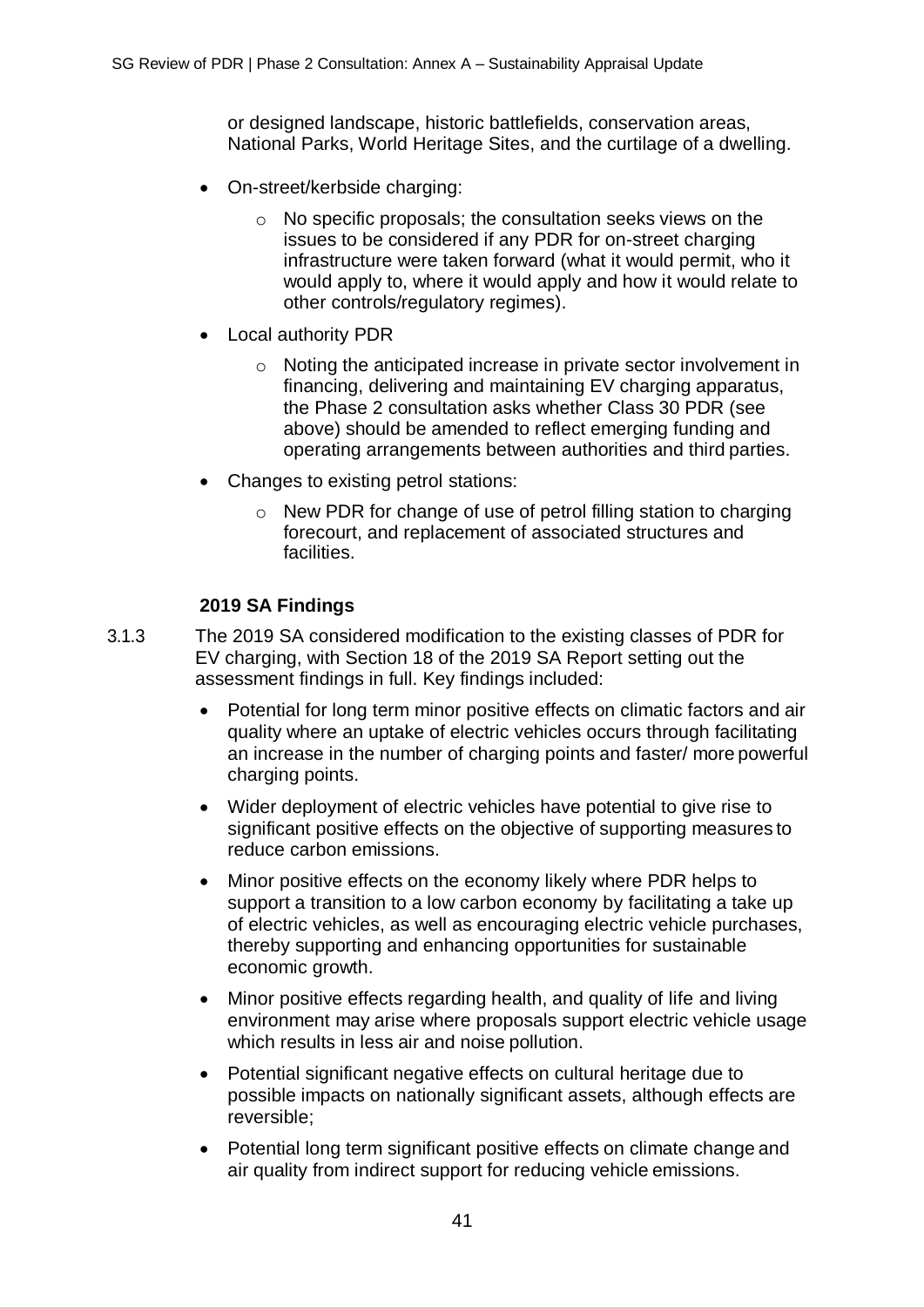or designed landscape, historic battlefields, conservation areas, National Parks, World Heritage Sites, and the curtilage of a dwelling.

- On-street/kerbside charging:
  - No specific proposals; the consultation seeks views on the issues to be considered if any PDR for on-street charging infrastructure were taken forward (what it would permit, who it would apply to, where it would apply and how it would relate to other controls/regulatory regimes).
- Local authority PDR
  - Noting the anticipated increase in private sector involvement in financing, delivering and maintaining EV charging apparatus, the Phase 2 consultation asks whether Class 30 PDR (see above) should be amended to reflect emerging funding and operating arrangements between authorities and third parties.
- Changes to existing petrol stations:
  - New PDR for change of use of petrol filling station to charging forecourt, and replacement of associated structures and facilities.

**2019 SA Findings**

3.1.3 The 2019 SA considered modification to the existing classes of PDR for EV charging, with Section 18 of the 2019 SA Report setting out the assessment findings in full. Key findings included:

- Potential for long term minor positive effects on climatic factors and air quality where an uptake of electric vehicles occurs through facilitating an increase in the number of charging points and faster/ more powerful charging points.
- Wider deployment of electric vehicles have potential to give rise to significant positive effects on the objective of supporting measures to reduce carbon emissions.
- Minor positive effects on the economy likely where PDR helps to support a transition to a low carbon economy by facilitating a take up of electric vehicles, as well as encouraging electric vehicle purchases, thereby supporting and enhancing opportunities for sustainable economic growth.
- Minor positive effects regarding health, and quality of life and living environment may arise where proposals support electric vehicle usage which results in less air and noise pollution.
- Potential significant negative effects on cultural heritage due to possible impacts on nationally significant assets, although effects are reversible;
- Potential long term significant positive effects on climate change and air quality from indirect support for reducing vehicle emissions.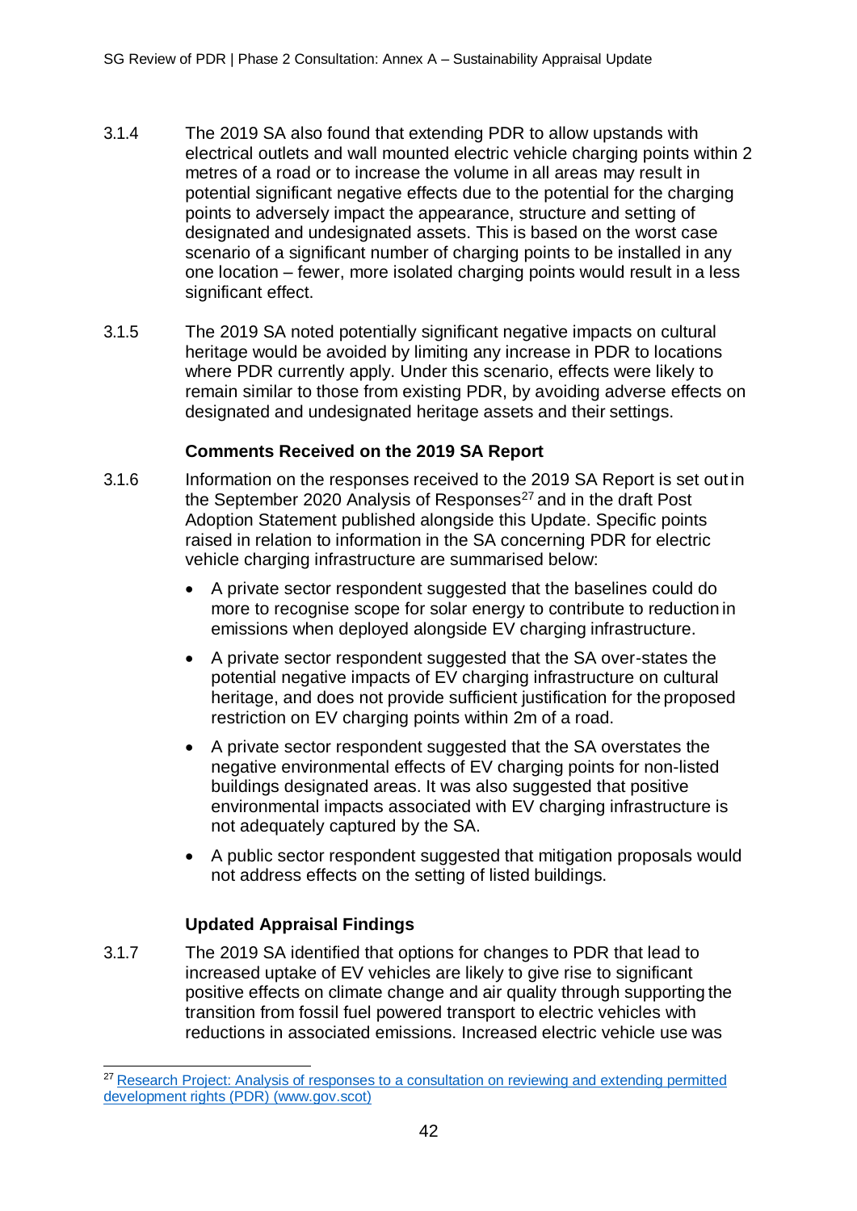3.1.4 The 2019 SA also found that extending PDR to allow upstands with electrical outlets and wall mounted electric vehicle charging points within 2 metres of a road or to increase the volume in all areas may result in potential significant negative effects due to the potential for the charging points to adversely impact the appearance, structure and setting of designated and undesignated assets. This is based on the worst case scenario of a significant number of charging points to be installed in any one location – fewer, more isolated charging points would result in a less significant effect.

3.1.5 The 2019 SA noted potentially significant negative impacts on cultural heritage would be avoided by limiting any increase in PDR to locations where PDR currently apply. Under this scenario, effects were likely to remain similar to those from existing PDR, by avoiding adverse effects on designated and undesignated heritage assets and their settings.

**Comments Received on the 2019 SA Report**

3.1.6 Information on the responses received to the 2019 SA Report is set out in the September 2020 Analysis of Responses[27] and in the draft Post Adoption Statement published alongside this Update. Specific points raised in relation to information in the SA concerning PDR for electric vehicle charging infrastructure are summarised below:

- A private sector respondent suggested that the baselines could do more to recognise scope for solar energy to contribute to reduction in emissions when deployed alongside EV charging infrastructure.
- A private sector respondent suggested that the SA over-states the potential negative impacts of EV charging infrastructure on cultural heritage, and does not provide sufficient justification for the proposed restriction on EV charging points within 2m of a road.
- A private sector respondent suggested that the SA overstates the negative environmental effects of EV charging points for non-listed buildings designated areas. It was also suggested that positive environmental impacts associated with EV charging infrastructure is not adequately captured by the SA.
- A public sector respondent suggested that mitigation proposals would not address effects on the setting of listed buildings.

**Updated Appraisal Findings**

3.1.7 The 2019 SA identified that options for changes to PDR that lead to increased uptake of EV vehicles are likely to give rise to significant positive effects on climate change and air quality through supporting the transition from fossil fuel powered transport to electric vehicles with reductions in associated emissions. Increased electric vehicle use was

[27] [Research Project: Analysis of responses to a consultation on reviewing and extending permitted development rights (PDR) (www.gov.scot)]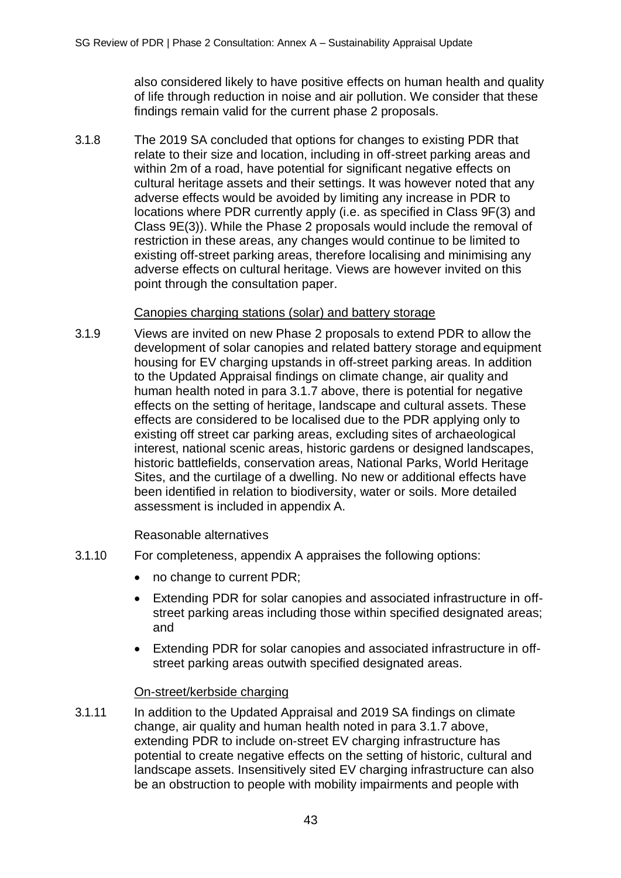also considered likely to have positive effects on human health and quality of life through reduction in noise and air pollution. We consider that these findings remain valid for the current phase 2 proposals.

3.1.8 The 2019 SA concluded that options for changes to existing PDR that relate to their size and location, including in off-street parking areas and within 2m of a road, have potential for significant negative effects on cultural heritage assets and their settings. It was however noted that any adverse effects would be avoided by limiting any increase in PDR to locations where PDR currently apply (i.e. as specified in Class 9F(3) and Class 9E(3)). While the Phase 2 proposals would include the removal of restriction in these areas, any changes would continue to be limited to existing off-street parking areas, therefore localising and minimising any adverse effects on cultural heritage. Views are however invited on this point through the consultation paper.

Canopies charging stations (solar) and battery storage

3.1.9 Views are invited on new Phase 2 proposals to extend PDR to allow the development of solar canopies and related battery storage and equipment housing for EV charging upstands in off-street parking areas. In addition to the Updated Appraisal findings on climate change, air quality and human health noted in para 3.1.7 above, there is potential for negative effects on the setting of heritage, landscape and cultural assets. These effects are considered to be localised due to the PDR applying only to existing off street car parking areas, excluding sites of archaeological interest, national scenic areas, historic gardens or designed landscapes, historic battlefields, conservation areas, National Parks, World Heritage Sites, and the curtilage of a dwelling. No new or additional effects have been identified in relation to biodiversity, water or soils. More detailed assessment is included in appendix A.

Reasonable alternatives

3.1.10 For completeness, appendix A appraises the following options:

- no change to current PDR;
- Extending PDR for solar canopies and associated infrastructure in off-street parking areas including those within specified designated areas; and
- Extending PDR for solar canopies and associated infrastructure in off-street parking areas outwith specified designated areas.

On-street/kerbside charging

3.1.11 In addition to the Updated Appraisal and 2019 SA findings on climate change, air quality and human health noted in para 3.1.7 above, extending PDR to include on-street EV charging infrastructure has potential to create negative effects on the setting of historic, cultural and landscape assets. Insensitively sited EV charging infrastructure can also be an obstruction to people with mobility impairments and people with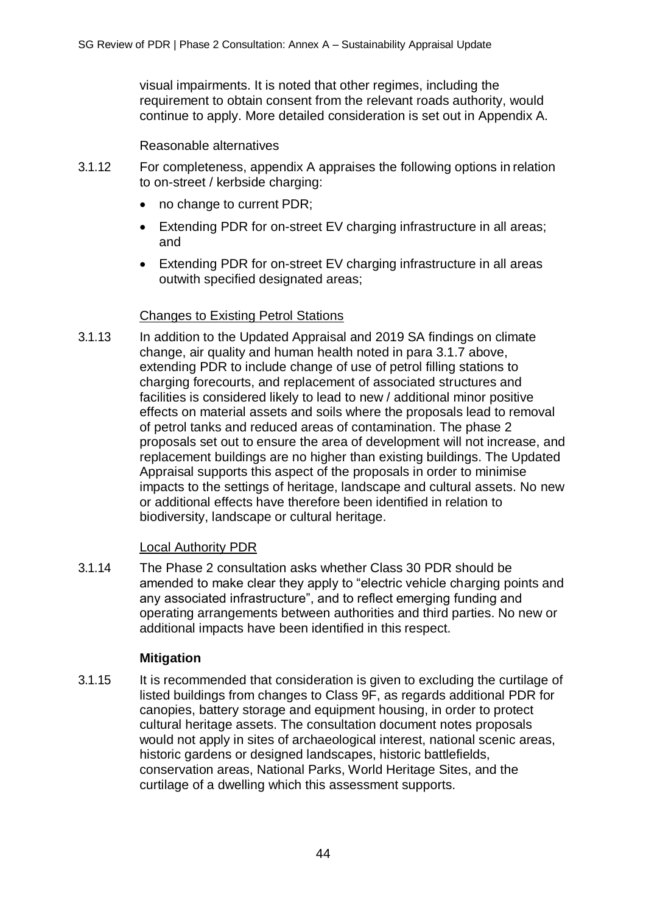visual impairments. It is noted that other regimes, including the requirement to obtain consent from the relevant roads authority, would continue to apply. More detailed consideration is set out in Appendix A.

Reasonable alternatives

3.1.12 For completeness, appendix A appraises the following options in relation to on-street / kerbside charging:

- no change to current PDR;
- Extending PDR for on-street EV charging infrastructure in all areas; and
- Extending PDR for on-street EV charging infrastructure in all areas outwith specified designated areas;

Changes to Existing Petrol Stations

3.1.13 In addition to the Updated Appraisal and 2019 SA findings on climate change, air quality and human health noted in para 3.1.7 above, extending PDR to include change of use of petrol filling stations to charging forecourts, and replacement of associated structures and facilities is considered likely to lead to new / additional minor positive effects on material assets and soils where the proposals lead to removal of petrol tanks and reduced areas of contamination. The phase 2 proposals set out to ensure the area of development will not increase, and replacement buildings are no higher than existing buildings. The Updated Appraisal supports this aspect of the proposals in order to minimise impacts to the settings of heritage, landscape and cultural assets. No new or additional effects have therefore been identified in relation to biodiversity, landscape or cultural heritage.

Local Authority PDR

3.1.14 The Phase 2 consultation asks whether Class 30 PDR should be amended to make clear they apply to "electric vehicle charging points and any associated infrastructure", and to reflect emerging funding and operating arrangements between authorities and third parties. No new or additional impacts have been identified in this respect.

**Mitigation**

3.1.15 It is recommended that consideration is given to excluding the curtilage of listed buildings from changes to Class 9F, as regards additional PDR for canopies, battery storage and equipment housing, in order to protect cultural heritage assets. The consultation document notes proposals would not apply in sites of archaeological interest, national scenic areas, historic gardens or designed landscapes, historic battlefields, conservation areas, National Parks, World Heritage Sites, and the curtilage of a dwelling which this assessment supports.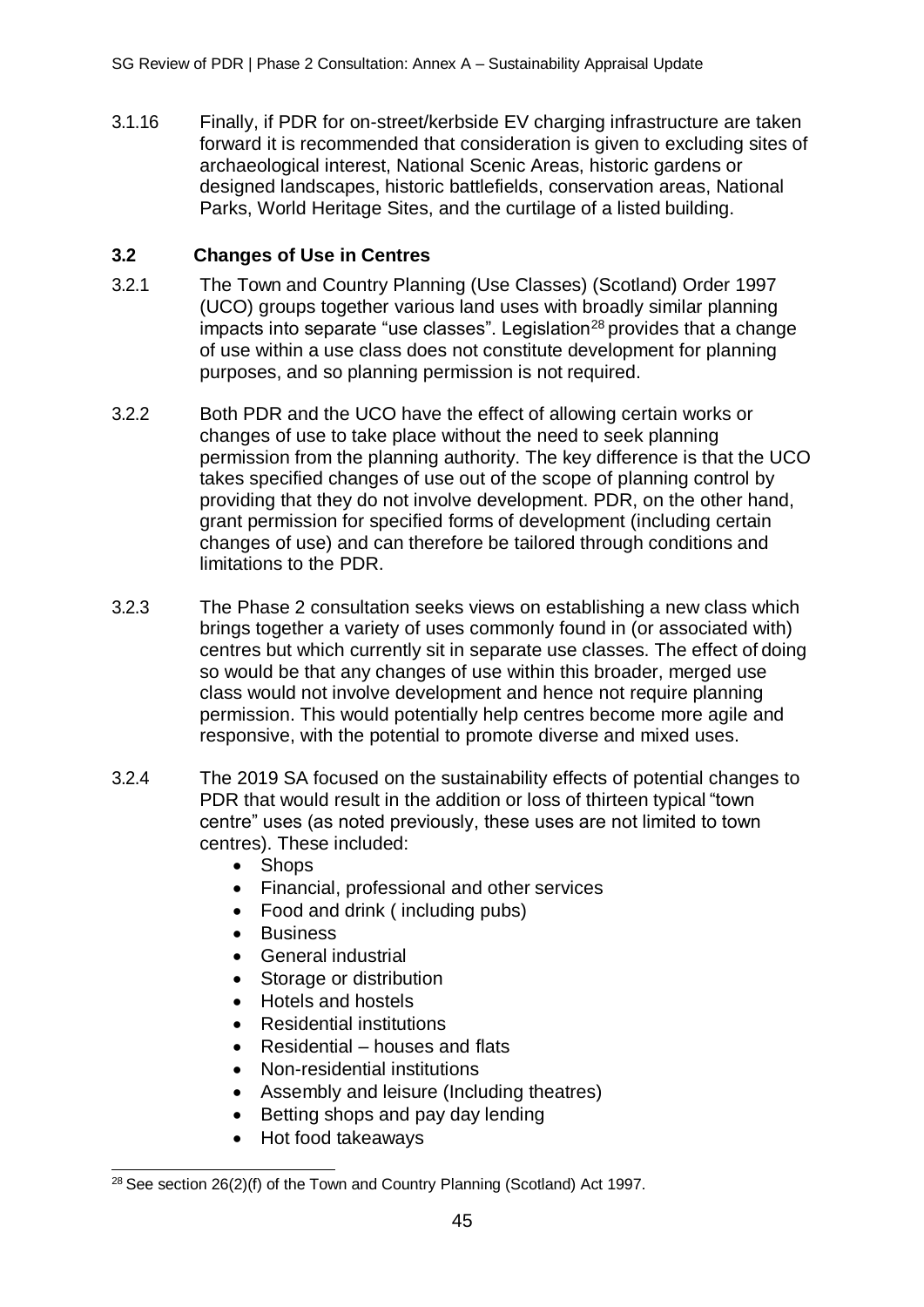3.1.16 Finally, if PDR for on-street/kerbside EV charging infrastructure are taken forward it is recommended that consideration is given to excluding sites of archaeological interest, National Scenic Areas, historic gardens or designed landscapes, historic battlefields, conservation areas, National Parks, World Heritage Sites, and the curtilage of a listed building.

### 3.2 Changes of Use in Centres

3.2.1 The Town and Country Planning (Use Classes) (Scotland) Order 1997 (UCO) groups together various land uses with broadly similar planning impacts into separate "use classes". Legislation[28] provides that a change of use within a use class does not constitute development for planning purposes, and so planning permission is not required.

3.2.2 Both PDR and the UCO have the effect of allowing certain works or changes of use to take place without the need to seek planning permission from the planning authority. The key difference is that the UCO takes specified changes of use out of the scope of planning control by providing that they do not involve development. PDR, on the other hand, grant permission for specified forms of development (including certain changes of use) and can therefore be tailored through conditions and limitations to the PDR.

3.2.3 The Phase 2 consultation seeks views on establishing a new class which brings together a variety of uses commonly found in (or associated with) centres but which currently sit in separate use classes. The effect of doing so would be that any changes of use within this broader, merged use class would not involve development and hence not require planning permission. This would potentially help centres become more agile and responsive, with the potential to promote diverse and mixed uses.

3.2.4 The 2019 SA focused on the sustainability effects of potential changes to PDR that would result in the addition or loss of thirteen typical "town centre" uses (as noted previously, these uses are not limited to town centres). These included:

- Shops
- Financial, professional and other services
- Food and drink ( including pubs)
- Business
- General industrial
- Storage or distribution
- Hotels and hostels
- Residential institutions
- Residential – houses and flats
- Non-residential institutions
- Assembly and leisure (Including theatres)
- Betting shops and pay day lending
- Hot food takeaways

[28] See section 26(2)(f) of the Town and Country Planning (Scotland) Act 1997.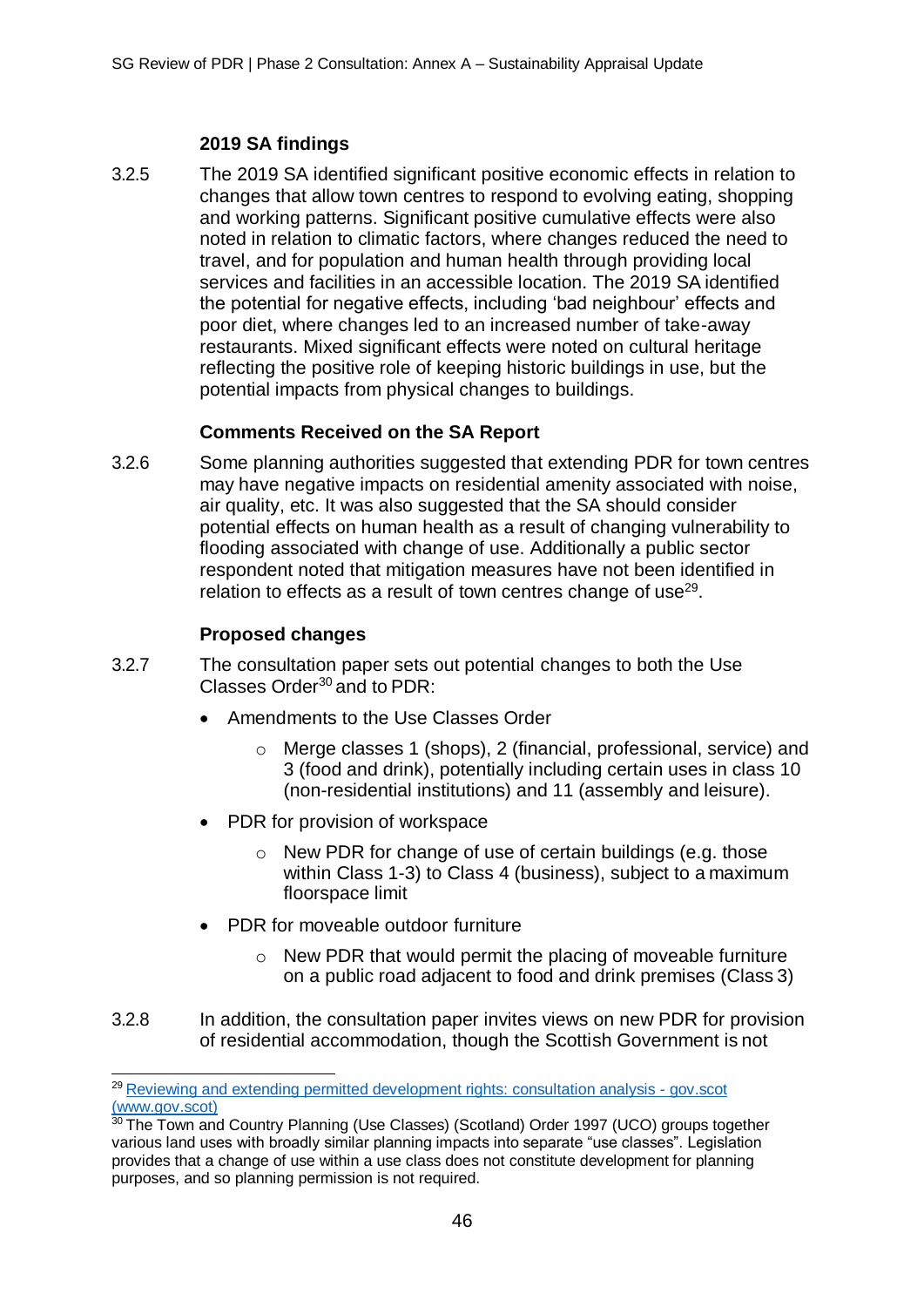**2019 SA findings**

3.2.5 The 2019 SA identified significant positive economic effects in relation to changes that allow town centres to respond to evolving eating, shopping and working patterns. Significant positive cumulative effects were also noted in relation to climatic factors, where changes reduced the need to travel, and for population and human health through providing local services and facilities in an accessible location. The 2019 SA identified the potential for negative effects, including 'bad neighbour' effects and poor diet, where changes led to an increased number of take-away restaurants. Mixed significant effects were noted on cultural heritage reflecting the positive role of keeping historic buildings in use, but the potential impacts from physical changes to buildings.

**Comments Received on the SA Report**

3.2.6 Some planning authorities suggested that extending PDR for town centres may have negative impacts on residential amenity associated with noise, air quality, etc. It was also suggested that the SA should consider potential effects on human health as a result of changing vulnerability to flooding associated with change of use. Additionally a public sector respondent noted that mitigation measures have not been identified in relation to effects as a result of town centres change of use[29].

**Proposed changes**

3.2.7 The consultation paper sets out potential changes to both the Use Classes Order[30] and to PDR:

- Amendments to the Use Classes Order
  - Merge classes 1 (shops), 2 (financial, professional, service) and 3 (food and drink), potentially including certain uses in class 10 (non-residential institutions) and 11 (assembly and leisure).
- PDR for provision of workspace
  - New PDR for change of use of certain buildings (e.g. those within Class 1-3) to Class 4 (business), subject to a maximum floorspace limit
- PDR for moveable outdoor furniture
  - New PDR that would permit the placing of moveable furniture on a public road adjacent to food and drink premises (Class 3)

3.2.8 In addition, the consultation paper invites views on new PDR for provision of residential accommodation, though the Scottish Government is not

---

[29] Reviewing and extending permitted development rights: consultation analysis - gov.scot (www.gov.scot)

[30] The Town and Country Planning (Use Classes) (Scotland) Order 1997 (UCO) groups together various land uses with broadly similar planning impacts into separate "use classes". Legislation provides that a change of use within a use class does not constitute development for planning purposes, and so planning permission is not required.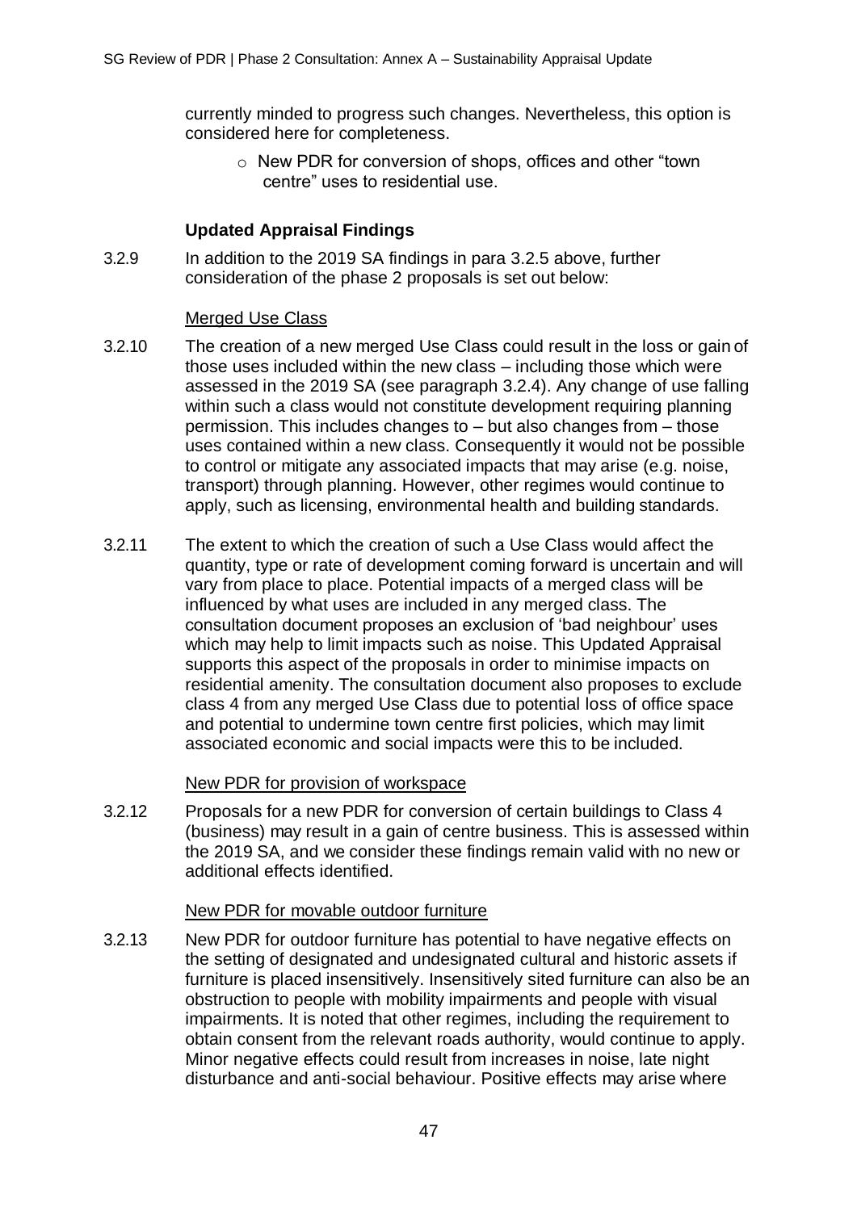currently minded to progress such changes. Nevertheless, this option is considered here for completeness.

- New PDR for conversion of shops, offices and other "town centre" uses to residential use.

**Updated Appraisal Findings**

3.2.9 In addition to the 2019 SA findings in para 3.2.5 above, further consideration of the phase 2 proposals is set out below:

Merged Use Class

3.2.10 The creation of a new merged Use Class could result in the loss or gain of those uses included within the new class – including those which were assessed in the 2019 SA (see paragraph 3.2.4). Any change of use falling within such a class would not constitute development requiring planning permission. This includes changes to – but also changes from – those uses contained within a new class. Consequently it would not be possible to control or mitigate any associated impacts that may arise (e.g. noise, transport) through planning. However, other regimes would continue to apply, such as licensing, environmental health and building standards.

3.2.11 The extent to which the creation of such a Use Class would affect the quantity, type or rate of development coming forward is uncertain and will vary from place to place. Potential impacts of a merged class will be influenced by what uses are included in any merged class. The consultation document proposes an exclusion of 'bad neighbour' uses which may help to limit impacts such as noise. This Updated Appraisal supports this aspect of the proposals in order to minimise impacts on residential amenity. The consultation document also proposes to exclude class 4 from any merged Use Class due to potential loss of office space and potential to undermine town centre first policies, which may limit associated economic and social impacts were this to be included.

New PDR for provision of workspace

3.2.12 Proposals for a new PDR for conversion of certain buildings to Class 4 (business) may result in a gain of centre business. This is assessed within the 2019 SA, and we consider these findings remain valid with no new or additional effects identified.

New PDR for movable outdoor furniture

3.2.13 New PDR for outdoor furniture has potential to have negative effects on the setting of designated and undesignated cultural and historic assets if furniture is placed insensitively. Insensitively sited furniture can also be an obstruction to people with mobility impairments and people with visual impairments. It is noted that other regimes, including the requirement to obtain consent from the relevant roads authority, would continue to apply. Minor negative effects could result from increases in noise, late night disturbance and anti-social behaviour. Positive effects may arise where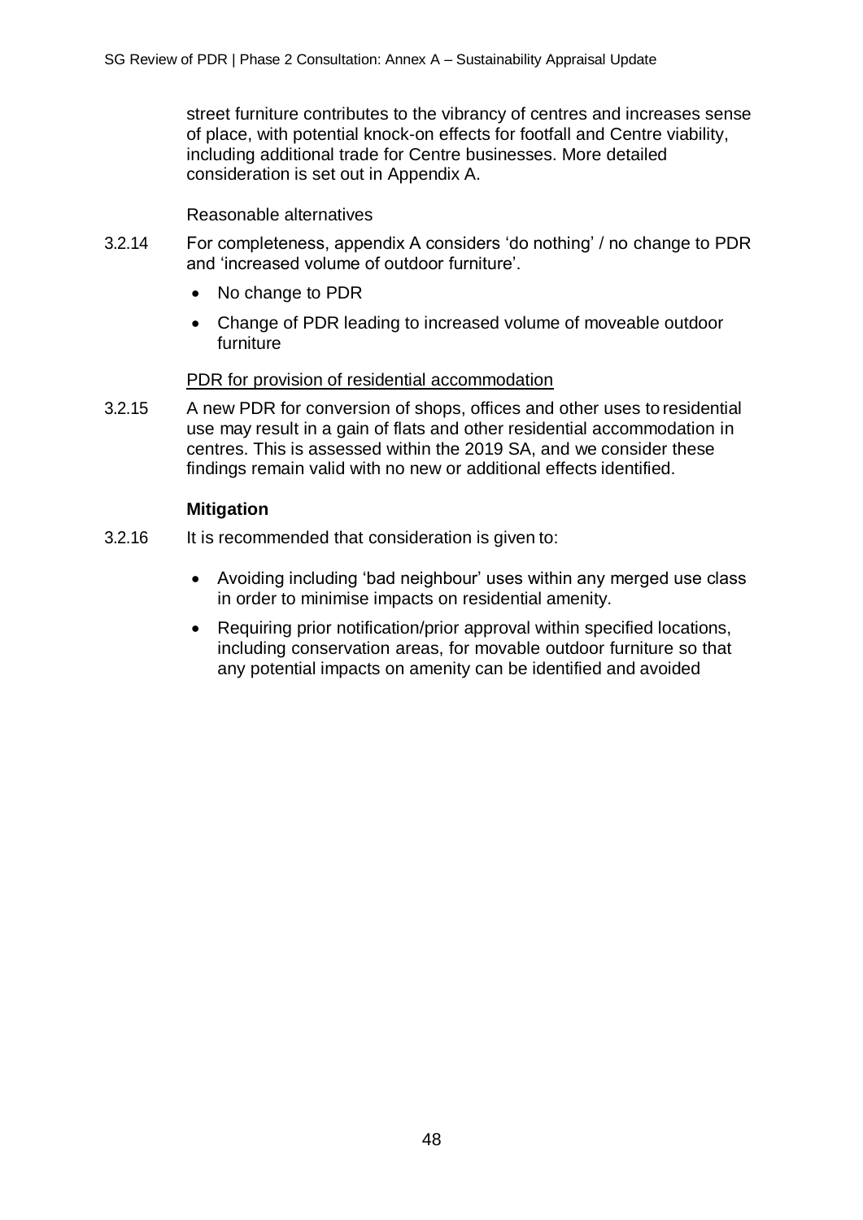street furniture contributes to the vibrancy of centres and increases sense of place, with potential knock-on effects for footfall and Centre viability, including additional trade for Centre businesses. More detailed consideration is set out in Appendix A.

Reasonable alternatives

3.2.14 For completeness, appendix A considers 'do nothing' / no change to PDR and 'increased volume of outdoor furniture'.

- No change to PDR
- Change of PDR leading to increased volume of moveable outdoor furniture

PDR for provision of residential accommodation

3.2.15 A new PDR for conversion of shops, offices and other uses to residential use may result in a gain of flats and other residential accommodation in centres. This is assessed within the 2019 SA, and we consider these findings remain valid with no new or additional effects identified.

**Mitigation**

3.2.16 It is recommended that consideration is given to:

- Avoiding including 'bad neighbour' uses within any merged use class in order to minimise impacts on residential amenity.
- Requiring prior notification/prior approval within specified locations, including conservation areas, for movable outdoor furniture so that any potential impacts on amenity can be identified and avoided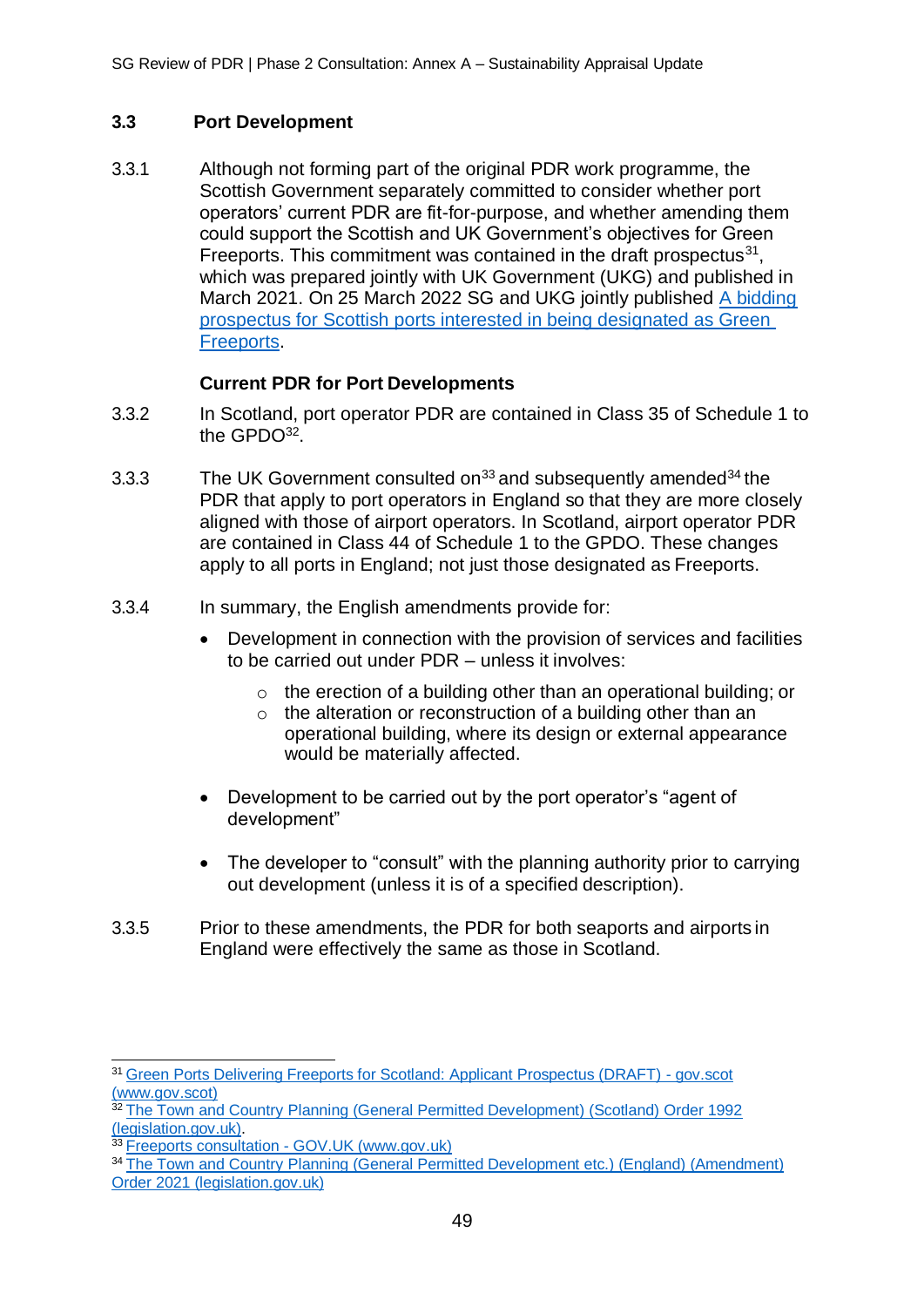## 3.3 Port Development

3.3.1 Although not forming part of the original PDR work programme, the Scottish Government separately committed to consider whether port operators' current PDR are fit-for-purpose, and whether amending them could support the Scottish and UK Government's objectives for Green Freeports. This commitment was contained in the draft prospectus[31], which was prepared jointly with UK Government (UKG) and published in March 2021. On 25 March 2022 SG and UKG jointly published A bidding prospectus for Scottish ports interested in being designated as Green Freeports.

### Current PDR for Port Developments

3.3.2 In Scotland, port operator PDR are contained in Class 35 of Schedule 1 to the GPDO[32].

3.3.3 The UK Government consulted on[33] and subsequently amended[34] the PDR that apply to port operators in England so that they are more closely aligned with those of airport operators. In Scotland, airport operator PDR are contained in Class 44 of Schedule 1 to the GPDO. These changes apply to all ports in England; not just those designated as Freeports.

3.3.4 In summary, the English amendments provide for:

- Development in connection with the provision of services and facilities to be carried out under PDR – unless it involves:
  - the erection of a building other than an operational building; or
  - the alteration or reconstruction of a building other than an operational building, where its design or external appearance would be materially affected.
- Development to be carried out by the port operator's "agent of development"
- The developer to "consult" with the planning authority prior to carrying out development (unless it is of a specified description).

3.3.5 Prior to these amendments, the PDR for both seaports and airports in England were effectively the same as those in Scotland.

---

[31] Green Ports Delivering Freeports for Scotland: Applicant Prospectus (DRAFT) - gov.scot (www.gov.scot)

[32] The Town and Country Planning (General Permitted Development) (Scotland) Order 1992 (legislation.gov.uk).

[33] Freeports consultation - GOV.UK (www.gov.uk)

[34] The Town and Country Planning (General Permitted Development etc.) (England) (Amendment) Order 2021 (legislation.gov.uk)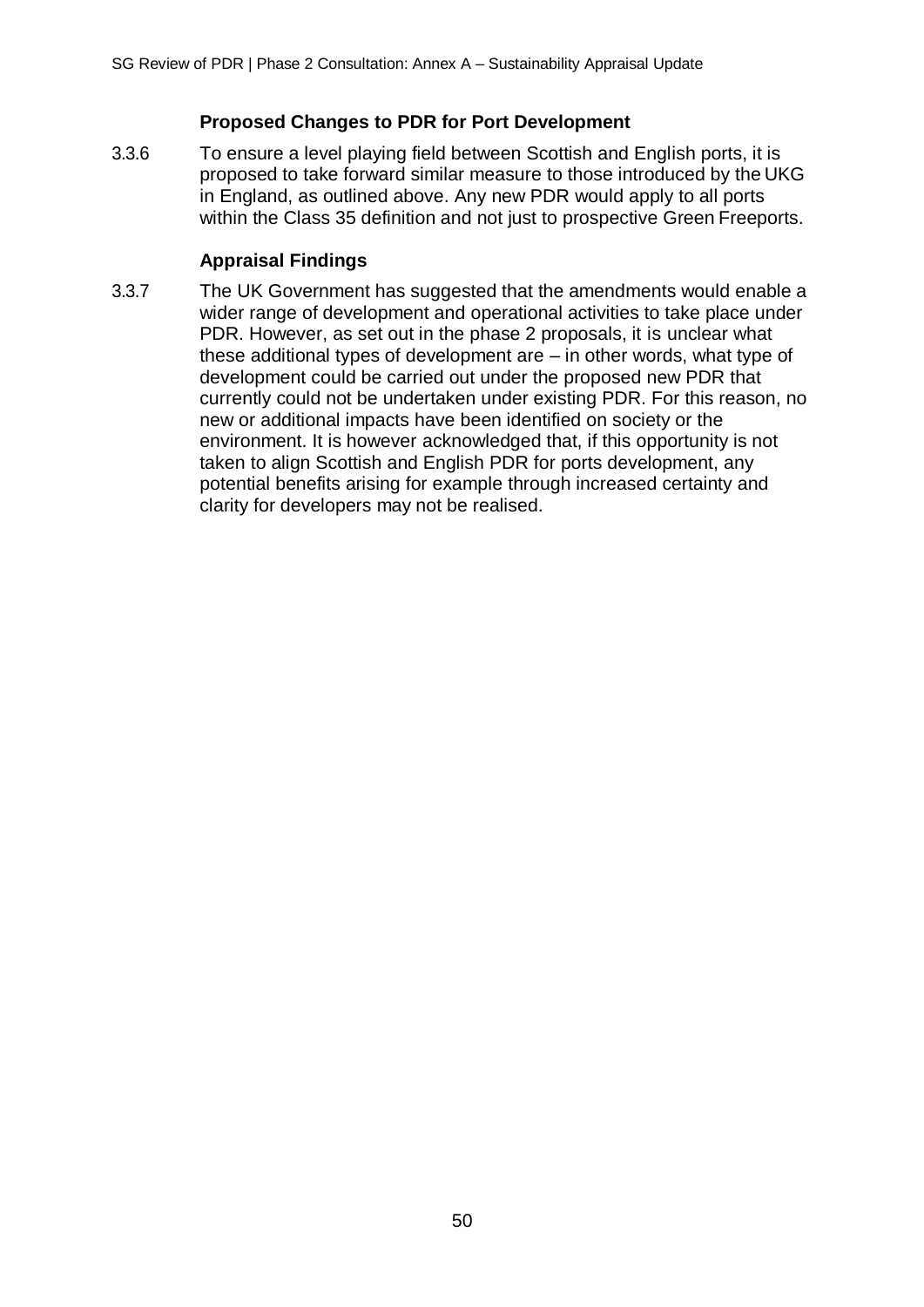### Proposed Changes to PDR for Port Development

3.3.6 To ensure a level playing field between Scottish and English ports, it is proposed to take forward similar measure to those introduced by the UKG in England, as outlined above. Any new PDR would apply to all ports within the Class 35 definition and not just to prospective Green Freeports.

### Appraisal Findings

3.3.7 The UK Government has suggested that the amendments would enable a wider range of development and operational activities to take place under PDR. However, as set out in the phase 2 proposals, it is unclear what these additional types of development are – in other words, what type of development could be carried out under the proposed new PDR that currently could not be undertaken under existing PDR. For this reason, no new or additional impacts have been identified on society or the environment. It is however acknowledged that, if this opportunity is not taken to align Scottish and English PDR for ports development, any potential benefits arising for example through increased certainty and clarity for developers may not be realised.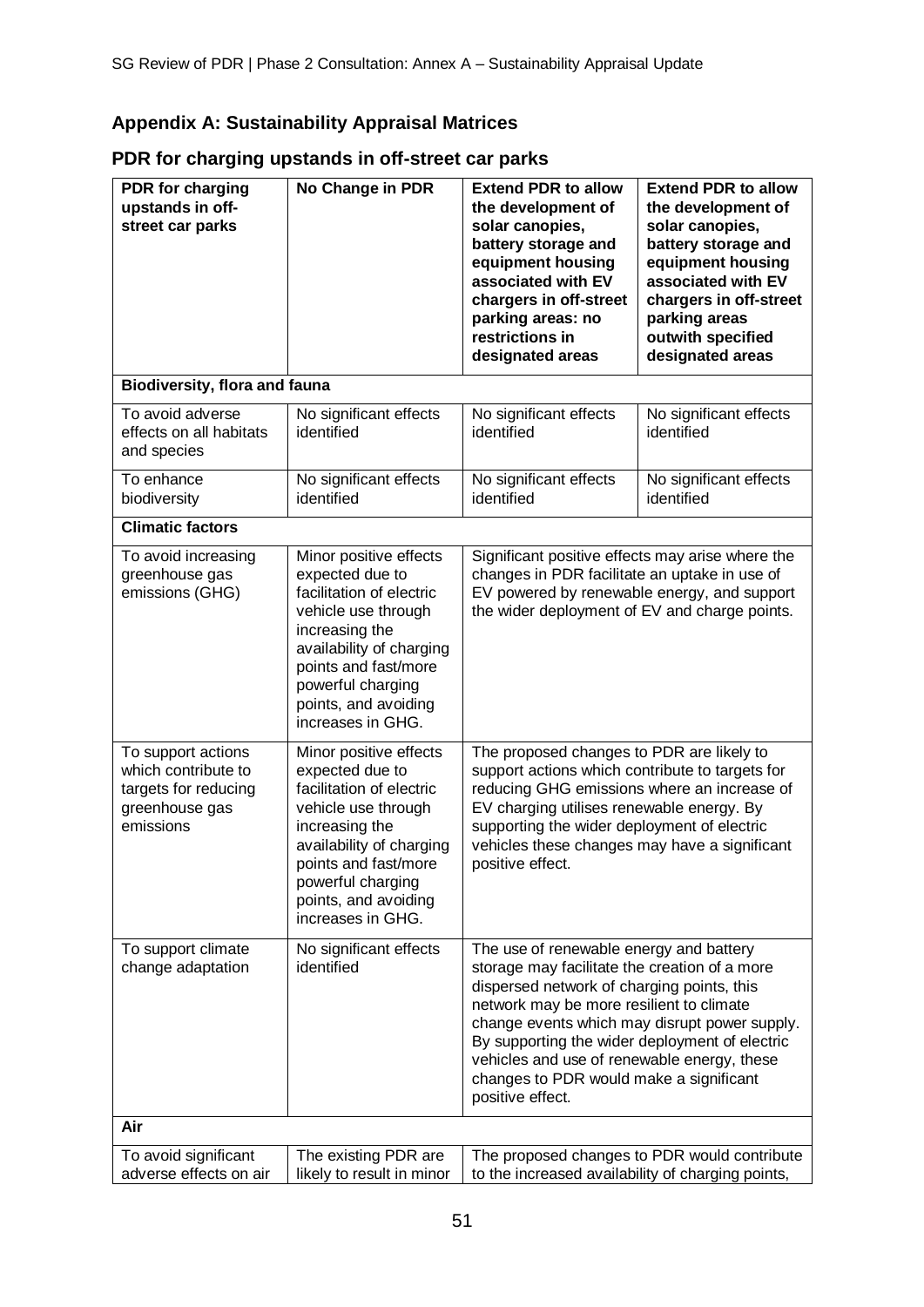## Appendix A: Sustainability Appraisal Matrices

### PDR for charging upstands in off-street car parks

| PDR for charging upstands in off-street car parks | No Change in PDR | Extend PDR to allow the development of solar canopies, battery storage and equipment housing associated with EV chargers in off-street parking areas: no restrictions in designated areas | Extend PDR to allow the development of solar canopies, battery storage and equipment housing associated with EV chargers in off-street parking areas outwith specified designated areas |
|---|---|---|---|
| **Biodiversity, flora and fauna** | | | |
| To avoid adverse effects on all habitats and species | No significant effects identified | No significant effects identified | No significant effects identified |
| To enhance biodiversity | No significant effects identified | No significant effects identified | No significant effects identified |
| **Climatic factors** | | | |
| To avoid increasing greenhouse gas emissions (GHG) | Minor positive effects expected due to facilitation of electric vehicle use through increasing the availability of charging points and fast/more powerful charging points, and avoiding increases in GHG. | Significant positive effects may arise where the changes in PDR facilitate an uptake in use of EV powered by renewable energy, and support the wider deployment of EV and charge points. | |
| To support actions which contribute to targets for reducing greenhouse gas emissions | Minor positive effects expected due to facilitation of electric vehicle use through increasing the availability of charging points and fast/more powerful charging points, and avoiding increases in GHG. | The proposed changes to PDR are likely to support actions which contribute to targets for reducing GHG emissions where an increase of EV charging utilises renewable energy. By supporting the wider deployment of electric vehicles these changes may have a significant positive effect. | |
| To support climate change adaptation | No significant effects identified | The use of renewable energy and battery storage may facilitate the creation of a more dispersed network of charging points, this network may be more resilient to climate change events which may disrupt power supply. By supporting the wider deployment of electric vehicles and use of renewable energy, these changes to PDR would make a significant positive effect. | |
| **Air** | | | |
| To avoid significant adverse effects on air | The existing PDR are likely to result in minor | The proposed changes to PDR would contribute to the increased availability of charging points, | |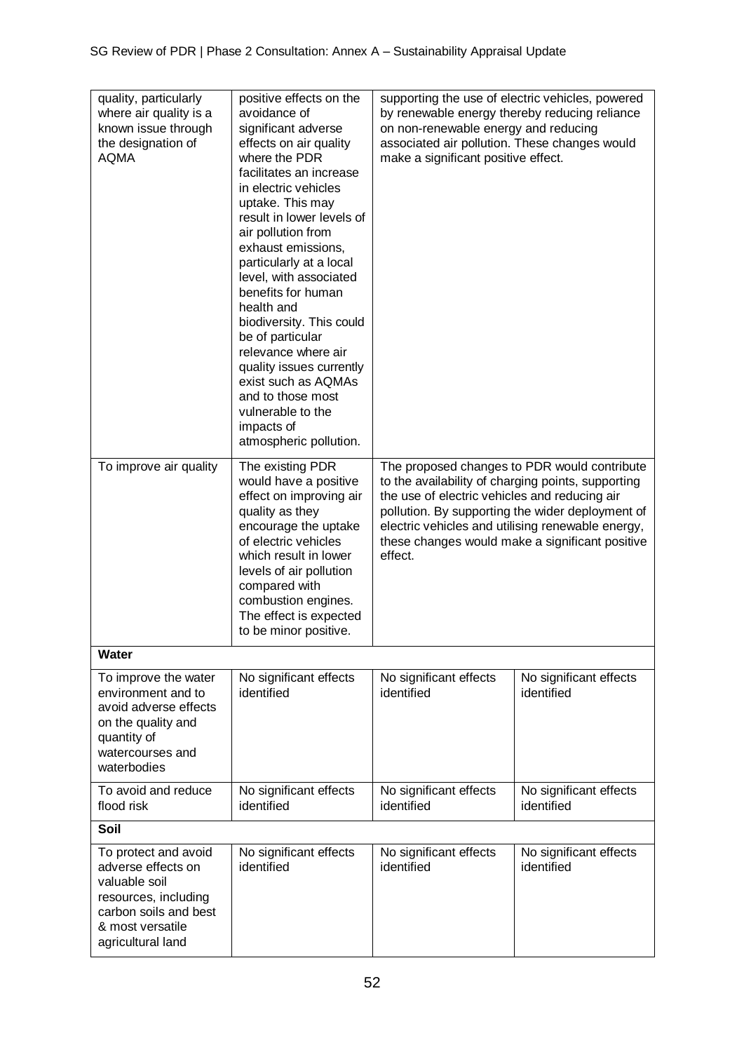| | | | |
|---|---|---|---|
| quality, particularly where air quality is a known issue through the designation of AQMA | positive effects on the avoidance of significant adverse effects on air quality where the PDR facilitates an increase in electric vehicles uptake. This may result in lower levels of air pollution from exhaust emissions, particularly at a local level, with associated benefits for human health and biodiversity. This could be of particular relevance where air quality issues currently exist such as AQMAs and to those most vulnerable to the impacts of atmospheric pollution. | supporting the use of electric vehicles, powered by renewable energy thereby reducing reliance on non-renewable energy and reducing associated air pollution. These changes would make a significant positive effect. | |
| To improve air quality | The existing PDR would have a positive effect on improving air quality as they encourage the uptake of electric vehicles which result in lower levels of air pollution compared with combustion engines. The effect is expected to be minor positive. | The proposed changes to PDR would contribute to the availability of charging points, supporting the use of electric vehicles and reducing air pollution. By supporting the wider deployment of electric vehicles and utilising renewable energy, these changes would make a significant positive effect. | |
| **Water** | | | |
| To improve the water environment and to avoid adverse effects on the quality and quantity of watercourses and waterbodies | No significant effects identified | No significant effects identified | No significant effects identified |
| To avoid and reduce flood risk | No significant effects identified | No significant effects identified | No significant effects identified |
| **Soil** | | | |
| To protect and avoid adverse effects on valuable soil resources, including carbon soils and best & most versatile agricultural land | No significant effects identified | No significant effects identified | No significant effects identified |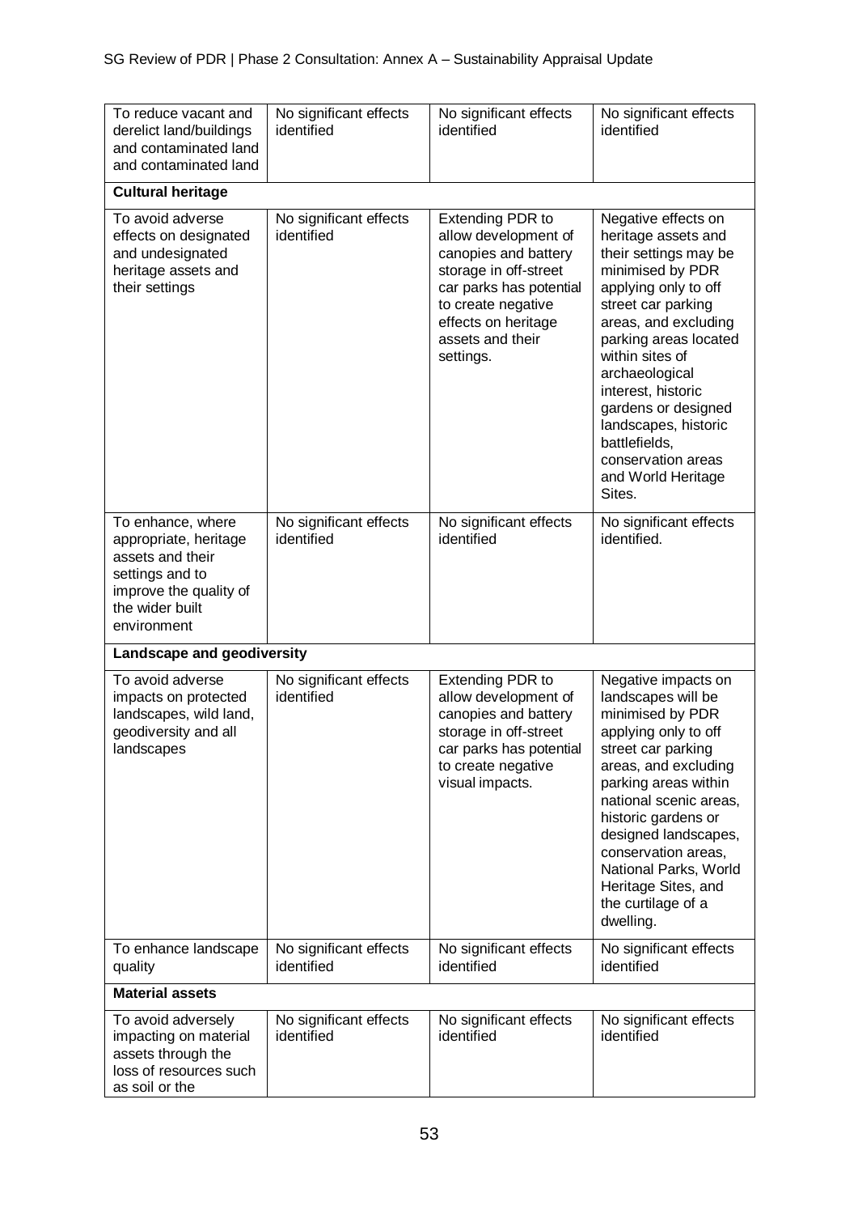| | | | |
|---|---|---|---|
| To reduce vacant and derelict land/buildings and contaminated land and contaminated land | No significant effects identified | No significant effects identified | No significant effects identified |
| **Cultural heritage** | | | |
| To avoid adverse effects on designated and undesignated heritage assets and their settings | No significant effects identified | Extending PDR to allow development of canopies and battery storage in off-street car parks has potential to create negative effects on heritage assets and their settings. | Negative effects on heritage assets and their settings may be minimised by PDR applying only to off street car parking areas, and excluding parking areas located within sites of archaeological interest, historic gardens or designed landscapes, historic battlefields, conservation areas and World Heritage Sites. |
| To enhance, where appropriate, heritage assets and their settings and to improve the quality of the wider built environment | No significant effects identified | No significant effects identified | No significant effects identified. |
| **Landscape and geodiversity** | | | |
| To avoid adverse impacts on protected landscapes, wild land, geodiversity and all landscapes | No significant effects identified | Extending PDR to allow development of canopies and battery storage in off-street car parks has potential to create negative visual impacts. | Negative impacts on landscapes will be minimised by PDR applying only to off street car parking areas, and excluding parking areas within national scenic areas, historic gardens or designed landscapes, conservation areas, National Parks, World Heritage Sites, and the curtilage of a dwelling. |
| To enhance landscape quality | No significant effects identified | No significant effects identified | No significant effects identified |
| **Material assets** | | | |
| To avoid adversely impacting on material assets through the loss of resources such as soil or the | No significant effects identified | No significant effects identified | No significant effects identified |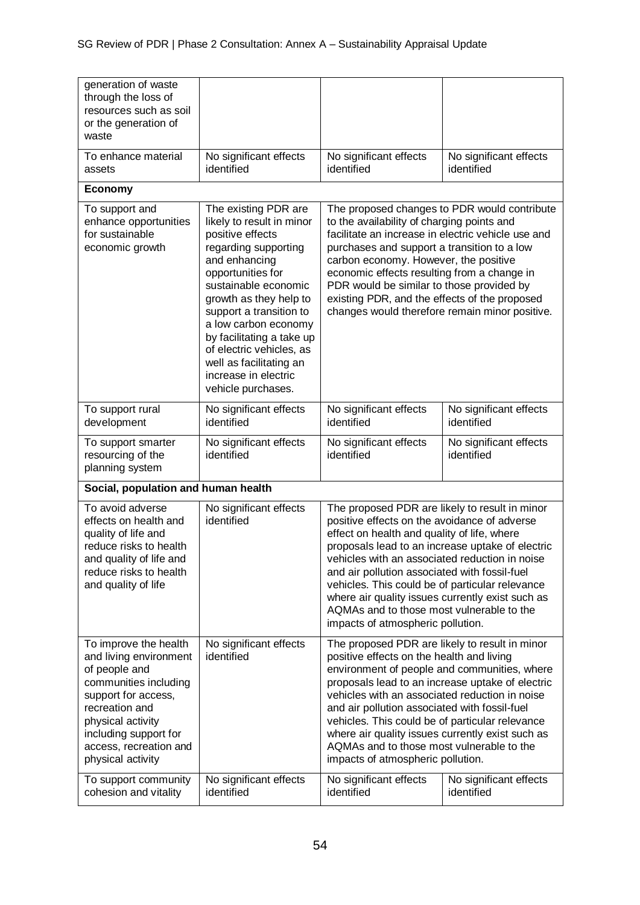| | | | |
|---|---|---|---|
| generation of waste through the loss of resources such as soil or the generation of waste | | | |
| To enhance material assets | No significant effects identified | No significant effects identified | No significant effects identified |
| **Economy** | | | |
| To support and enhance opportunities for sustainable economic growth | The existing PDR are likely to result in minor positive effects regarding supporting and enhancing opportunities for sustainable economic growth as they help to support a transition to a low carbon economy by facilitating a take up of electric vehicles, as well as facilitating an increase in electric vehicle purchases. | The proposed changes to PDR would contribute to the availability of charging points and facilitate an increase in electric vehicle use and purchases and support a transition to a low carbon economy. However, the positive economic effects resulting from a change in PDR would be similar to those provided by existing PDR, and the effects of the proposed changes would therefore remain minor positive. | |
| To support rural development | No significant effects identified | No significant effects identified | No significant effects identified |
| To support smarter resourcing of the planning system | No significant effects identified | No significant effects identified | No significant effects identified |
| **Social, population and human health** | | | |
| To avoid adverse effects on health and quality of life and reduce risks to health and quality of life and reduce risks to health and quality of life | No significant effects identified | The proposed PDR are likely to result in minor positive effects on the avoidance of adverse effect on health and quality of life, where proposals lead to an increase uptake of electric vehicles with an associated reduction in noise and air pollution associated with fossil-fuel vehicles. This could be of particular relevance where air quality issues currently exist such as AQMAs and to those most vulnerable to the impacts of atmospheric pollution. | |
| To improve the health and living environment of people and communities including support for access, recreation and physical activity including support for access, recreation and physical activity | No significant effects identified | The proposed PDR are likely to result in minor positive effects on the health and living environment of people and communities, where proposals lead to an increase uptake of electric vehicles with an associated reduction in noise and air pollution associated with fossil-fuel vehicles. This could be of particular relevance where air quality issues currently exist such as AQMAs and to those most vulnerable to the impacts of atmospheric pollution. | |
| To support community cohesion and vitality | No significant effects identified | No significant effects identified | No significant effects identified |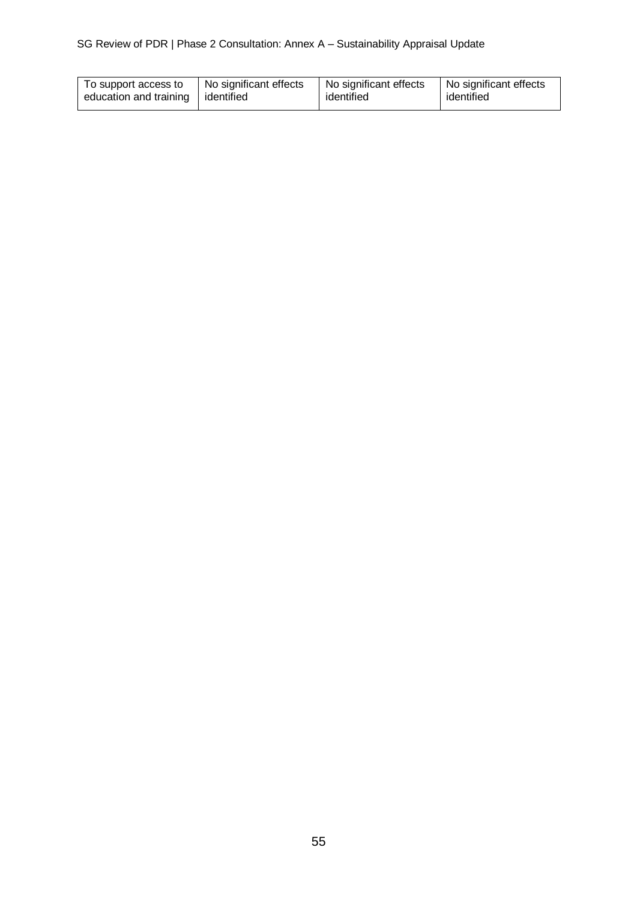| To support access to education and training | No significant effects identified | No significant effects identified | No significant effects identified |
|---|---|---|---|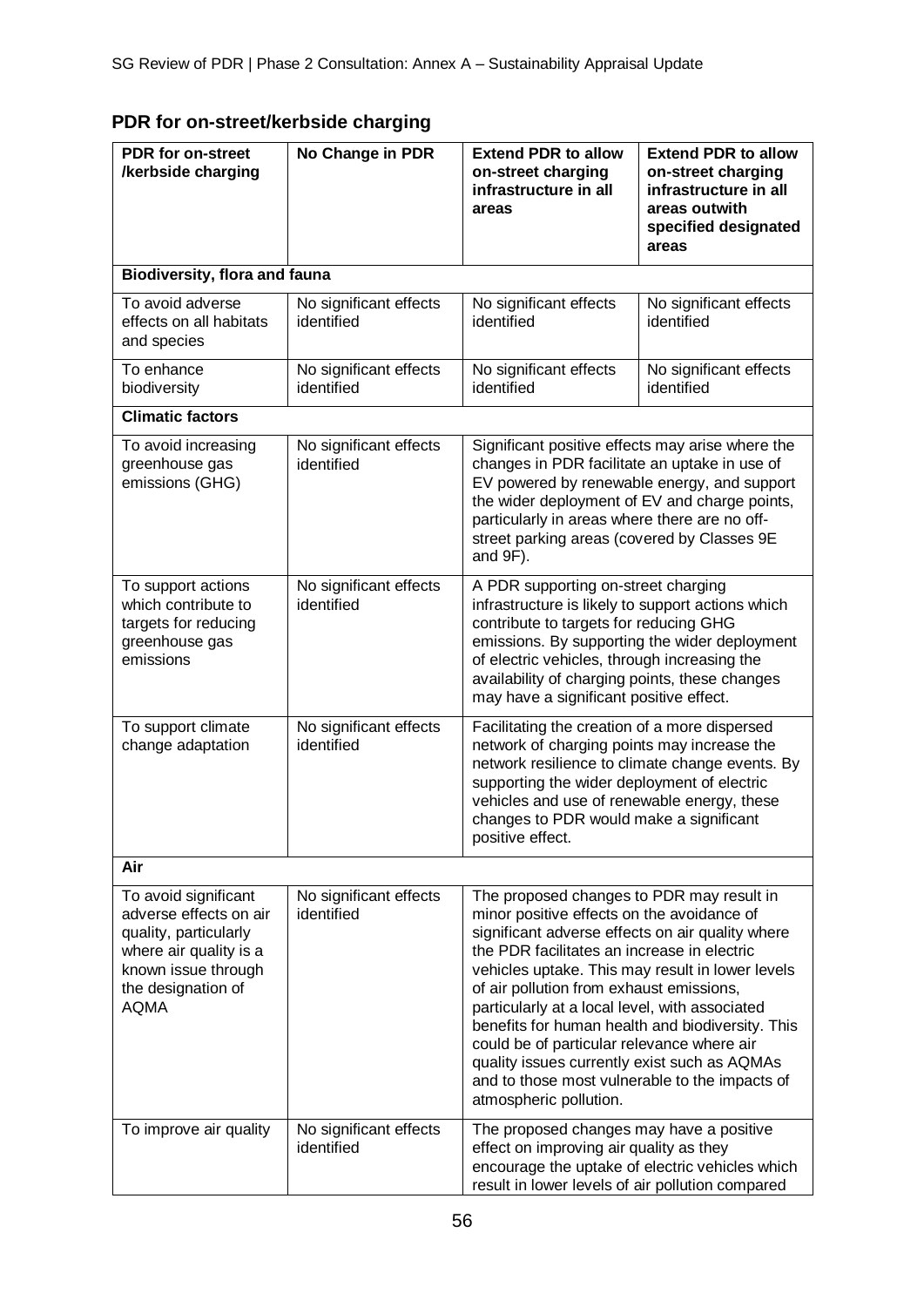## PDR for on-street/kerbside charging

| PDR for on-street /kerbside charging | No Change in PDR | Extend PDR to allow on-street charging infrastructure in all areas | Extend PDR to allow on-street charging infrastructure in all areas outwith specified designated areas |
|---|---|---|---|
| **Biodiversity, flora and fauna** | | | |
| To avoid adverse effects on all habitats and species | No significant effects identified | No significant effects identified | No significant effects identified |
| To enhance biodiversity | No significant effects identified | No significant effects identified | No significant effects identified |
| **Climatic factors** | | | |
| To avoid increasing greenhouse gas emissions (GHG) | No significant effects identified | Significant positive effects may arise where the changes in PDR facilitate an uptake in use of EV powered by renewable energy, and support the wider deployment of EV and charge points, particularly in areas where there are no off-street parking areas (covered by Classes 9E and 9F). | |
| To support actions which contribute to targets for reducing greenhouse gas emissions | No significant effects identified | A PDR supporting on-street charging infrastructure is likely to support actions which contribute to targets for reducing GHG emissions. By supporting the wider deployment of electric vehicles, through increasing the availability of charging points, these changes may have a significant positive effect. | |
| To support climate change adaptation | No significant effects identified | Facilitating the creation of a more dispersed network of charging points may increase the network resilience to climate change events. By supporting the wider deployment of electric vehicles and use of renewable energy, these changes to PDR would make a significant positive effect. | |
| **Air** | | | |
| To avoid significant adverse effects on air quality, particularly where air quality is a known issue through the designation of AQMA | No significant effects identified | The proposed changes to PDR may result in minor positive effects on the avoidance of significant adverse effects on air quality where the PDR facilitates an increase in electric vehicles uptake. This may result in lower levels of air pollution from exhaust emissions, particularly at a local level, with associated benefits for human health and biodiversity. This could be of particular relevance where air quality issues currently exist such as AQMAs and to those most vulnerable to the impacts of atmospheric pollution. | |
| To improve air quality | No significant effects identified | The proposed changes may have a positive effect on improving air quality as they encourage the uptake of electric vehicles which result in lower levels of air pollution compared | |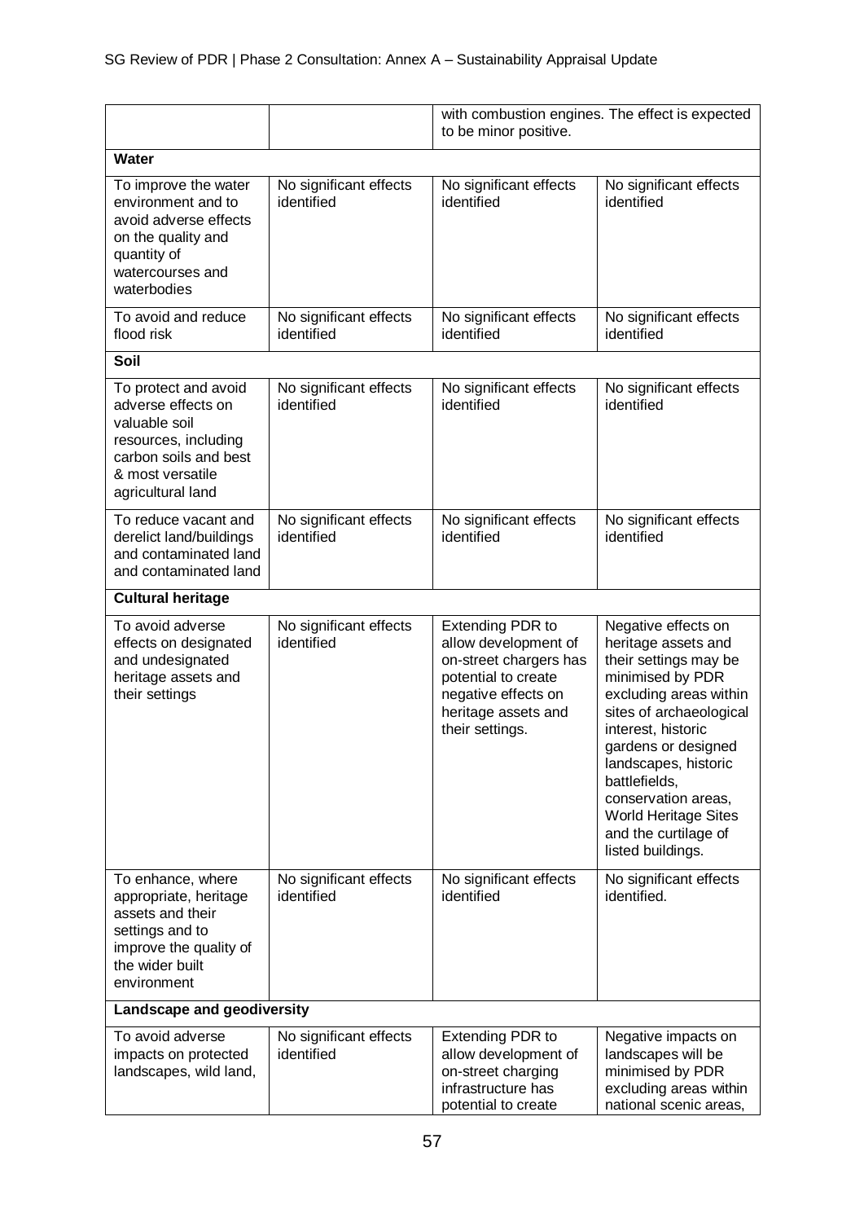| | | | |
|---|---|---|---|
| | | with combustion engines. The effect is expected to be minor positive. | |
| **Water** | | | |
| To improve the water environment and to avoid adverse effects on the quality and quantity of watercourses and waterbodies | No significant effects identified | No significant effects identified | No significant effects identified |
| To avoid and reduce flood risk | No significant effects identified | No significant effects identified | No significant effects identified |
| **Soil** | | | |
| To protect and avoid adverse effects on valuable soil resources, including carbon soils and best & most versatile agricultural land | No significant effects identified | No significant effects identified | No significant effects identified |
| To reduce vacant and derelict land/buildings and contaminated land and contaminated land | No significant effects identified | No significant effects identified | No significant effects identified |
| **Cultural heritage** | | | |
| To avoid adverse effects on designated and undesignated heritage assets and their settings | No significant effects identified | Extending PDR to allow development of on-street chargers has potential to create negative effects on heritage assets and their settings. | Negative effects on heritage assets and their settings may be minimised by PDR excluding areas within sites of archaeological interest, historic gardens or designed landscapes, historic battlefields, conservation areas, World Heritage Sites and the curtilage of listed buildings. |
| To enhance, where appropriate, heritage assets and their settings and to improve the quality of the wider built environment | No significant effects identified | No significant effects identified | No significant effects identified. |
| **Landscape and geodiversity** | | | |
| To avoid adverse impacts on protected landscapes, wild land, | No significant effects identified | Extending PDR to allow development of on-street charging infrastructure has potential to create | Negative impacts on landscapes will be minimised by PDR excluding areas within national scenic areas, |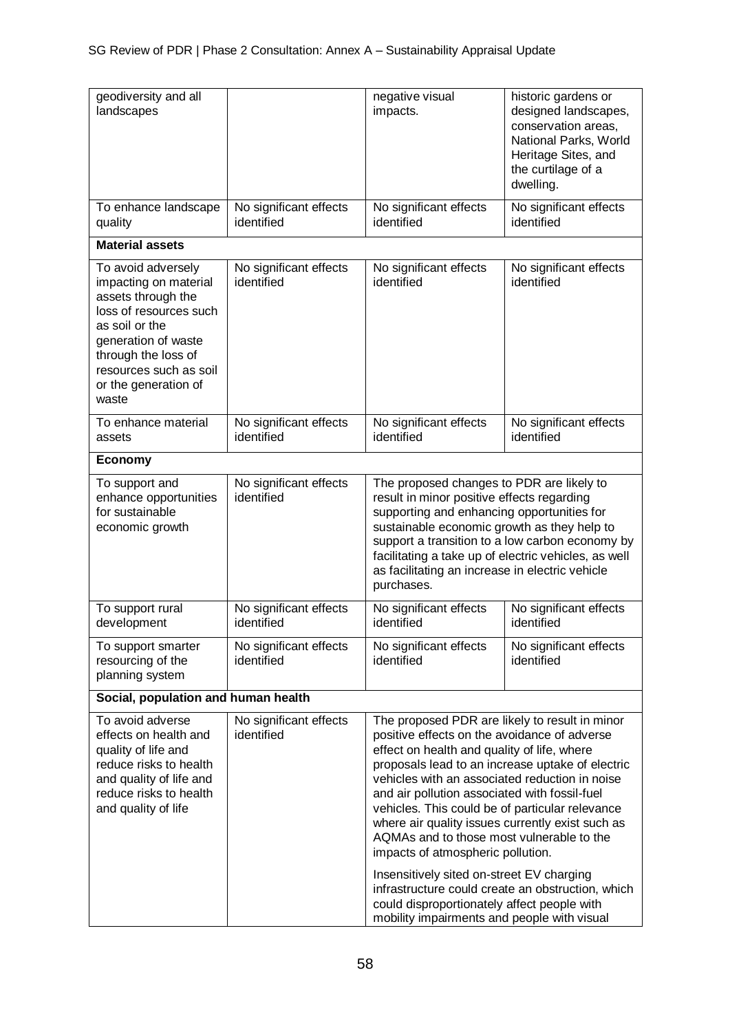| | | | |
|---|---|---|---|
| geodiversity and all landscapes | | negative visual impacts. | historic gardens or designed landscapes, conservation areas, National Parks, World Heritage Sites, and the curtilage of a dwelling. |
| To enhance landscape quality | No significant effects identified | No significant effects identified | No significant effects identified |
| **Material assets** | | | |
| To avoid adversely impacting on material assets through the loss of resources such as soil or the generation of waste through the loss of resources such as soil or the generation of waste | No significant effects identified | No significant effects identified | No significant effects identified |
| To enhance material assets | No significant effects identified | No significant effects identified | No significant effects identified |
| **Economy** | | | |
| To support and enhance opportunities for sustainable economic growth | No significant effects identified | The proposed changes to PDR are likely to result in minor positive effects regarding supporting and enhancing opportunities for sustainable economic growth as they help to support a transition to a low carbon economy by facilitating a take up of electric vehicles, as well as facilitating an increase in electric vehicle purchases. | |
| To support rural development | No significant effects identified | No significant effects identified | No significant effects identified |
| To support smarter resourcing of the planning system | No significant effects identified | No significant effects identified | No significant effects identified |
| **Social, population and human health** | | | |
| To avoid adverse effects on health and quality of life and reduce risks to health and quality of life and reduce risks to health and quality of life | No significant effects identified | The proposed PDR are likely to result in minor positive effects on the avoidance of adverse effect on health and quality of life, where proposals lead to an increase uptake of electric vehicles with an associated reduction in noise and air pollution associated with fossil-fuel vehicles. This could be of particular relevance where air quality issues currently exist such as AQMAs and to those most vulnerable to the impacts of atmospheric pollution.<br><br>Insensitively sited on-street EV charging infrastructure could create an obstruction, which could disproportionately affect people with mobility impairments and people with visual | |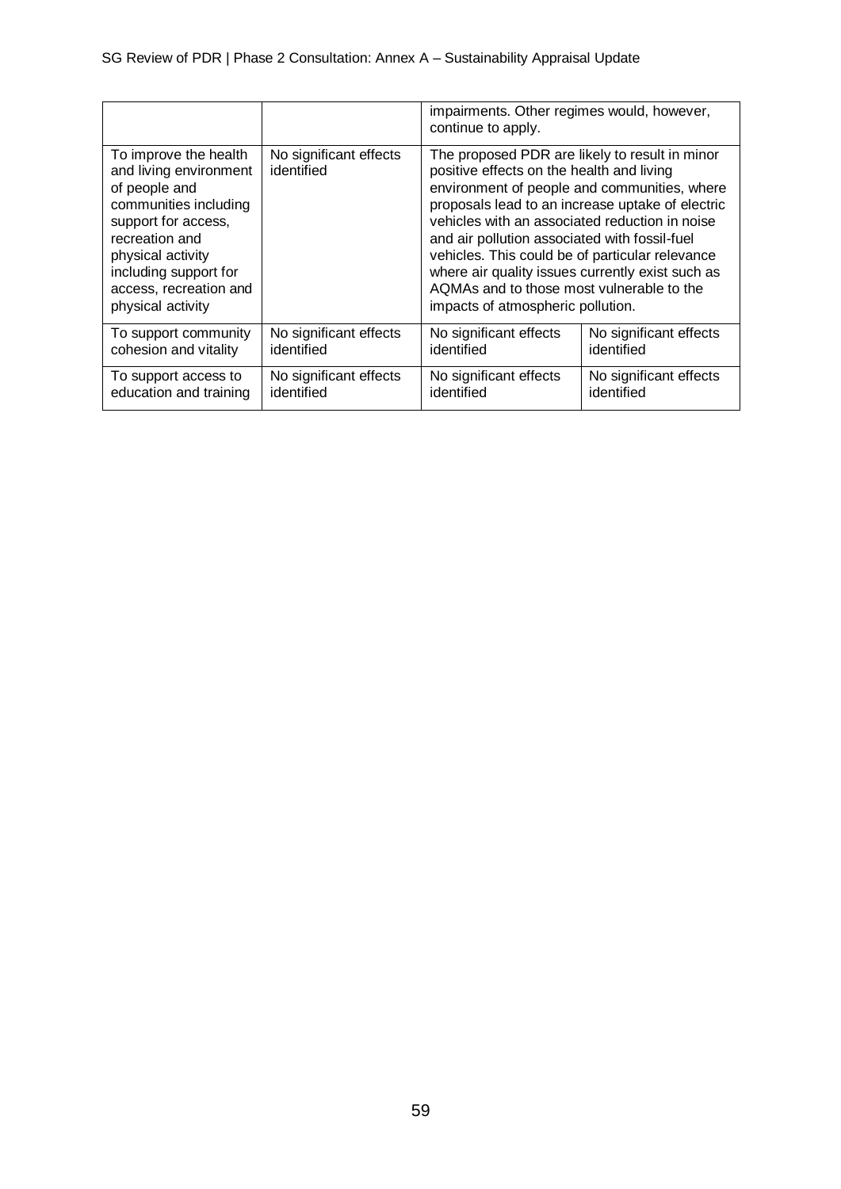| | | | |
|---|---|---|---|
| | | impairments. Other regimes would, however, continue to apply. | |
| To improve the health and living environment of people and communities including support for access, recreation and physical activity including support for access, recreation and physical activity | No significant effects identified | The proposed PDR are likely to result in minor positive effects on the health and living environment of people and communities, where proposals lead to an increase uptake of electric vehicles with an associated reduction in noise and air pollution associated with fossil-fuel vehicles. This could be of particular relevance where air quality issues currently exist such as AQMAs and to those most vulnerable to the impacts of atmospheric pollution. | |
| To support community cohesion and vitality | No significant effects identified | No significant effects identified | No significant effects identified |
| To support access to education and training | No significant effects identified | No significant effects identified | No significant effects identified |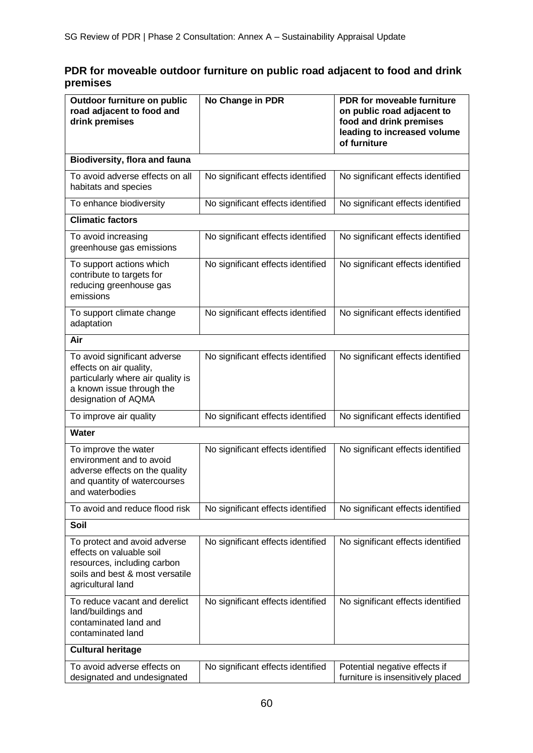## PDR for moveable outdoor furniture on public road adjacent to food and drink premises

| Outdoor furniture on public road adjacent to food and drink premises | No Change in PDR | PDR for moveable furniture on public road adjacent to food and drink premises leading to increased volume of furniture |
|---|---|---|
| **Biodiversity, flora and fauna** | | |
| To avoid adverse effects on all habitats and species | No significant effects identified | No significant effects identified |
| To enhance biodiversity | No significant effects identified | No significant effects identified |
| **Climatic factors** | | |
| To avoid increasing greenhouse gas emissions | No significant effects identified | No significant effects identified |
| To support actions which contribute to targets for reducing greenhouse gas emissions | No significant effects identified | No significant effects identified |
| To support climate change adaptation | No significant effects identified | No significant effects identified |
| **Air** | | |
| To avoid significant adverse effects on air quality, particularly where air quality is a known issue through the designation of AQMA | No significant effects identified | No significant effects identified |
| To improve air quality | No significant effects identified | No significant effects identified |
| **Water** | | |
| To improve the water environment and to avoid adverse effects on the quality and quantity of watercourses and waterbodies | No significant effects identified | No significant effects identified |
| To avoid and reduce flood risk | No significant effects identified | No significant effects identified |
| **Soil** | | |
| To protect and avoid adverse effects on valuable soil resources, including carbon soils and best & most versatile agricultural land | No significant effects identified | No significant effects identified |
| To reduce vacant and derelict land/buildings and contaminated land and contaminated land | No significant effects identified | No significant effects identified |
| **Cultural heritage** | | |
| To avoid adverse effects on designated and undesignated | No significant effects identified | Potential negative effects if furniture is insensitively placed |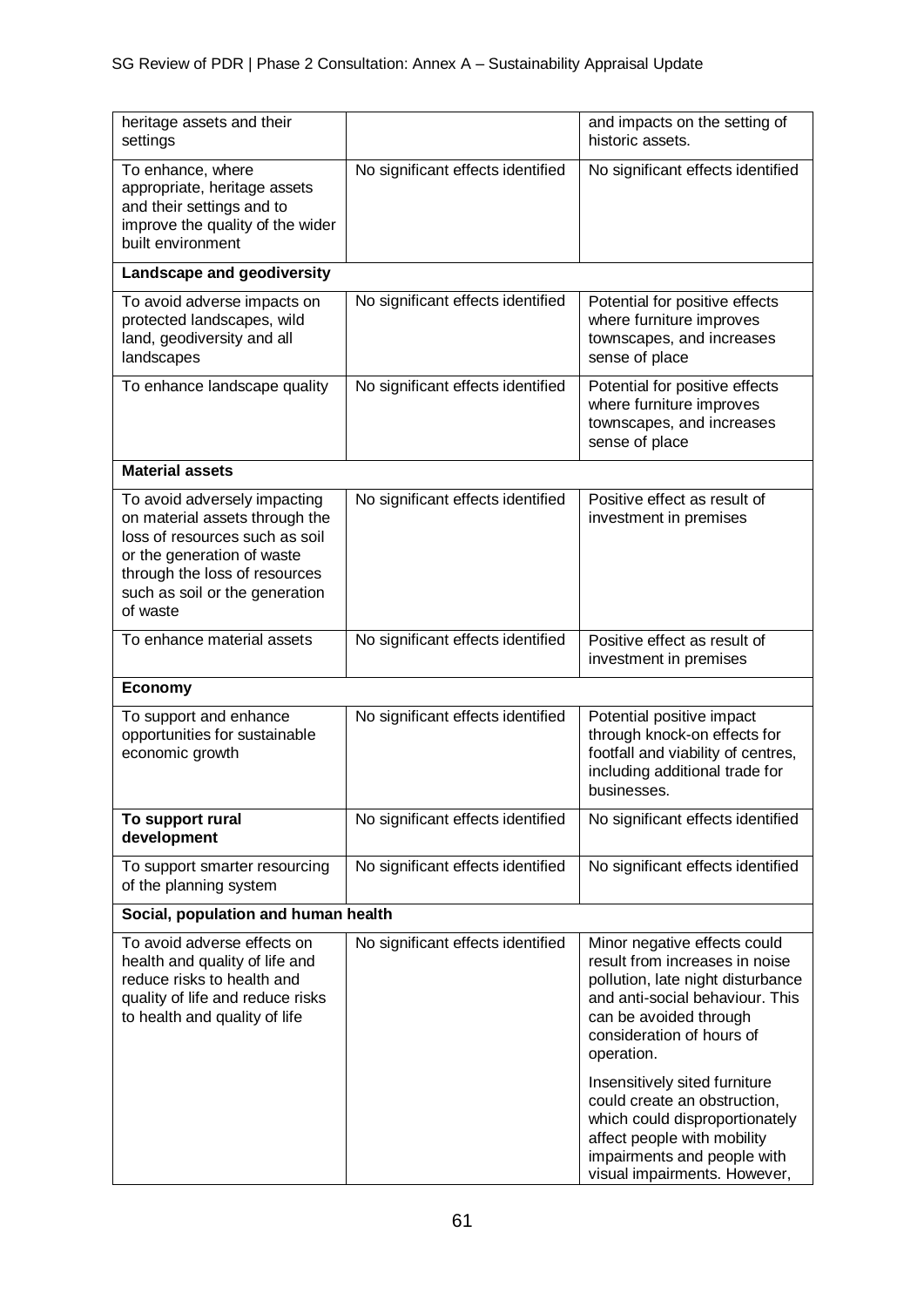| | | |
|---|---|---|
| heritage assets and their settings | | and impacts on the setting of historic assets. |
| To enhance, where appropriate, heritage assets and their settings and to improve the quality of the wider built environment | No significant effects identified | No significant effects identified |
| **Landscape and geodiversity** | | |
| To avoid adverse impacts on protected landscapes, wild land, geodiversity and all landscapes | No significant effects identified | Potential for positive effects where furniture improves townscapes, and increases sense of place |
| To enhance landscape quality | No significant effects identified | Potential for positive effects where furniture improves townscapes, and increases sense of place |
| **Material assets** | | |
| To avoid adversely impacting on material assets through the loss of resources such as soil or the generation of waste through the loss of resources such as soil or the generation of waste | No significant effects identified | Positive effect as result of investment in premises |
| To enhance material assets | No significant effects identified | Positive effect as result of investment in premises |
| **Economy** | | |
| To support and enhance opportunities for sustainable economic growth | No significant effects identified | Potential positive impact through knock-on effects for footfall and viability of centres, including additional trade for businesses. |
| **To support rural development** | No significant effects identified | No significant effects identified |
| To support smarter resourcing of the planning system | No significant effects identified | No significant effects identified |
| **Social, population and human health** | | |
| To avoid adverse effects on health and quality of life and reduce risks to health and quality of life and reduce risks to health and quality of life | No significant effects identified | Minor negative effects could result from increases in noise pollution, late night disturbance and anti-social behaviour. This can be avoided through consideration of hours of operation.<br><br>Insensitively sited furniture could create an obstruction, which could disproportionately affect people with mobility impairments and people with visual impairments. However, |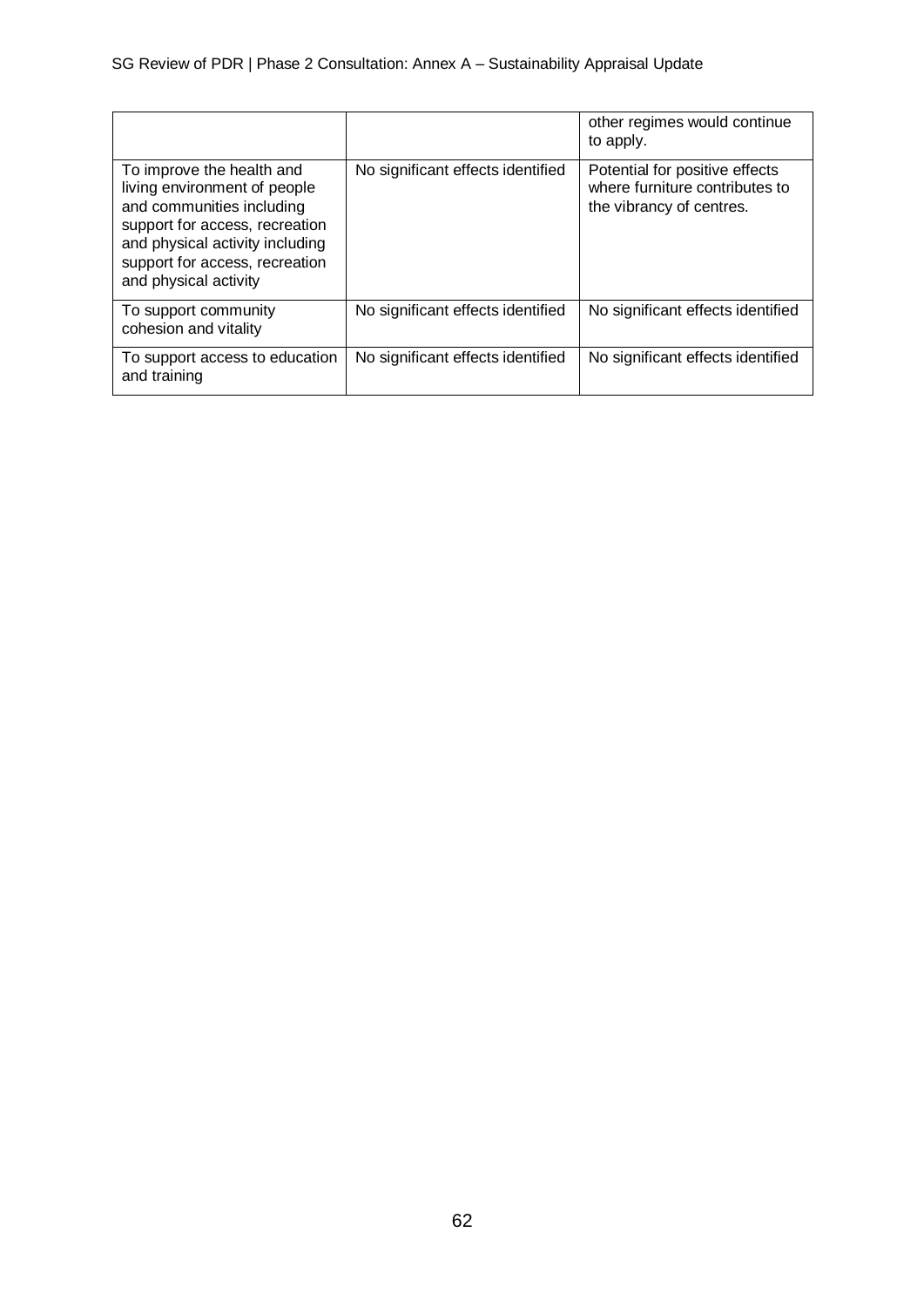| | | |
|---|---|---|
| | | other regimes would continue to apply. |
| To improve the health and living environment of people and communities including support for access, recreation and physical activity including support for access, recreation and physical activity | No significant effects identified | Potential for positive effects where furniture contributes to the vibrancy of centres. |
| To support community cohesion and vitality | No significant effects identified | No significant effects identified |
| To support access to education and training | No significant effects identified | No significant effects identified |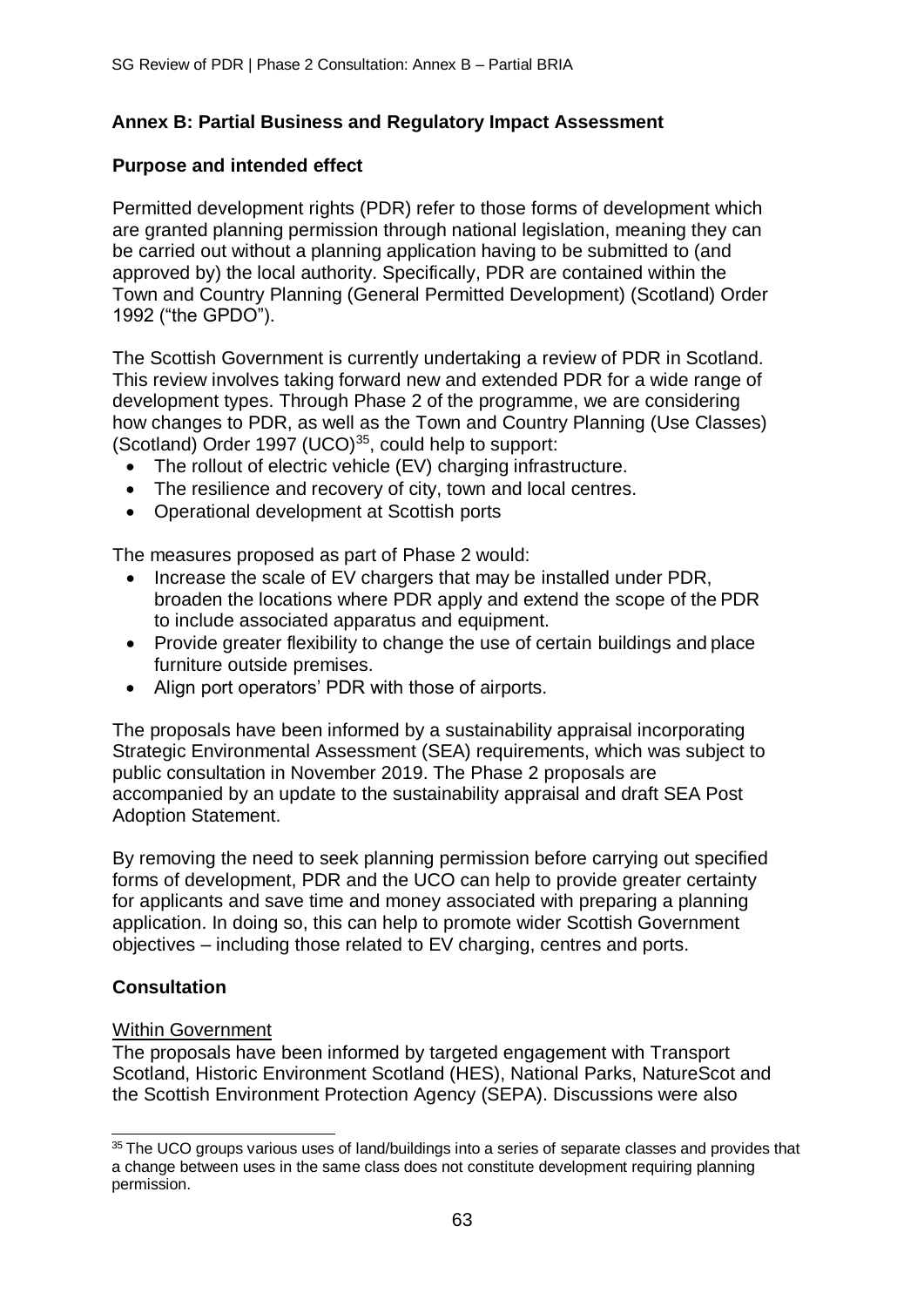## Annex B: Partial Business and Regulatory Impact Assessment

### Purpose and intended effect

Permitted development rights (PDR) refer to those forms of development which are granted planning permission through national legislation, meaning they can be carried out without a planning application having to be submitted to (and approved by) the local authority. Specifically, PDR are contained within the Town and Country Planning (General Permitted Development) (Scotland) Order 1992 ("the GPDO").

The Scottish Government is currently undertaking a review of PDR in Scotland. This review involves taking forward new and extended PDR for a wide range of development types. Through Phase 2 of the programme, we are considering how changes to PDR, as well as the Town and Country Planning (Use Classes) (Scotland) Order 1997 (UCO)[35], could help to support:

- The rollout of electric vehicle (EV) charging infrastructure.
- The resilience and recovery of city, town and local centres.
- Operational development at Scottish ports

The measures proposed as part of Phase 2 would:

- Increase the scale of EV chargers that may be installed under PDR, broaden the locations where PDR apply and extend the scope of the PDR to include associated apparatus and equipment.
- Provide greater flexibility to change the use of certain buildings and place furniture outside premises.
- Align port operators' PDR with those of airports.

The proposals have been informed by a sustainability appraisal incorporating Strategic Environmental Assessment (SEA) requirements, which was subject to public consultation in November 2019. The Phase 2 proposals are accompanied by an update to the sustainability appraisal and draft SEA Post Adoption Statement.

By removing the need to seek planning permission before carrying out specified forms of development, PDR and the UCO can help to provide greater certainty for applicants and save time and money associated with preparing a planning application. In doing so, this can help to promote wider Scottish Government objectives – including those related to EV charging, centres and ports.

### Consultation

Within Government

The proposals have been informed by targeted engagement with Transport Scotland, Historic Environment Scotland (HES), National Parks, NatureScot and the Scottish Environment Protection Agency (SEPA). Discussions were also

[35] The UCO groups various uses of land/buildings into a series of separate classes and provides that a change between uses in the same class does not constitute development requiring planning permission.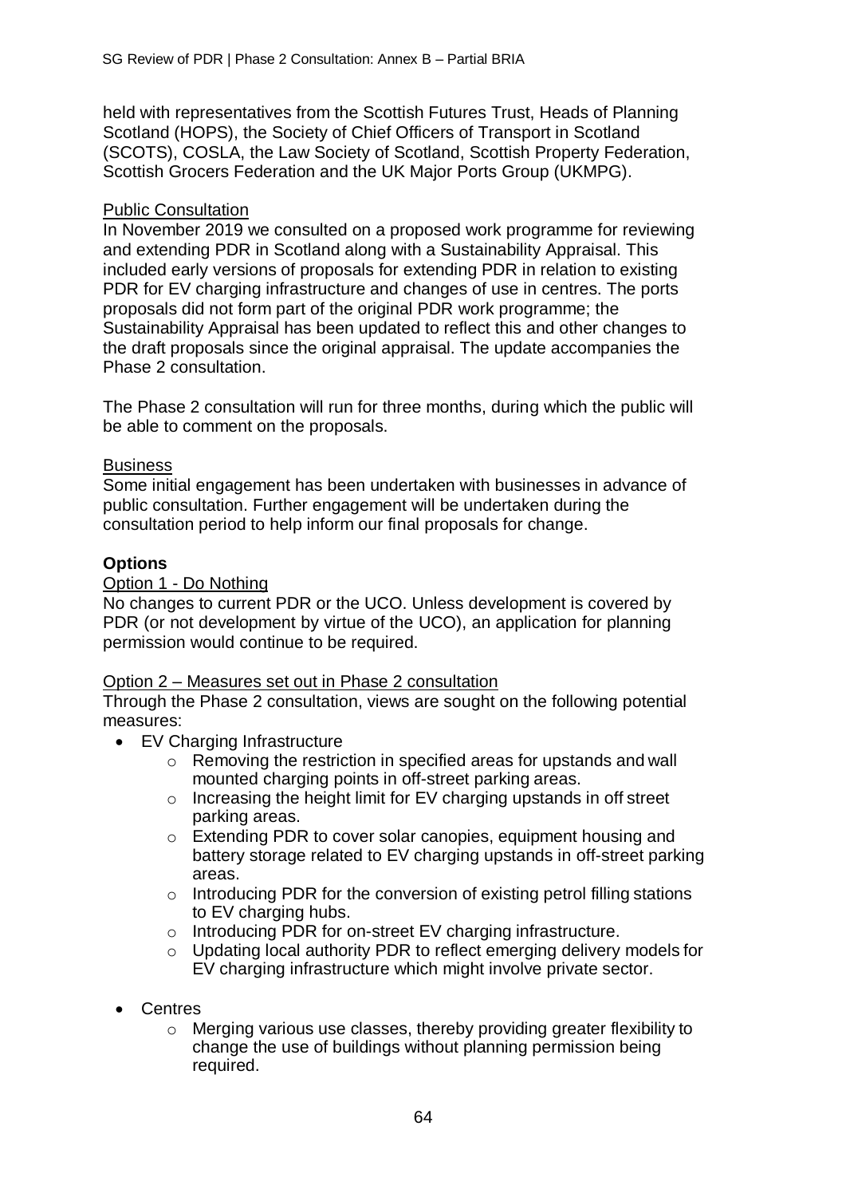held with representatives from the Scottish Futures Trust, Heads of Planning Scotland (HOPS), the Society of Chief Officers of Transport in Scotland (SCOTS), COSLA, the Law Society of Scotland, Scottish Property Federation, Scottish Grocers Federation and the UK Major Ports Group (UKMPG).

Public Consultation

In November 2019 we consulted on a proposed work programme for reviewing and extending PDR in Scotland along with a Sustainability Appraisal. This included early versions of proposals for extending PDR in relation to existing PDR for EV charging infrastructure and changes of use in centres. The ports proposals did not form part of the original PDR work programme; the Sustainability Appraisal has been updated to reflect this and other changes to the draft proposals since the original appraisal. The update accompanies the Phase 2 consultation.

The Phase 2 consultation will run for three months, during which the public will be able to comment on the proposals.

Business

Some initial engagement has been undertaken with businesses in advance of public consultation. Further engagement will be undertaken during the consultation period to help inform our final proposals for change.

**Options**

Option 1 - Do Nothing

No changes to current PDR or the UCO. Unless development is covered by PDR (or not development by virtue of the UCO), an application for planning permission would continue to be required.

Option 2 – Measures set out in Phase 2 consultation

Through the Phase 2 consultation, views are sought on the following potential measures:

- EV Charging Infrastructure
    - Removing the restriction in specified areas for upstands and wall mounted charging points in off-street parking areas.
    - Increasing the height limit for EV charging upstands in off street parking areas.
    - Extending PDR to cover solar canopies, equipment housing and battery storage related to EV charging upstands in off-street parking areas.
    - Introducing PDR for the conversion of existing petrol filling stations to EV charging hubs.
    - Introducing PDR for on-street EV charging infrastructure.
    - Updating local authority PDR to reflect emerging delivery models for EV charging infrastructure which might involve private sector.
- Centres
    - Merging various use classes, thereby providing greater flexibility to change the use of buildings without planning permission being required.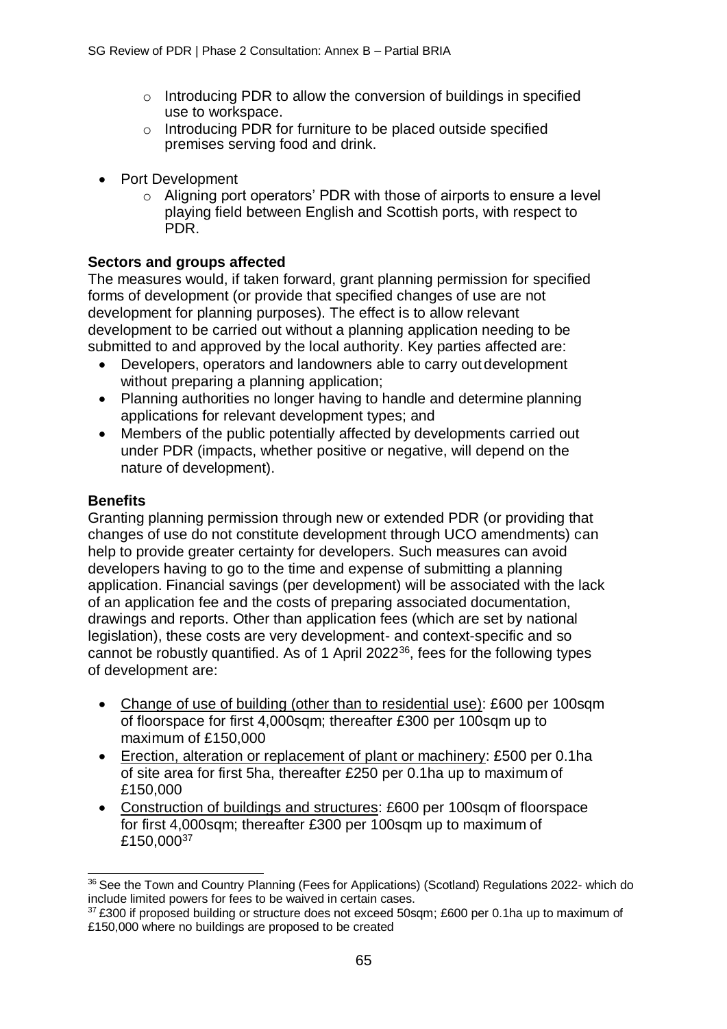- Introducing PDR to allow the conversion of buildings in specified use to workspace.
- Introducing PDR for furniture to be placed outside specified premises serving food and drink.

- Port Development
  - Aligning port operators' PDR with those of airports to ensure a level playing field between English and Scottish ports, with respect to PDR.

**Sectors and groups affected**

The measures would, if taken forward, grant planning permission for specified forms of development (or provide that specified changes of use are not development for planning purposes). The effect is to allow relevant development to be carried out without a planning application needing to be submitted to and approved by the local authority. Key parties affected are:

- Developers, operators and landowners able to carry out development without preparing a planning application;
- Planning authorities no longer having to handle and determine planning applications for relevant development types; and
- Members of the public potentially affected by developments carried out under PDR (impacts, whether positive or negative, will depend on the nature of development).

**Benefits**

Granting planning permission through new or extended PDR (or providing that changes of use do not constitute development through UCO amendments) can help to provide greater certainty for developers. Such measures can avoid developers having to go to the time and expense of submitting a planning application. Financial savings (per development) will be associated with the lack of an application fee and the costs of preparing associated documentation, drawings and reports. Other than application fees (which are set by national legislation), these costs are very development- and context-specific and so cannot be robustly quantified. As of 1 April 2022[36], fees for the following types of development are:

- Change of use of building (other than to residential use): £600 per 100sqm of floorspace for first 4,000sqm; thereafter £300 per 100sqm up to maximum of £150,000
- Erection, alteration or replacement of plant or machinery: £500 per 0.1ha of site area for first 5ha, thereafter £250 per 0.1ha up to maximum of £150,000
- Construction of buildings and structures: £600 per 100sqm of floorspace for first 4,000sqm; thereafter £300 per 100sqm up to maximum of £150,000[37]

[36] See the Town and Country Planning (Fees for Applications) (Scotland) Regulations 2022- which do include limited powers for fees to be waived in certain cases.

[37] £300 if proposed building or structure does not exceed 50sqm; £600 per 0.1ha up to maximum of £150,000 where no buildings are proposed to be created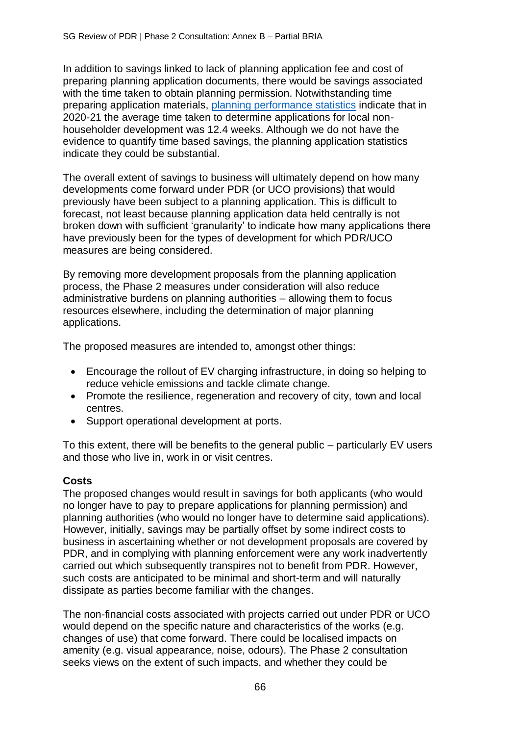In addition to savings linked to lack of planning application fee and cost of preparing planning application documents, there would be savings associated with the time taken to obtain planning permission. Notwithstanding time preparing application materials, [planning performance statistics] indicate that in 2020-21 the average time taken to determine applications for local non-householder development was 12.4 weeks. Although we do not have the evidence to quantify time based savings, the planning application statistics indicate they could be substantial.

The overall extent of savings to business will ultimately depend on how many developments come forward under PDR (or UCO provisions) that would previously have been subject to a planning application. This is difficult to forecast, not least because planning application data held centrally is not broken down with sufficient 'granularity' to indicate how many applications there have previously been for the types of development for which PDR/UCO measures are being considered.

By removing more development proposals from the planning application process, the Phase 2 measures under consideration will also reduce administrative burdens on planning authorities – allowing them to focus resources elsewhere, including the determination of major planning applications.

The proposed measures are intended to, amongst other things:

- Encourage the rollout of EV charging infrastructure, in doing so helping to reduce vehicle emissions and tackle climate change.
- Promote the resilience, regeneration and recovery of city, town and local centres.
- Support operational development at ports.

To this extent, there will be benefits to the general public – particularly EV users and those who live in, work in or visit centres.

**Costs**

The proposed changes would result in savings for both applicants (who would no longer have to pay to prepare applications for planning permission) and planning authorities (who would no longer have to determine said applications). However, initially, savings may be partially offset by some indirect costs to business in ascertaining whether or not development proposals are covered by PDR, and in complying with planning enforcement were any work inadvertently carried out which subsequently transpires not to benefit from PDR. However, such costs are anticipated to be minimal and short-term and will naturally dissipate as parties become familiar with the changes.

The non-financial costs associated with projects carried out under PDR or UCO would depend on the specific nature and characteristics of the works (e.g. changes of use) that come forward. There could be localised impacts on amenity (e.g. visual appearance, noise, odours). The Phase 2 consultation seeks views on the extent of such impacts, and whether they could be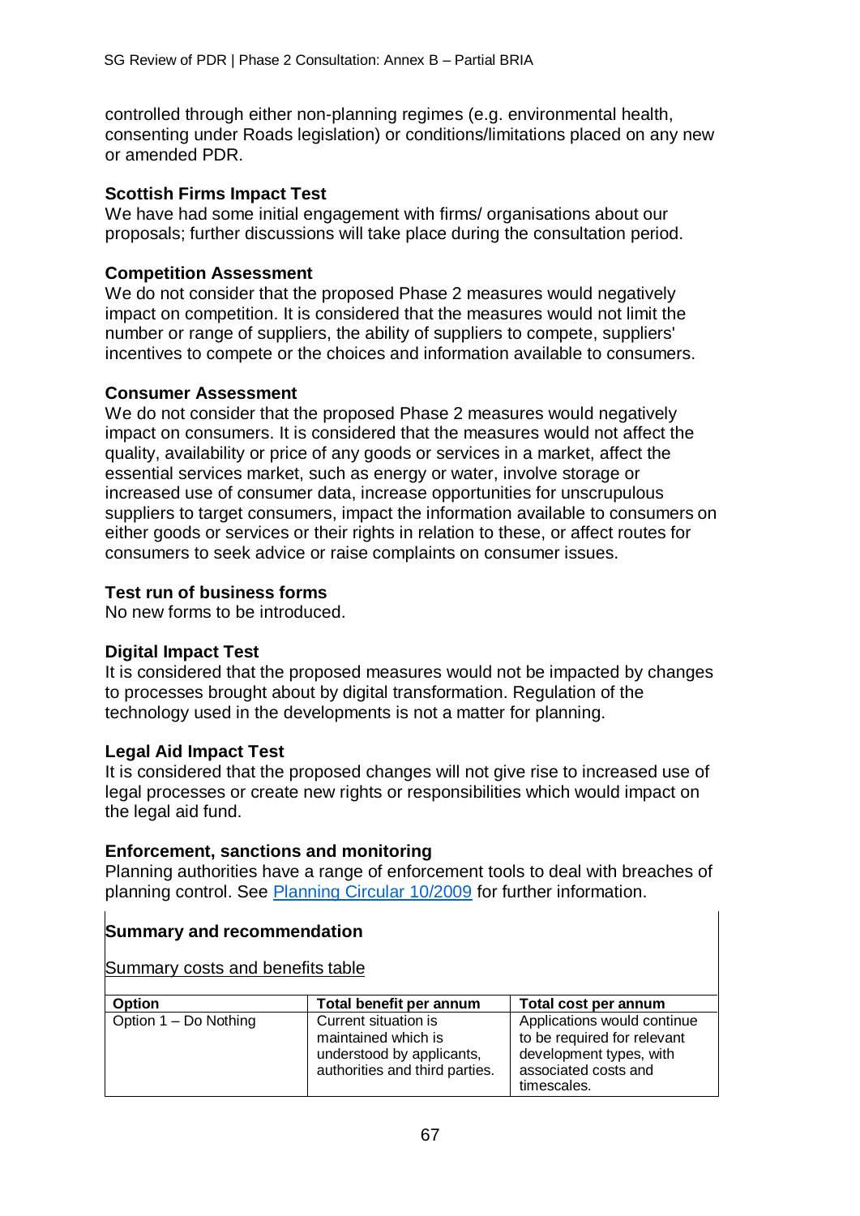controlled through either non-planning regimes (e.g. environmental health, consenting under Roads legislation) or conditions/limitations placed on any new or amended PDR.

**Scottish Firms Impact Test**

We have had some initial engagement with firms/ organisations about our proposals; further discussions will take place during the consultation period.

**Competition Assessment**

We do not consider that the proposed Phase 2 measures would negatively impact on competition. It is considered that the measures would not limit the number or range of suppliers, the ability of suppliers to compete, suppliers' incentives to compete or the choices and information available to consumers.

**Consumer Assessment**

We do not consider that the proposed Phase 2 measures would negatively impact on consumers. It is considered that the measures would not affect the quality, availability or price of any goods or services in a market, affect the essential services market, such as energy or water, involve storage or increased use of consumer data, increase opportunities for unscrupulous suppliers to target consumers, impact the information available to consumers on either goods or services or their rights in relation to these, or affect routes for consumers to seek advice or raise complaints on consumer issues.

**Test run of business forms**

No new forms to be introduced.

**Digital Impact Test**

It is considered that the proposed measures would not be impacted by changes to processes brought about by digital transformation. Regulation of the technology used in the developments is not a matter for planning.

**Legal Aid Impact Test**

It is considered that the proposed changes will not give rise to increased use of legal processes or create new rights or responsibilities which would impact on the legal aid fund.

**Enforcement, sanctions and monitoring**

Planning authorities have a range of enforcement tools to deal with breaches of planning control. See Planning Circular 10/2009 for further information.

**Summary and recommendation**

Summary costs and benefits table

| Option | Total benefit per annum | Total cost per annum |
|---|---|---|
| Option 1 – Do Nothing | Current situation is maintained which is understood by applicants, authorities and third parties. | Applications would continue to be required for relevant development types, with associated costs and timescales. |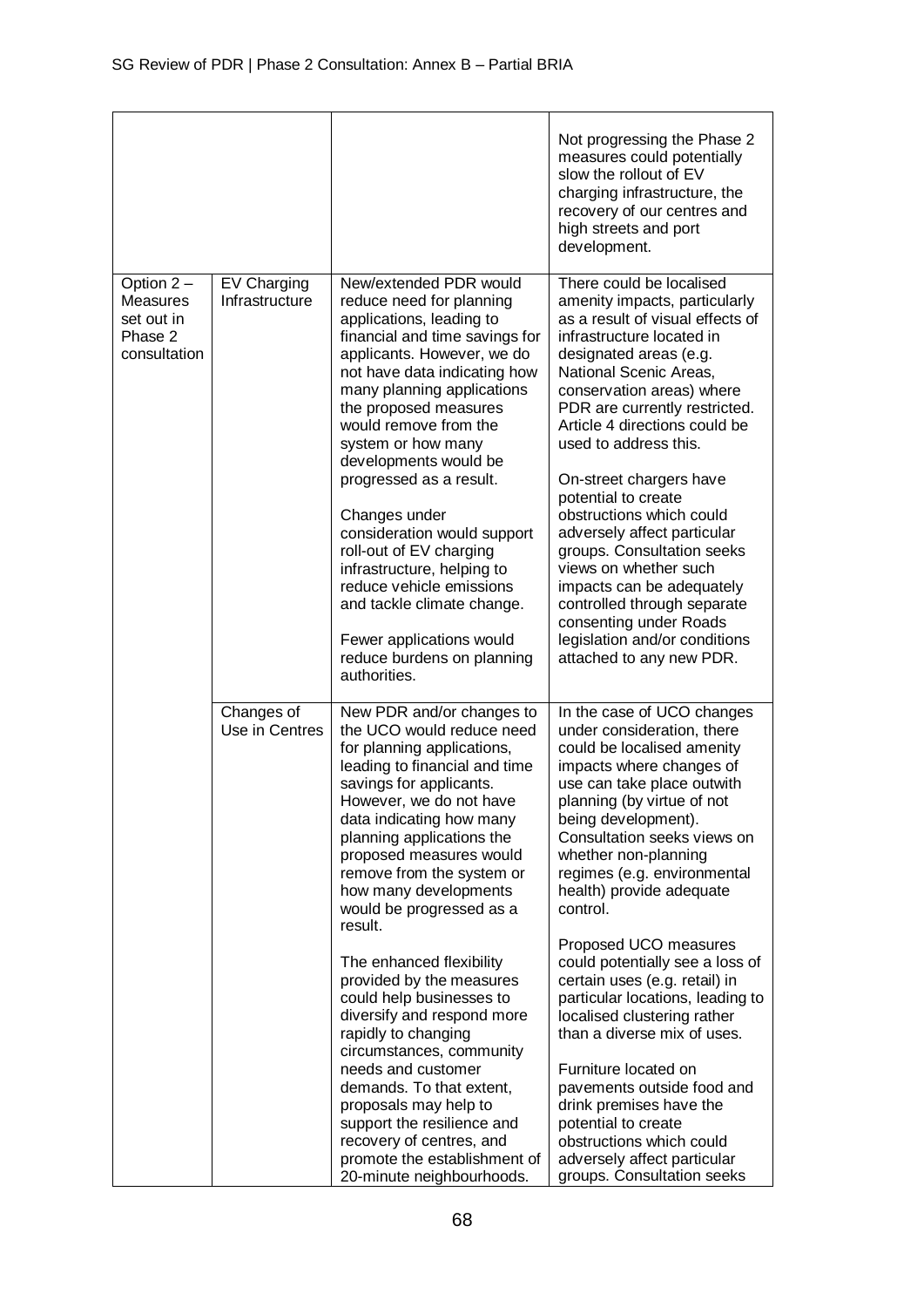| | | | |
|---|---|---|---|
| | | | Not progressing the Phase 2 measures could potentially slow the rollout of EV charging infrastructure, the recovery of our centres and high streets and port development. |
| Option 2 – Measures set out in Phase 2 consultation | EV Charging Infrastructure | New/extended PDR would reduce need for planning applications, leading to financial and time savings for applicants. However, we do not have data indicating how many planning applications the proposed measures would remove from the system or how many developments would be progressed as a result.<br><br>Changes under consideration would support roll-out of EV charging infrastructure, helping to reduce vehicle emissions and tackle climate change.<br><br>Fewer applications would reduce burdens on planning authorities. | There could be localised amenity impacts, particularly as a result of visual effects of infrastructure located in designated areas (e.g. National Scenic Areas, conservation areas) where PDR are currently restricted. Article 4 directions could be used to address this.<br><br>On-street chargers have potential to create obstructions which could adversely affect particular groups. Consultation seeks views on whether such impacts can be adequately controlled through separate consenting under Roads legislation and/or conditions attached to any new PDR. |
| | Changes of Use in Centres | New PDR and/or changes to the UCO would reduce need for planning applications, leading to financial and time savings for applicants. However, we do not have data indicating how many planning applications the proposed measures would remove from the system or how many developments would be progressed as a result.<br><br>The enhanced flexibility provided by the measures could help businesses to diversify and respond more rapidly to changing circumstances, community needs and customer demands. To that extent, proposals may help to support the resilience and recovery of centres, and promote the establishment of 20-minute neighbourhoods. | In the case of UCO changes under consideration, there could be localised amenity impacts where changes of use can take place outwith planning (by virtue of not being development). Consultation seeks views on whether non-planning regimes (e.g. environmental health) provide adequate control.<br><br>Proposed UCO measures could potentially see a loss of certain uses (e.g. retail) in particular locations, leading to localised clustering rather than a diverse mix of uses.<br><br>Furniture located on pavements outside food and drink premises have the potential to create obstructions which could adversely affect particular groups. Consultation seeks |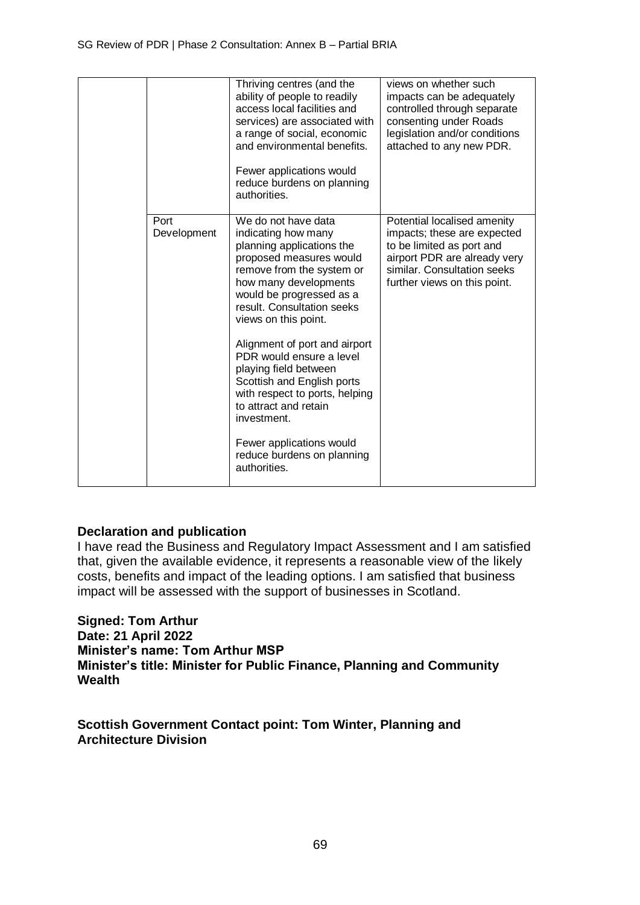|  |  | Thriving centres (and the ability of people to readily access local facilities and services) are associated with a range of social, economic and environmental benefits.<br><br>Fewer applications would reduce burdens on planning authorities. | views on whether such impacts can be adequately controlled through separate consenting under Roads legislation and/or conditions attached to any new PDR. |
|---|---|---|---|
|  | Port Development | We do not have data indicating how many planning applications the proposed measures would remove from the system or how many developments would be progressed as a result. Consultation seeks views on this point.<br><br>Alignment of port and airport PDR would ensure a level playing field between Scottish and English ports with respect to ports, helping to attract and retain investment.<br><br>Fewer applications would reduce burdens on planning authorities. | Potential localised amenity impacts; these are expected to be limited as port and airport PDR are already very similar. Consultation seeks further views on this point. |

**Declaration and publication**

I have read the Business and Regulatory Impact Assessment and I am satisfied that, given the available evidence, it represents a reasonable view of the likely costs, benefits and impact of the leading options. I am satisfied that business impact will be assessed with the support of businesses in Scotland.

**Signed: Tom Arthur**
**Date: 21 April 2022**
**Minister's name: Tom Arthur MSP**
**Minister's title: Minister for Public Finance, Planning and Community Wealth**

**Scottish Government Contact point: Tom Winter, Planning and Architecture Division**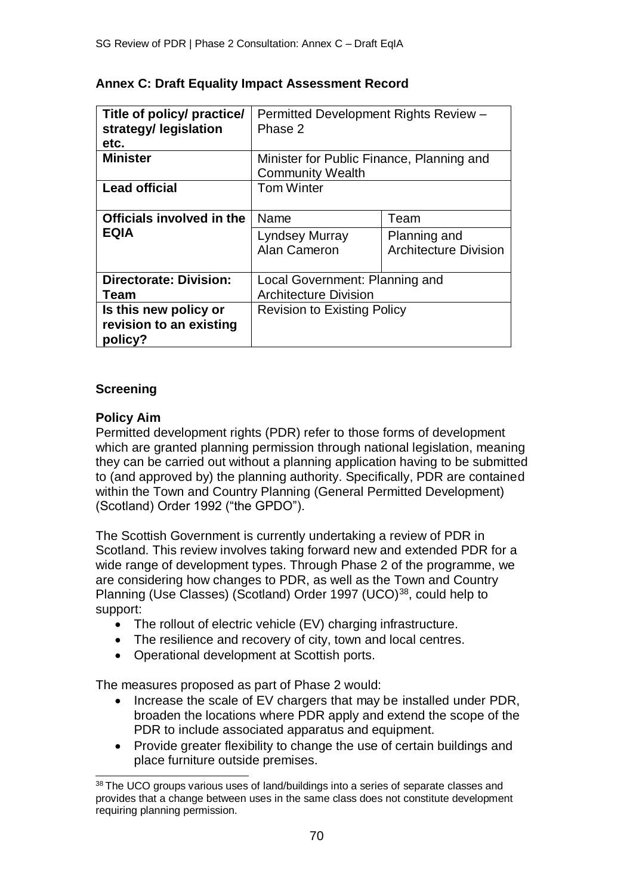## Annex C: Draft Equality Impact Assessment Record

| Title of policy/ practice/ strategy/ legislation etc. | Permitted Development Rights Review – Phase 2 | |
|---|---|---|
| **Minister** | Minister for Public Finance, Planning and Community Wealth | |
| **Lead official** | Tom Winter | |
| **Officials involved in the EQIA** | Name | Team |
| | Lyndsey Murray<br>Alan Cameron | Planning and Architecture Division |
| **Directorate: Division: Team** | Local Government: Planning and Architecture Division | |
| **Is this new policy or revision to an existing policy?** | Revision to Existing Policy | |

### Screening

**Policy Aim**

Permitted development rights (PDR) refer to those forms of development which are granted planning permission through national legislation, meaning they can be carried out without a planning application having to be submitted to (and approved by) the planning authority. Specifically, PDR are contained within the Town and Country Planning (General Permitted Development) (Scotland) Order 1992 ("the GPDO").

The Scottish Government is currently undertaking a review of PDR in Scotland. This review involves taking forward new and extended PDR for a wide range of development types. Through Phase 2 of the programme, we are considering how changes to PDR, as well as the Town and Country Planning (Use Classes) (Scotland) Order 1997 (UCO)[38], could help to support:

- The rollout of electric vehicle (EV) charging infrastructure.
- The resilience and recovery of city, town and local centres.
- Operational development at Scottish ports.

The measures proposed as part of Phase 2 would:

- Increase the scale of EV chargers that may be installed under PDR, broaden the locations where PDR apply and extend the scope of the PDR to include associated apparatus and equipment.
- Provide greater flexibility to change the use of certain buildings and place furniture outside premises.

[38] The UCO groups various uses of land/buildings into a series of separate classes and provides that a change between uses in the same class does not constitute development requiring planning permission.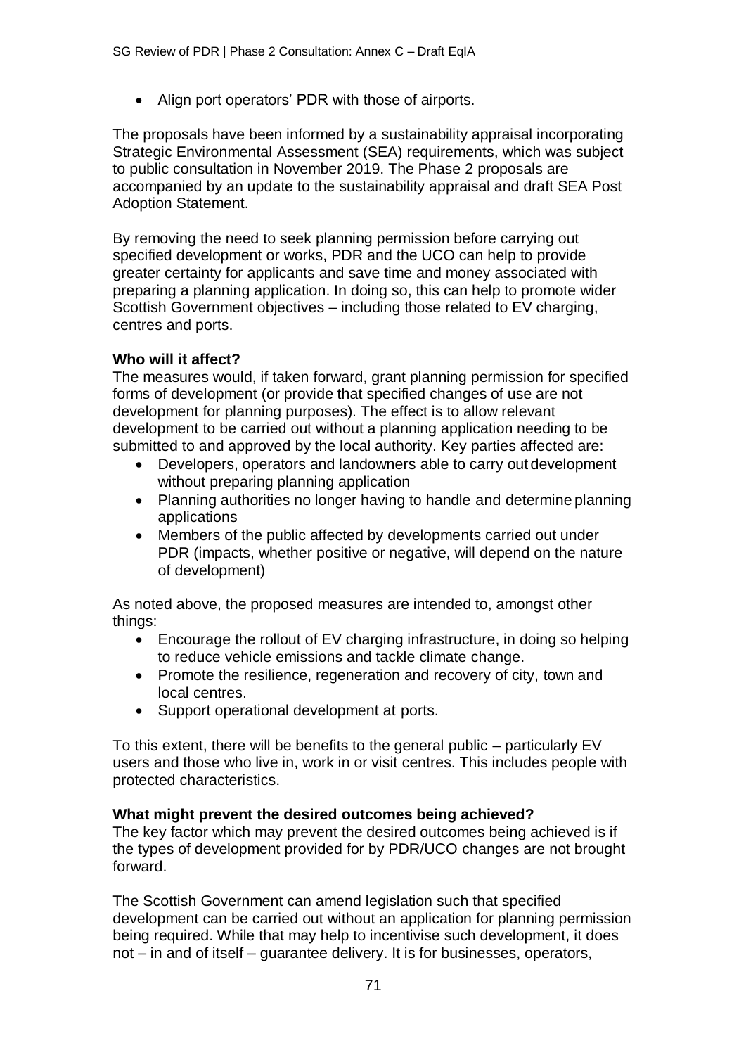- Align port operators' PDR with those of airports.

The proposals have been informed by a sustainability appraisal incorporating Strategic Environmental Assessment (SEA) requirements, which was subject to public consultation in November 2019. The Phase 2 proposals are accompanied by an update to the sustainability appraisal and draft SEA Post Adoption Statement.

By removing the need to seek planning permission before carrying out specified development or works, PDR and the UCO can help to provide greater certainty for applicants and save time and money associated with preparing a planning application. In doing so, this can help to promote wider Scottish Government objectives – including those related to EV charging, centres and ports.

**Who will it affect?**
The measures would, if taken forward, grant planning permission for specified forms of development (or provide that specified changes of use are not development for planning purposes). The effect is to allow relevant development to be carried out without a planning application needing to be submitted to and approved by the local authority. Key parties affected are:

- Developers, operators and landowners able to carry out development without preparing planning application
- Planning authorities no longer having to handle and determine planning applications
- Members of the public affected by developments carried out under PDR (impacts, whether positive or negative, will depend on the nature of development)

As noted above, the proposed measures are intended to, amongst other things:

- Encourage the rollout of EV charging infrastructure, in doing so helping to reduce vehicle emissions and tackle climate change.
- Promote the resilience, regeneration and recovery of city, town and local centres.
- Support operational development at ports.

To this extent, there will be benefits to the general public – particularly EV users and those who live in, work in or visit centres. This includes people with protected characteristics.

**What might prevent the desired outcomes being achieved?**
The key factor which may prevent the desired outcomes being achieved is if the types of development provided for by PDR/UCO changes are not brought forward.

The Scottish Government can amend legislation such that specified development can be carried out without an application for planning permission being required. While that may help to incentivise such development, it does not – in and of itself – guarantee delivery. It is for businesses, operators,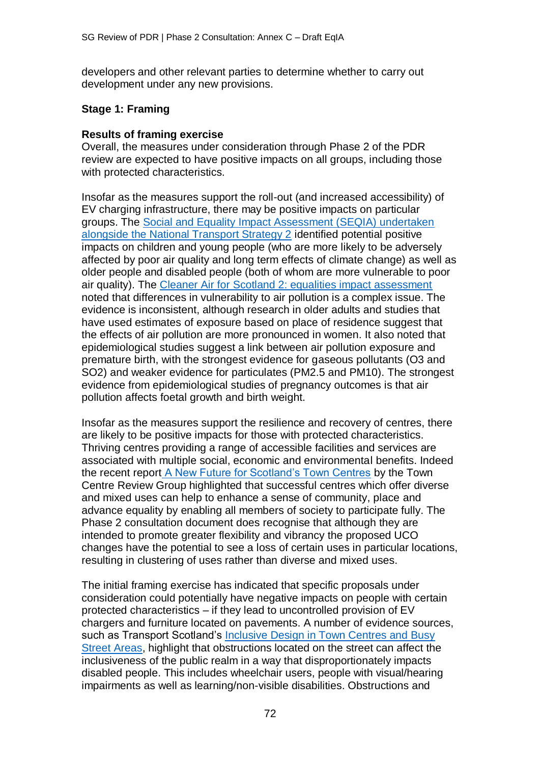developers and other relevant parties to determine whether to carry out development under any new provisions.

**Stage 1: Framing**

**Results of framing exercise**

Overall, the measures under consideration through Phase 2 of the PDR review are expected to have positive impacts on all groups, including those with protected characteristics.

Insofar as the measures support the roll-out (and increased accessibility) of EV charging infrastructure, there may be positive impacts on particular groups. The Social and Equality Impact Assessment (SEQIA) undertaken alongside the National Transport Strategy 2 identified potential positive impacts on children and young people (who are more likely to be adversely affected by poor air quality and long term effects of climate change) as well as older people and disabled people (both of whom are more vulnerable to poor air quality). The Cleaner Air for Scotland 2: equalities impact assessment noted that differences in vulnerability to air pollution is a complex issue. The evidence is inconsistent, although research in older adults and studies that have used estimates of exposure based on place of residence suggest that the effects of air pollution are more pronounced in women. It also noted that epidemiological studies suggest a link between air pollution exposure and premature birth, with the strongest evidence for gaseous pollutants ($O_3$ and $SO_2$) and weaker evidence for particulates ($PM_{2.5}$ and $PM_{10}$). The strongest evidence from epidemiological studies of pregnancy outcomes is that air pollution affects foetal growth and birth weight.

Insofar as the measures support the resilience and recovery of centres, there are likely to be positive impacts for those with protected characteristics. Thriving centres providing a range of accessible facilities and services are associated with multiple social, economic and environmental benefits. Indeed the recent report A New Future for Scotland's Town Centres by the Town Centre Review Group highlighted that successful centres which offer diverse and mixed uses can help to enhance a sense of community, place and advance equality by enabling all members of society to participate fully. The Phase 2 consultation document does recognise that although they are intended to promote greater flexibility and vibrancy the proposed UCO changes have the potential to see a loss of certain uses in particular locations, resulting in clustering of uses rather than diverse and mixed uses.

The initial framing exercise has indicated that specific proposals under consideration could potentially have negative impacts on people with certain protected characteristics – if they lead to uncontrolled provision of EV chargers and furniture located on pavements. A number of evidence sources, such as Transport Scotland's Inclusive Design in Town Centres and Busy Street Areas, highlight that obstructions located on the street can affect the inclusiveness of the public realm in a way that disproportionately impacts disabled people. This includes wheelchair users, people with visual/hearing impairments as well as learning/non-visible disabilities. Obstructions and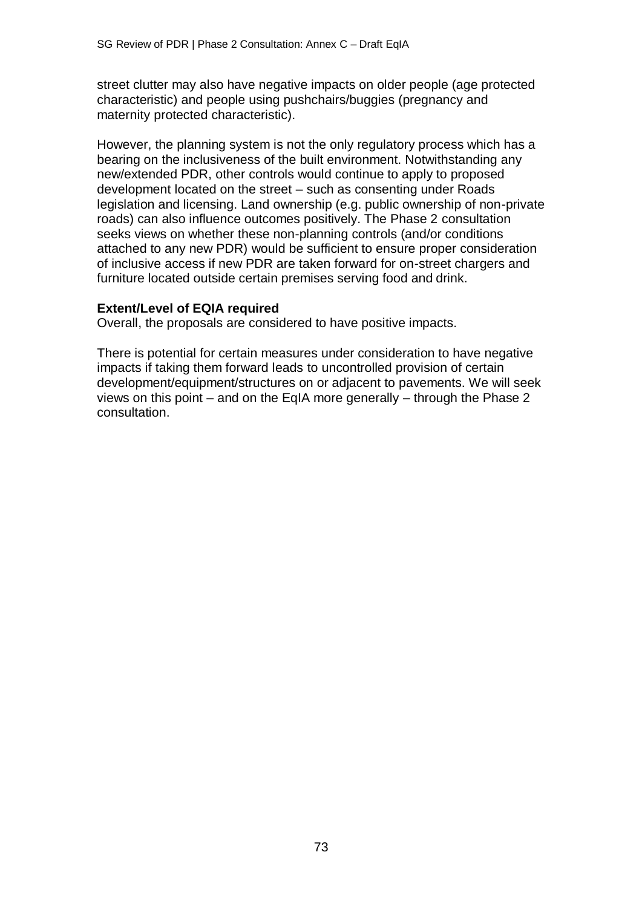street clutter may also have negative impacts on older people (age protected characteristic) and people using pushchairs/buggies (pregnancy and maternity protected characteristic).

However, the planning system is not the only regulatory process which has a bearing on the inclusiveness of the built environment. Notwithstanding any new/extended PDR, other controls would continue to apply to proposed development located on the street – such as consenting under Roads legislation and licensing. Land ownership (e.g. public ownership of non-private roads) can also influence outcomes positively. The Phase 2 consultation seeks views on whether these non-planning controls (and/or conditions attached to any new PDR) would be sufficient to ensure proper consideration of inclusive access if new PDR are taken forward for on-street chargers and furniture located outside certain premises serving food and drink.

**Extent/Level of EQIA required**

Overall, the proposals are considered to have positive impacts.

There is potential for certain measures under consideration to have negative impacts if taking them forward leads to uncontrolled provision of certain development/equipment/structures on or adjacent to pavements. We will seek views on this point – and on the EqIA more generally – through the Phase 2 consultation.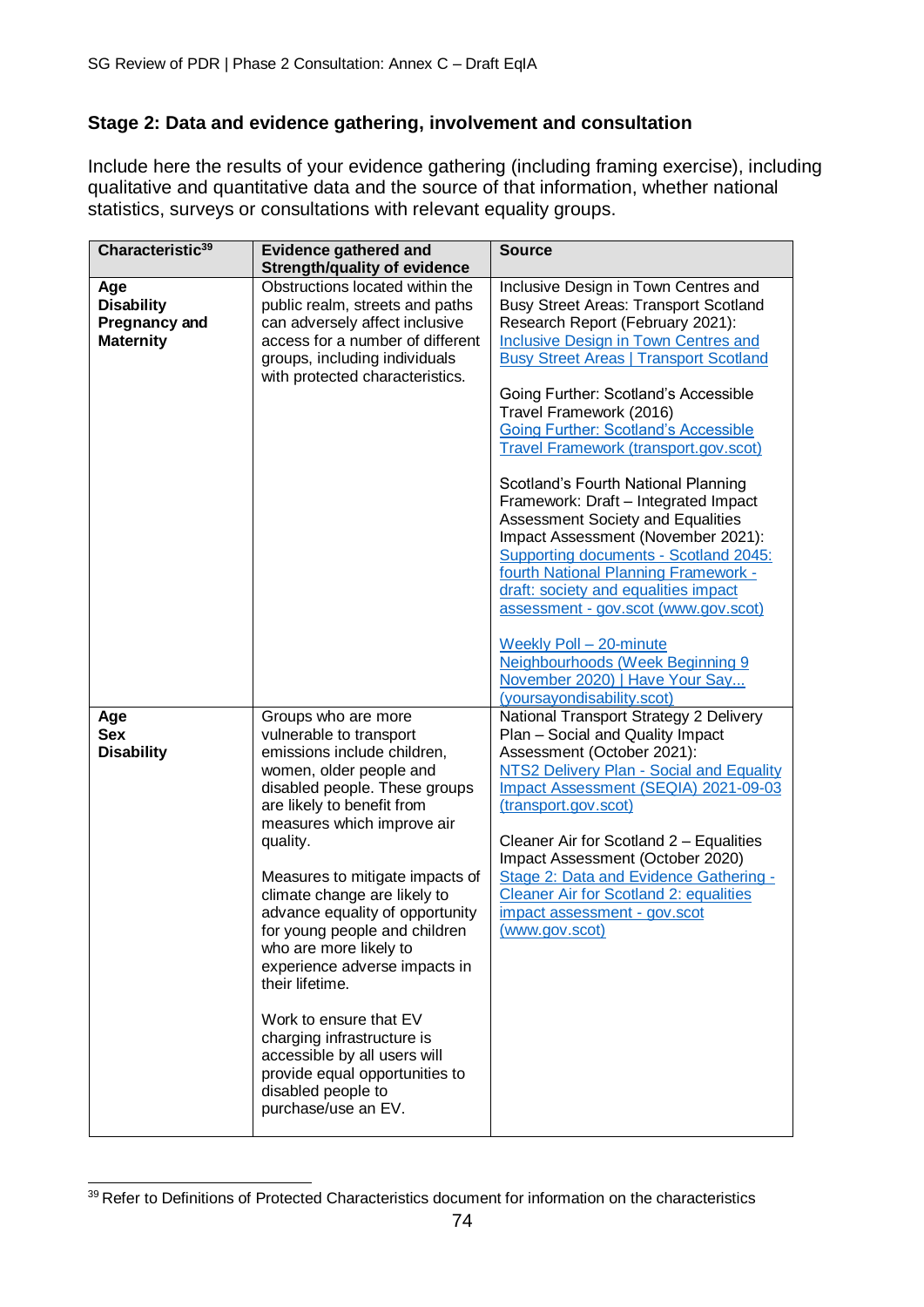### Stage 2: Data and evidence gathering, involvement and consultation

Include here the results of your evidence gathering (including framing exercise), including qualitative and quantitative data and the source of that information, whether national statistics, surveys or consultations with relevant equality groups.

| Characteristic[39] | Evidence gathered and Strength/quality of evidence | Source |
|---|---|---|
| **Age**<br>**Disability**<br>**Pregnancy and Maternity** | Obstructions located within the public realm, streets and paths can adversely affect inclusive access for a number of different groups, including individuals with protected characteristics. | Inclusive Design in Town Centres and Busy Street Areas: Transport Scotland Research Report (February 2021): Inclusive Design in Town Centres and Busy Street Areas \| Transport Scotland<br><br>Going Further: Scotland's Accessible Travel Framework (2016) Going Further: Scotland's Accessible Travel Framework (transport.gov.scot)<br><br>Scotland's Fourth National Planning Framework: Draft – Integrated Impact Assessment Society and Equalities Impact Assessment (November 2021): Supporting documents - Scotland 2045: fourth National Planning Framework - draft: society and equalities impact assessment - gov.scot (www.gov.scot)<br><br>Weekly Poll – 20-minute Neighbourhoods (Week Beginning 9 November 2020) \| Have Your Say... (yoursayondisability.scot) |
| **Age**<br>**Sex**<br>**Disability** | Groups who are more vulnerable to transport emissions include children, women, older people and disabled people. These groups are likely to benefit from measures which improve air quality.<br><br>Measures to mitigate impacts of climate change are likely to advance equality of opportunity for young people and children who are more likely to experience adverse impacts in their lifetime.<br><br>Work to ensure that EV charging infrastructure is accessible by all users will provide equal opportunities to disabled people to purchase/use an EV. | National Transport Strategy 2 Delivery Plan – Social and Quality Impact Assessment (October 2021): NTS2 Delivery Plan - Social and Equality Impact Assessment (SEQIA) 2021-09-03 (transport.gov.scot)<br><br>Cleaner Air for Scotland 2 – Equalities Impact Assessment (October 2020) Stage 2: Data and Evidence Gathering - Cleaner Air for Scotland 2: equalities impact assessment - gov.scot (www.gov.scot) |

[39] Refer to Definitions of Protected Characteristics document for information on the characteristics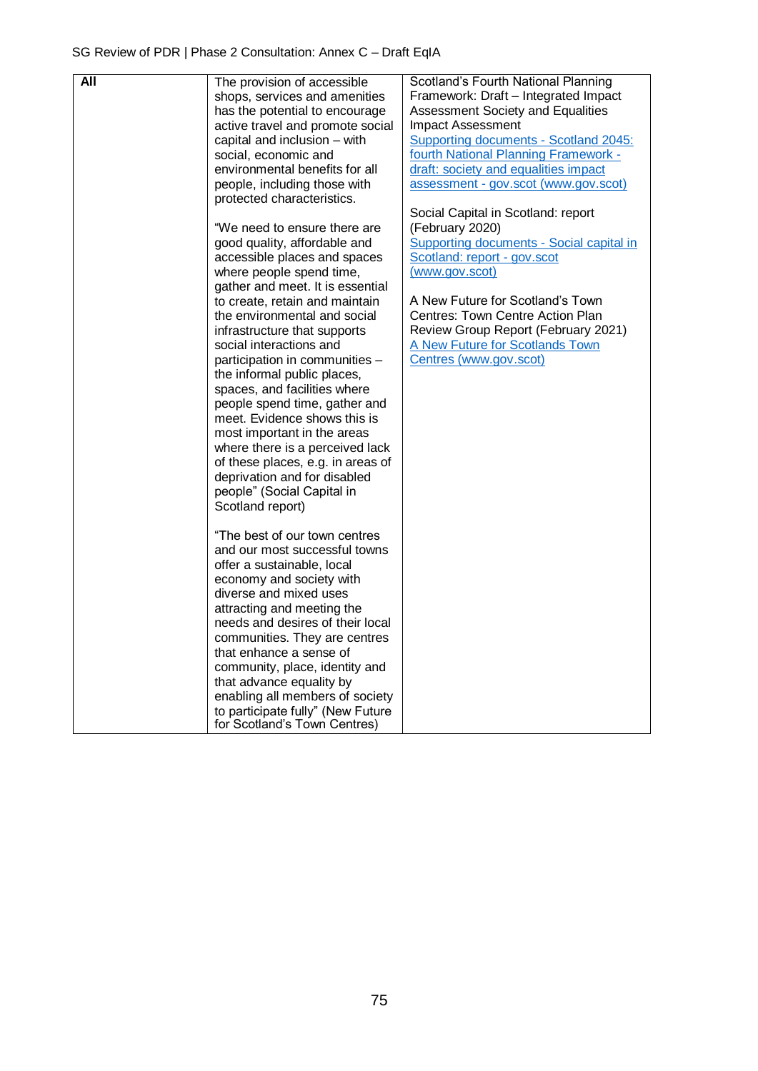| | | |
|---|---|---|
| **All** | The provision of accessible shops, services and amenities has the potential to encourage active travel and promote social capital and inclusion – with social, economic and environmental benefits for all people, including those with protected characteristics.<br><br>"We need to ensure there are good quality, affordable and accessible places and spaces where people spend time, gather and meet. It is essential to create, retain and maintain the environmental and social infrastructure that supports social interactions and participation in communities – the informal public places, spaces, and facilities where people spend time, gather and meet. Evidence shows this is most important in the areas where there is a perceived lack of these places, e.g. in areas of deprivation and for disabled people" (Social Capital in Scotland report)<br><br>"The best of our town centres and our most successful towns offer a sustainable, local economy and society with diverse and mixed uses attracting and meeting the needs and desires of their local communities. They are centres that enhance a sense of community, place, identity and that advance equality by enabling all members of society to participate fully" (New Future for Scotland's Town Centres) | Scotland's Fourth National Planning Framework: Draft – Integrated Impact Assessment Society and Equalities Impact Assessment<br>Supporting documents - Scotland 2045: fourth National Planning Framework - draft: society and equalities impact assessment - gov.scot (www.gov.scot)<br><br>Social Capital in Scotland: report (February 2020)<br>Supporting documents - Social capital in Scotland: report - gov.scot (www.gov.scot)<br><br>A New Future for Scotland's Town Centres: Town Centre Action Plan Review Group Report (February 2021)<br>A New Future for Scotlands Town Centres (www.gov.scot) |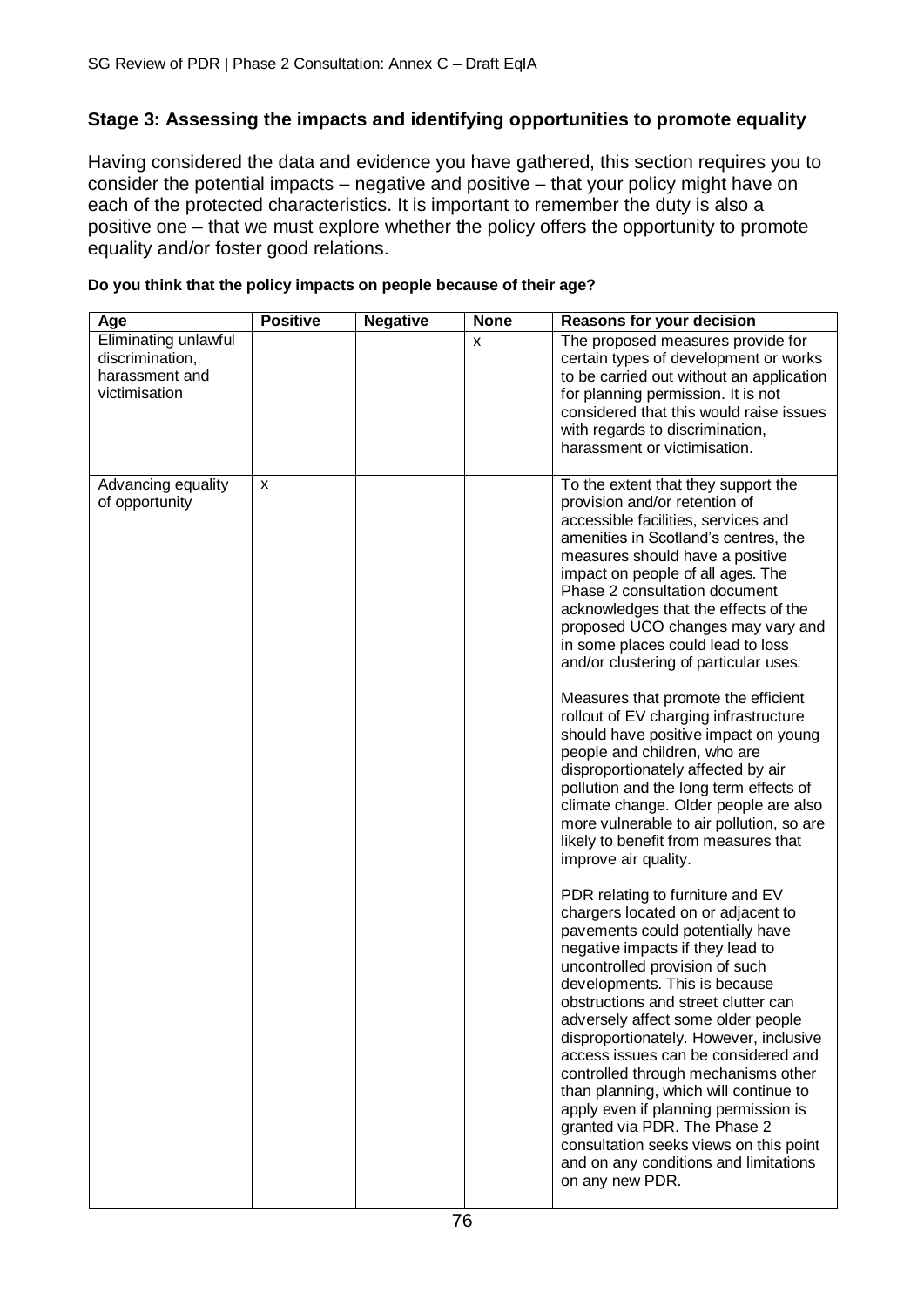## Stage 3: Assessing the impacts and identifying opportunities to promote equality

Having considered the data and evidence you have gathered, this section requires you to consider the potential impacts – negative and positive – that your policy might have on each of the protected characteristics. It is important to remember the duty is also a positive one – that we must explore whether the policy offers the opportunity to promote equality and/or foster good relations.

**Do you think that the policy impacts on people because of their age?**

| Age | Positive | Negative | None | Reasons for your decision |
|---|---|---|---|---|
| Eliminating unlawful discrimination, harassment and victimisation | | | x | The proposed measures provide for certain types of development or works to be carried out without an application for planning permission. It is not considered that this would raise issues with regards to discrimination, harassment or victimisation. |
| Advancing equality of opportunity | x | | | To the extent that they support the provision and/or retention of accessible facilities, services and amenities in Scotland's centres, the measures should have a positive impact on people of all ages. The Phase 2 consultation document acknowledges that the effects of the proposed UCO changes may vary and in some places could lead to loss and/or clustering of particular uses.<br><br>Measures that promote the efficient rollout of EV charging infrastructure should have positive impact on young people and children, who are disproportionately affected by air pollution and the long term effects of climate change. Older people are also more vulnerable to air pollution, so are likely to benefit from measures that improve air quality.<br><br>PDR relating to furniture and EV chargers located on or adjacent to pavements could potentially have negative impacts if they lead to uncontrolled provision of such developments. This is because obstructions and street clutter can adversely affect some older people disproportionately. However, inclusive access issues can be considered and controlled through mechanisms other than planning, which will continue to apply even if planning permission is granted via PDR. The Phase 2 consultation seeks views on this point and on any conditions and limitations on any new PDR. |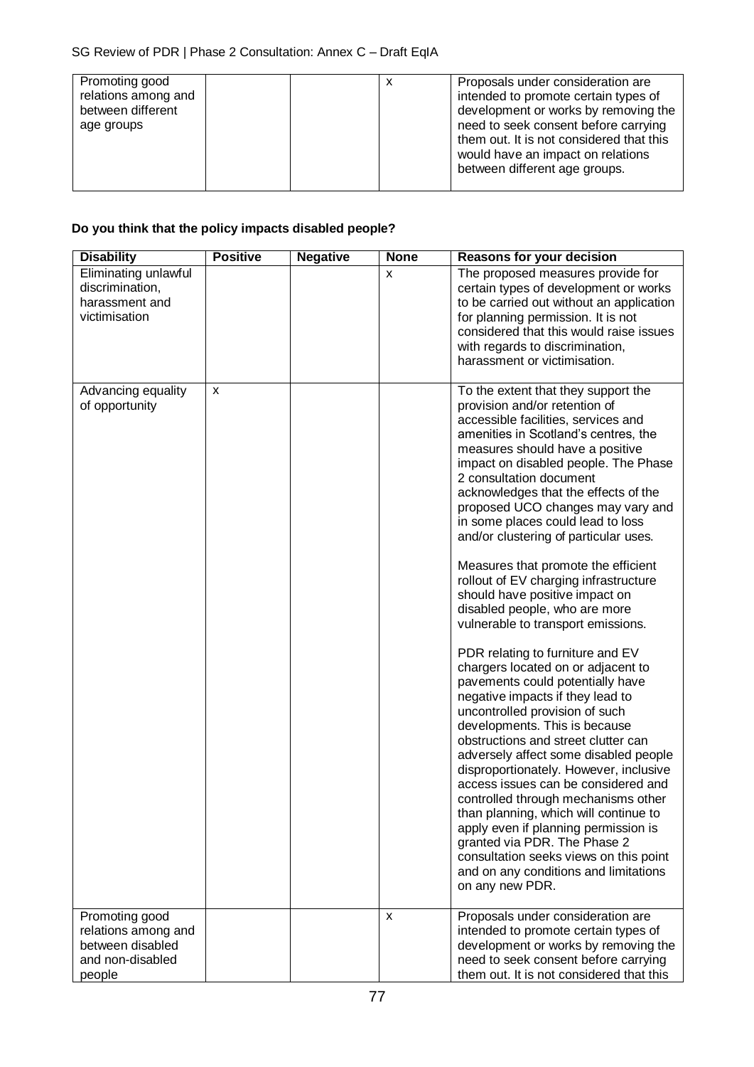| | | | | |
|---|---|---|---|---|
| Promoting good relations among and between different age groups | | | x | Proposals under consideration are intended to promote certain types of development or works by removing the need to seek consent before carrying them out. It is not considered that this would have an impact on relations between different age groups. |

**Do you think that the policy impacts disabled people?**

| Disability | Positive | Negative | None | Reasons for your decision |
|---|---|---|---|---|
| Eliminating unlawful discrimination, harassment and victimisation | | | x | The proposed measures provide for certain types of development or works to be carried out without an application for planning permission. It is not considered that this would raise issues with regards to discrimination, harassment or victimisation. |
| Advancing equality of opportunity | x | | | To the extent that they support the provision and/or retention of accessible facilities, services and amenities in Scotland's centres, the measures should have a positive impact on disabled people. The Phase 2 consultation document acknowledges that the effects of the proposed UCO changes may vary and in some places could lead to loss and/or clustering of particular uses.<br><br>Measures that promote the efficient rollout of EV charging infrastructure should have positive impact on disabled people, who are more vulnerable to transport emissions.<br><br>PDR relating to furniture and EV chargers located on or adjacent to pavements could potentially have negative impacts if they lead to uncontrolled provision of such developments. This is because obstructions and street clutter can adversely affect some disabled people disproportionately. However, inclusive access issues can be considered and controlled through mechanisms other than planning, which will continue to apply even if planning permission is granted via PDR. The Phase 2 consultation seeks views on this point and on any conditions and limitations on any new PDR. |
| Promoting good relations among and between disabled and non-disabled people | | | x | Proposals under consideration are intended to promote certain types of development or works by removing the need to seek consent before carrying them out. It is not considered that this |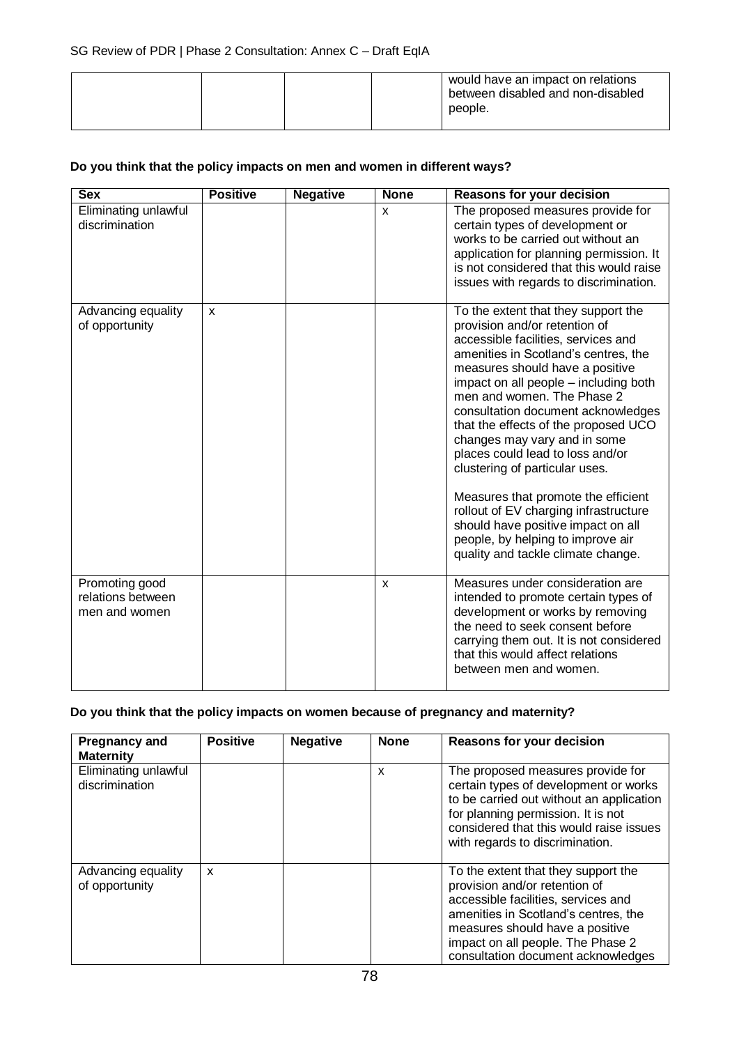| | | | | would have an impact on relations between disabled and non-disabled people. |
|---|---|---|---|---|

**Do you think that the policy impacts on men and women in different ways?**

| Sex | Positive | Negative | None | Reasons for your decision |
|---|---|---|---|---|
| Eliminating unlawful discrimination | | | x | The proposed measures provide for certain types of development or works to be carried out without an application for planning permission. It is not considered that this would raise issues with regards to discrimination. |
| Advancing equality of opportunity | x | | | To the extent that they support the provision and/or retention of accessible facilities, services and amenities in Scotland's centres, the measures should have a positive impact on all people – including both men and women. The Phase 2 consultation document acknowledges that the effects of the proposed UCO changes may vary and in some places could lead to loss and/or clustering of particular uses.<br><br>Measures that promote the efficient rollout of EV charging infrastructure should have positive impact on all people, by helping to improve air quality and tackle climate change. |
| Promoting good relations between men and women | | | x | Measures under consideration are intended to promote certain types of development or works by removing the need to seek consent before carrying them out. It is not considered that this would affect relations between men and women. |

**Do you think that the policy impacts on women because of pregnancy and maternity?**

| Pregnancy and Maternity | Positive | Negative | None | Reasons for your decision |
|---|---|---|---|---|
| Eliminating unlawful discrimination | | | x | The proposed measures provide for certain types of development or works to be carried out without an application for planning permission. It is not considered that this would raise issues with regards to discrimination. |
| Advancing equality of opportunity | x | | | To the extent that they support the provision and/or retention of accessible facilities, services and amenities in Scotland's centres, the measures should have a positive impact on all people. The Phase 2 consultation document acknowledges |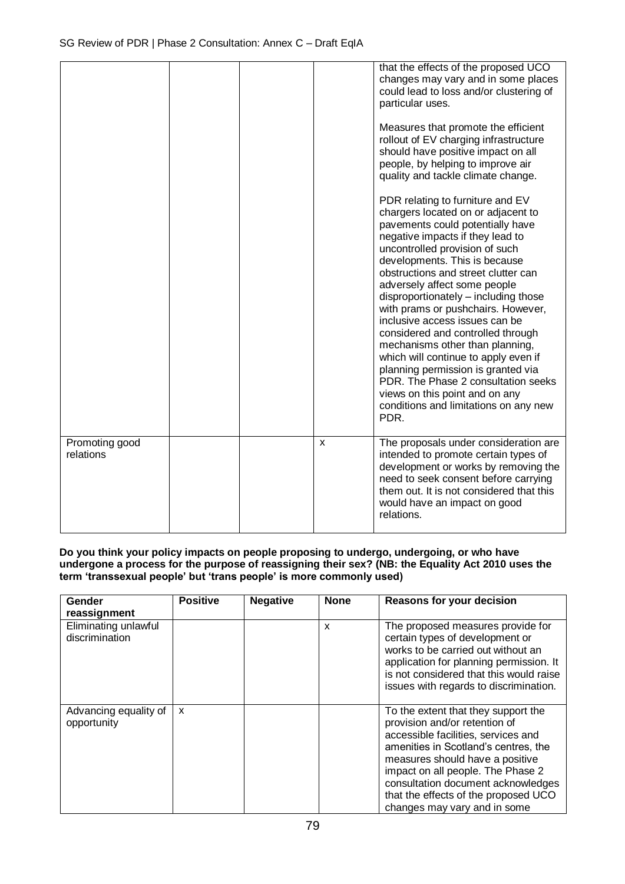| | | | | |
|---|---|---|---|---|
| | | | | that the effects of the proposed UCO changes may vary and in some places could lead to loss and/or clustering of particular uses.<br><br>Measures that promote the efficient rollout of EV charging infrastructure should have positive impact on all people, by helping to improve air quality and tackle climate change.<br><br>PDR relating to furniture and EV chargers located on or adjacent to pavements could potentially have negative impacts if they lead to uncontrolled provision of such developments. This is because obstructions and street clutter can adversely affect some people disproportionately – including those with prams or pushchairs. However, inclusive access issues can be considered and controlled through mechanisms other than planning, which will continue to apply even if planning permission is granted via PDR. The Phase 2 consultation seeks views on this point and on any conditions and limitations on any new PDR. |
| Promoting good relations | | | x | The proposals under consideration are intended to promote certain types of development or works by removing the need to seek consent before carrying them out. It is not considered that this would have an impact on good relations. |

**Do you think your policy impacts on people proposing to undergo, undergoing, or who have undergone a process for the purpose of reassigning their sex? (NB: the Equality Act 2010 uses the term 'transsexual people' but 'trans people' is more commonly used)**

| Gender reassignment | Positive | Negative | None | Reasons for your decision |
|---|---|---|---|---|
| Eliminating unlawful discrimination | | | x | The proposed measures provide for certain types of development or works to be carried out without an application for planning permission. It is not considered that this would raise issues with regards to discrimination. |
| Advancing equality of opportunity | x | | | To the extent that they support the provision and/or retention of accessible facilities, services and amenities in Scotland's centres, the measures should have a positive impact on all people. The Phase 2 consultation document acknowledges that the effects of the proposed UCO changes may vary and in some |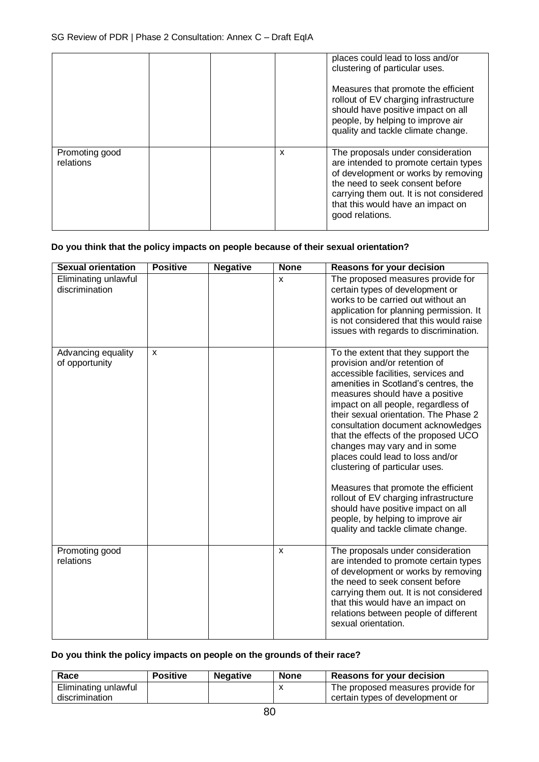| | | | | |
|---|---|---|---|---|
| | | | | places could lead to loss and/or clustering of particular uses.<br><br>Measures that promote the efficient rollout of EV charging infrastructure should have positive impact on all people, by helping to improve air quality and tackle climate change. |
| Promoting good relations | | | x | The proposals under consideration are intended to promote certain types of development or works by removing the need to seek consent before carrying them out. It is not considered that this would have an impact on good relations. |

**Do you think that the policy impacts on people because of their sexual orientation?**

| Sexual orientation | Positive | Negative | None | Reasons for your decision |
|---|---|---|---|---|
| Eliminating unlawful discrimination | | | x | The proposed measures provide for certain types of development or works to be carried out without an application for planning permission. It is not considered that this would raise issues with regards to discrimination. |
| Advancing equality of opportunity | x | | | To the extent that they support the provision and/or retention of accessible facilities, services and amenities in Scotland's centres, the measures should have a positive impact on all people, regardless of their sexual orientation. The Phase 2 consultation document acknowledges that the effects of the proposed UCO changes may vary and in some places could lead to loss and/or clustering of particular uses.<br><br>Measures that promote the efficient rollout of EV charging infrastructure should have positive impact on all people, by helping to improve air quality and tackle climate change. |
| Promoting good relations | | | x | The proposals under consideration are intended to promote certain types of development or works by removing the need to seek consent before carrying them out. It is not considered that this would have an impact on relations between people of different sexual orientation. |

**Do you think the policy impacts on people on the grounds of their race?**

| Race | Positive | Negative | None | Reasons for your decision |
|---|---|---|---|---|
| Eliminating unlawful discrimination | | | x | The proposed measures provide for certain types of development or |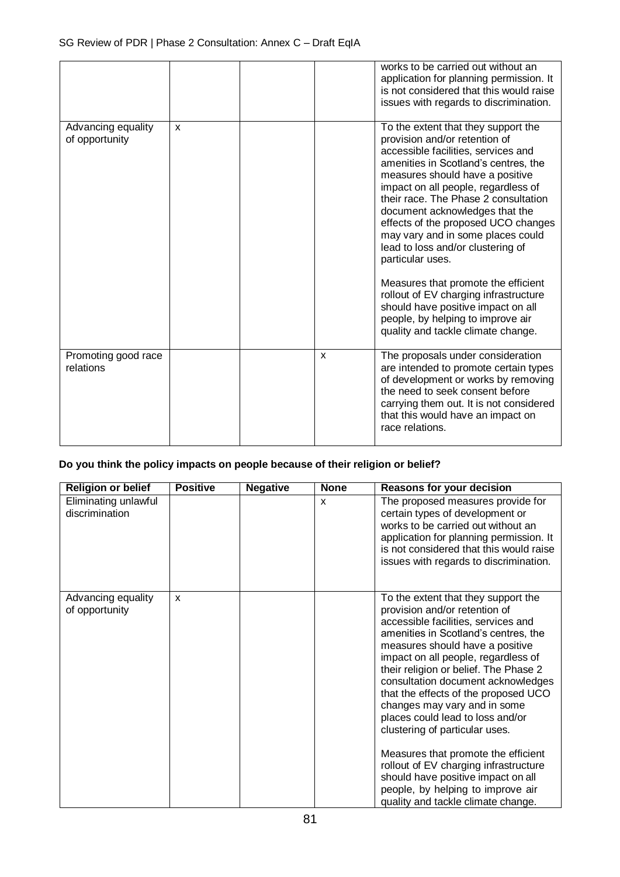| | | | | |
|---|---|---|---|---|
| | | | | works to be carried out without an application for planning permission. It is not considered that this would raise issues with regards to discrimination. |
| Advancing equality of opportunity | x | | | To the extent that they support the provision and/or retention of accessible facilities, services and amenities in Scotland's centres, the measures should have a positive impact on all people, regardless of their race. The Phase 2 consultation document acknowledges that the effects of the proposed UCO changes may vary and in some places could lead to loss and/or clustering of particular uses.<br><br>Measures that promote the efficient rollout of EV charging infrastructure should have positive impact on all people, by helping to improve air quality and tackle climate change. |
| Promoting good race relations | | | x | The proposals under consideration are intended to promote certain types of development or works by removing the need to seek consent before carrying them out. It is not considered that this would have an impact on race relations. |

**Do you think the policy impacts on people because of their religion or belief?**

| Religion or belief | Positive | Negative | None | Reasons for your decision |
|---|---|---|---|---|
| Eliminating unlawful discrimination | | | x | The proposed measures provide for certain types of development or works to be carried out without an application for planning permission. It is not considered that this would raise issues with regards to discrimination. |
| Advancing equality of opportunity | x | | | To the extent that they support the provision and/or retention of accessible facilities, services and amenities in Scotland's centres, the measures should have a positive impact on all people, regardless of their religion or belief. The Phase 2 consultation document acknowledges that the effects of the proposed UCO changes may vary and in some places could lead to loss and/or clustering of particular uses.<br><br>Measures that promote the efficient rollout of EV charging infrastructure should have positive impact on all people, by helping to improve air quality and tackle climate change. |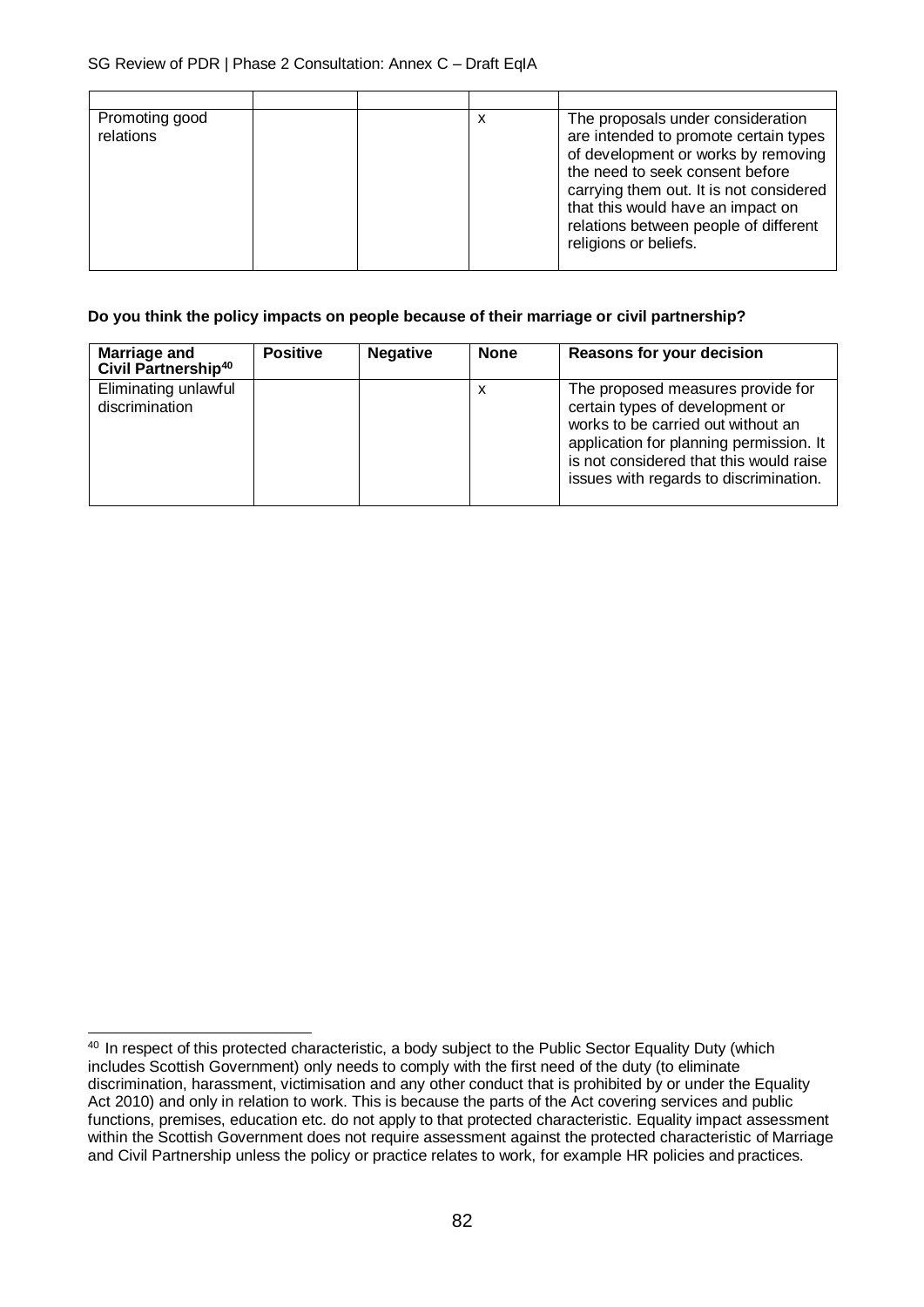| | | | | |
|---|---|---|---|---|
| Promoting good relations | | | x | The proposals under consideration are intended to promote certain types of development or works by removing the need to seek consent before carrying them out. It is not considered that this would have an impact on relations between people of different religions or beliefs. |

**Do you think the policy impacts on people because of their marriage or civil partnership?**

| Marriage and Civil Partnership[40] | Positive | Negative | None | Reasons for your decision |
|---|---|---|---|---|
| Eliminating unlawful discrimination | | | x | The proposed measures provide for certain types of development or works to be carried out without an application for planning permission. It is not considered that this would raise issues with regards to discrimination. |

[40] In respect of this protected characteristic, a body subject to the Public Sector Equality Duty (which includes Scottish Government) only needs to comply with the first need of the duty (to eliminate discrimination, harassment, victimisation and any other conduct that is prohibited by or under the Equality Act 2010) and only in relation to work. This is because the parts of the Act covering services and public functions, premises, education etc. do not apply to that protected characteristic. Equality impact assessment within the Scottish Government does not require assessment against the protected characteristic of Marriage and Civil Partnership unless the policy or practice relates to work, for example HR policies and practices.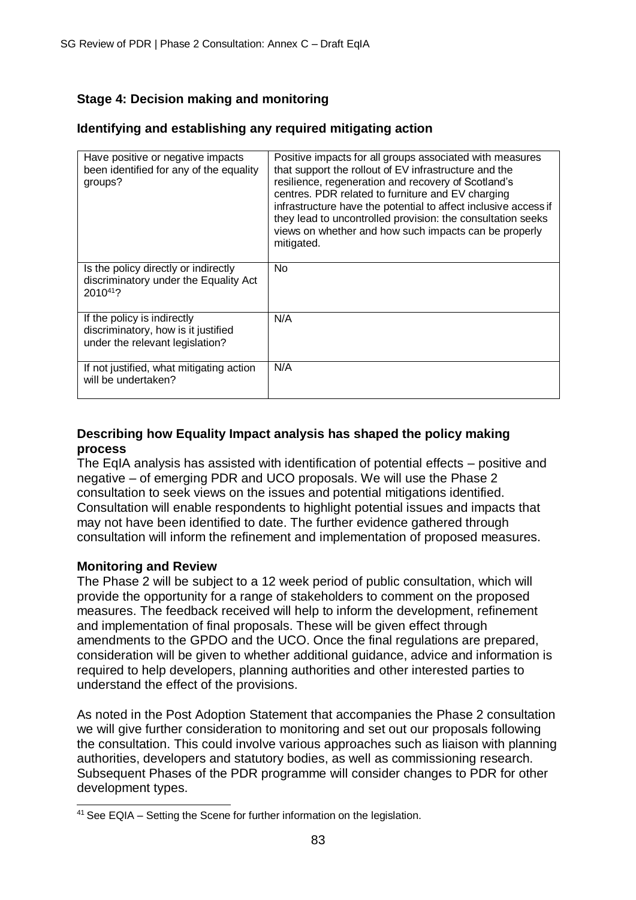## Stage 4: Decision making and monitoring

### Identifying and establishing any required mitigating action

| | |
|---|---|
| Have positive or negative impacts been identified for any of the equality groups? | Positive impacts for all groups associated with measures that support the rollout of EV infrastructure and the resilience, regeneration and recovery of Scotland's centres. PDR related to furniture and EV charging infrastructure have the potential to affect inclusive access if they lead to uncontrolled provision: the consultation seeks views on whether and how such impacts can be properly mitigated. |
| Is the policy directly or indirectly discriminatory under the Equality Act 2010[41]? | No |
| If the policy is indirectly discriminatory, how is it justified under the relevant legislation? | N/A |
| If not justified, what mitigating action will be undertaken? | N/A |

### Describing how Equality Impact analysis has shaped the policy making process

The EqIA analysis has assisted with identification of potential effects – positive and negative – of emerging PDR and UCO proposals. We will use the Phase 2 consultation to seek views on the issues and potential mitigations identified. Consultation will enable respondents to highlight potential issues and impacts that may not have been identified to date. The further evidence gathered through consultation will inform the refinement and implementation of proposed measures.

### Monitoring and Review

The Phase 2 will be subject to a 12 week period of public consultation, which will provide the opportunity for a range of stakeholders to comment on the proposed measures. The feedback received will help to inform the development, refinement and implementation of final proposals. These will be given effect through amendments to the GPDO and the UCO. Once the final regulations are prepared, consideration will be given to whether additional guidance, advice and information is required to help developers, planning authorities and other interested parties to understand the effect of the provisions.

As noted in the Post Adoption Statement that accompanies the Phase 2 consultation we will give further consideration to monitoring and set out our proposals following the consultation. This could involve various approaches such as liaison with planning authorities, developers and statutory bodies, as well as commissioning research. Subsequent Phases of the PDR programme will consider changes to PDR for other development types.

---

[41] See EQIA – Setting the Scene for further information on the legislation.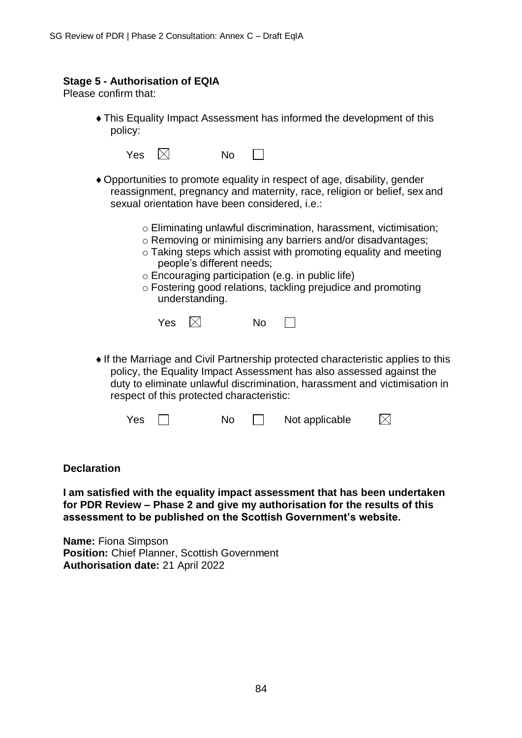**Stage 5 - Authorisation of EQIA**

Please confirm that:

- This Equality Impact Assessment has informed the development of this policy:

  Yes ☒ No ☐

- Opportunities to promote equality in respect of age, disability, gender reassignment, pregnancy and maternity, race, religion or belief, sex and sexual orientation have been considered, i.e.:

  - Eliminating unlawful discrimination, harassment, victimisation;
  - Removing or minimising any barriers and/or disadvantages;
  - Taking steps which assist with promoting equality and meeting people's different needs;
  - Encouraging participation (e.g. in public life)
  - Fostering good relations, tackling prejudice and promoting understanding.

  Yes ☒ No ☐

- If the Marriage and Civil Partnership protected characteristic applies to this policy, the Equality Impact Assessment has also assessed against the duty to eliminate unlawful discrimination, harassment and victimisation in respect of this protected characteristic:

  Yes ☐ No ☐ Not applicable ☒

**Declaration**

**I am satisfied with the equality impact assessment that has been undertaken for PDR Review – Phase 2 and give my authorisation for the results of this assessment to be published on the Scottish Government's website.**

**Name:** Fiona Simpson
**Position:** Chief Planner, Scottish Government
**Authorisation date:** 21 April 2022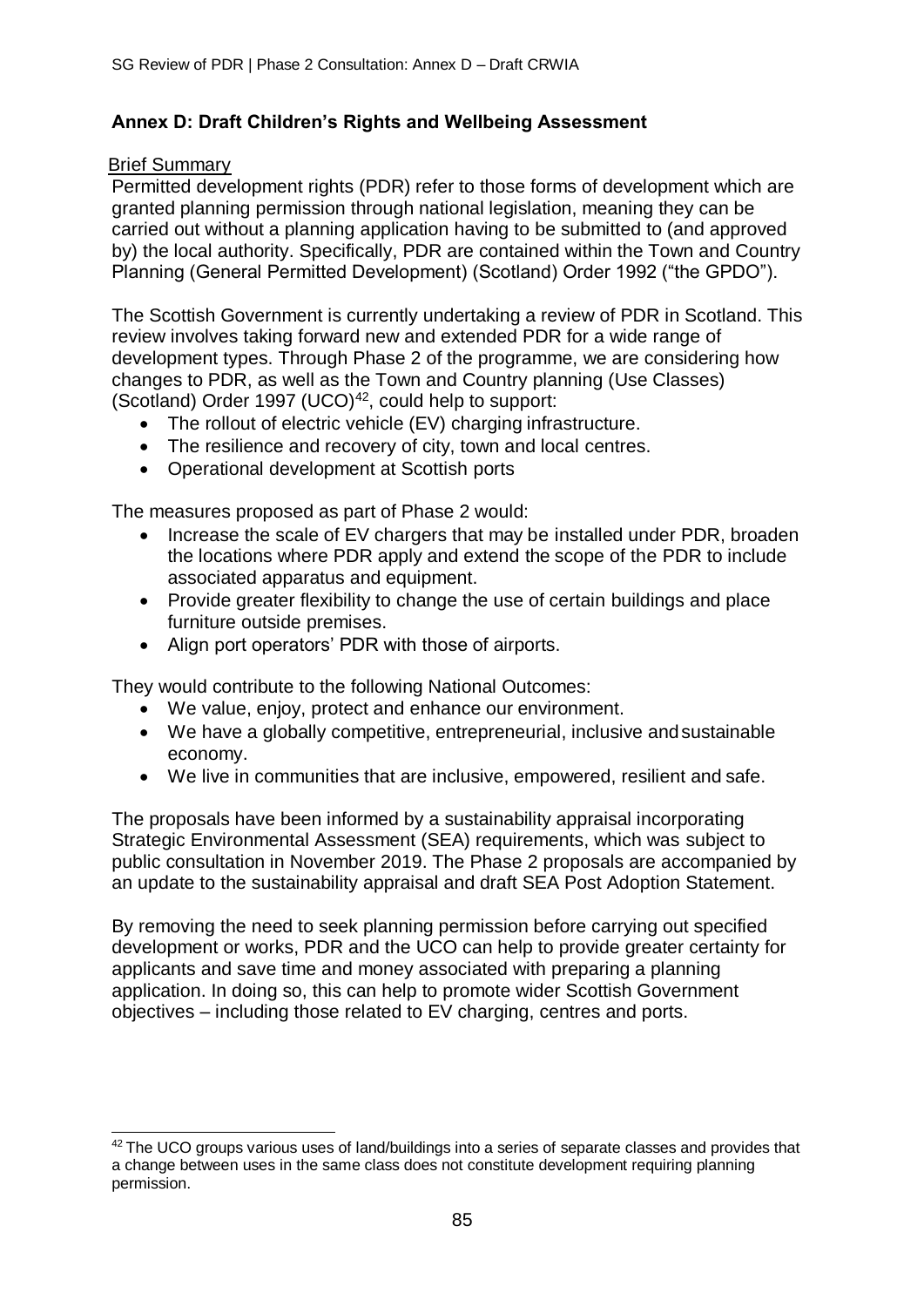## Annex D: Draft Children's Rights and Wellbeing Assessment

Brief Summary

Permitted development rights (PDR) refer to those forms of development which are granted planning permission through national legislation, meaning they can be carried out without a planning application having to be submitted to (and approved by) the local authority. Specifically, PDR are contained within the Town and Country Planning (General Permitted Development) (Scotland) Order 1992 ("the GPDO").

The Scottish Government is currently undertaking a review of PDR in Scotland. This review involves taking forward new and extended PDR for a wide range of development types. Through Phase 2 of the programme, we are considering how changes to PDR, as well as the Town and Country planning (Use Classes) (Scotland) Order 1997 (UCO)[42], could help to support:

- The rollout of electric vehicle (EV) charging infrastructure.
- The resilience and recovery of city, town and local centres.
- Operational development at Scottish ports

The measures proposed as part of Phase 2 would:

- Increase the scale of EV chargers that may be installed under PDR, broaden the locations where PDR apply and extend the scope of the PDR to include associated apparatus and equipment.
- Provide greater flexibility to change the use of certain buildings and place furniture outside premises.
- Align port operators' PDR with those of airports.

They would contribute to the following National Outcomes:

- We value, enjoy, protect and enhance our environment.
- We have a globally competitive, entrepreneurial, inclusive and sustainable economy.
- We live in communities that are inclusive, empowered, resilient and safe.

The proposals have been informed by a sustainability appraisal incorporating Strategic Environmental Assessment (SEA) requirements, which was subject to public consultation in November 2019. The Phase 2 proposals are accompanied by an update to the sustainability appraisal and draft SEA Post Adoption Statement.

By removing the need to seek planning permission before carrying out specified development or works, PDR and the UCO can help to provide greater certainty for applicants and save time and money associated with preparing a planning application. In doing so, this can help to promote wider Scottish Government objectives – including those related to EV charging, centres and ports.

[42] The UCO groups various uses of land/buildings into a series of separate classes and provides that a change between uses in the same class does not constitute development requiring planning permission.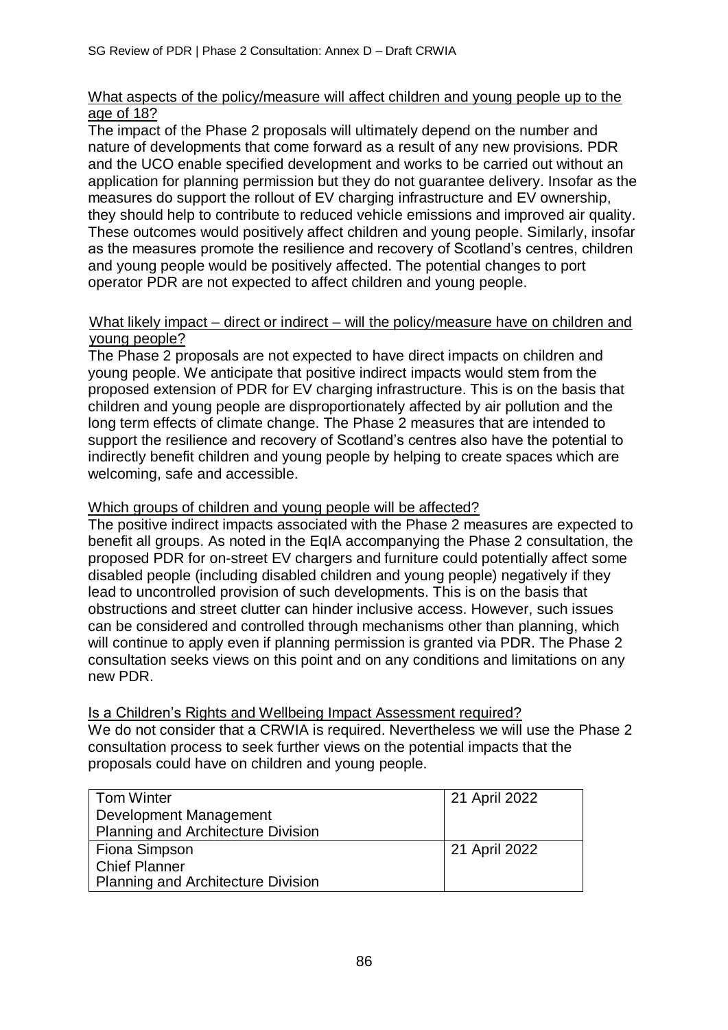What aspects of the policy/measure will affect children and young people up to the age of 18?

The impact of the Phase 2 proposals will ultimately depend on the number and nature of developments that come forward as a result of any new provisions. PDR and the UCO enable specified development and works to be carried out without an application for planning permission but they do not guarantee delivery. Insofar as the measures do support the rollout of EV charging infrastructure and EV ownership, they should help to contribute to reduced vehicle emissions and improved air quality. These outcomes would positively affect children and young people. Similarly, insofar as the measures promote the resilience and recovery of Scotland's centres, children and young people would be positively affected. The potential changes to port operator PDR are not expected to affect children and young people.

What likely impact – direct or indirect – will the policy/measure have on children and young people?

The Phase 2 proposals are not expected to have direct impacts on children and young people. We anticipate that positive indirect impacts would stem from the proposed extension of PDR for EV charging infrastructure. This is on the basis that children and young people are disproportionately affected by air pollution and the long term effects of climate change. The Phase 2 measures that are intended to support the resilience and recovery of Scotland's centres also have the potential to indirectly benefit children and young people by helping to create spaces which are welcoming, safe and accessible.

Which groups of children and young people will be affected?

The positive indirect impacts associated with the Phase 2 measures are expected to benefit all groups. As noted in the EqIA accompanying the Phase 2 consultation, the proposed PDR for on-street EV chargers and furniture could potentially affect some disabled people (including disabled children and young people) negatively if they lead to uncontrolled provision of such developments. This is on the basis that obstructions and street clutter can hinder inclusive access. However, such issues can be considered and controlled through mechanisms other than planning, which will continue to apply even if planning permission is granted via PDR. The Phase 2 consultation seeks views on this point and on any conditions and limitations on any new PDR.

Is a Children's Rights and Wellbeing Impact Assessment required?

We do not consider that a CRWIA is required. Nevertheless we will use the Phase 2 consultation process to seek further views on the potential impacts that the proposals could have on children and young people.

| | |
|---|---|
| Tom Winter<br>Development Management<br>Planning and Architecture Division | 21 April 2022 |
| Fiona Simpson<br>Chief Planner<br>Planning and Architecture Division | 21 April 2022 |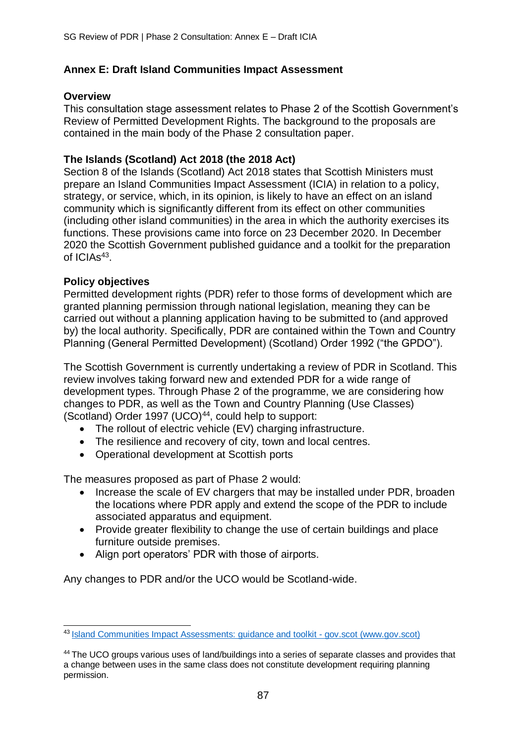## Annex E: Draft Island Communities Impact Assessment

### Overview

This consultation stage assessment relates to Phase 2 of the Scottish Government's Review of Permitted Development Rights. The background to the proposals are contained in the main body of the Phase 2 consultation paper.

### The Islands (Scotland) Act 2018 (the 2018 Act)

Section 8 of the Islands (Scotland) Act 2018 states that Scottish Ministers must prepare an Island Communities Impact Assessment (ICIA) in relation to a policy, strategy, or service, which, in its opinion, is likely to have an effect on an island community which is significantly different from its effect on other communities (including other island communities) in the area in which the authority exercises its functions. These provisions came into force on 23 December 2020. In December 2020 the Scottish Government published guidance and a toolkit for the preparation of ICIAs[43].

### Policy objectives

Permitted development rights (PDR) refer to those forms of development which are granted planning permission through national legislation, meaning they can be carried out without a planning application having to be submitted to (and approved by) the local authority. Specifically, PDR are contained within the Town and Country Planning (General Permitted Development) (Scotland) Order 1992 ("the GPDO").

The Scottish Government is currently undertaking a review of PDR in Scotland. This review involves taking forward new and extended PDR for a wide range of development types. Through Phase 2 of the programme, we are considering how changes to PDR, as well as the Town and Country Planning (Use Classes) (Scotland) Order 1997 (UCO)[44], could help to support:

- The rollout of electric vehicle (EV) charging infrastructure.
- The resilience and recovery of city, town and local centres.
- Operational development at Scottish ports

The measures proposed as part of Phase 2 would:

- Increase the scale of EV chargers that may be installed under PDR, broaden the locations where PDR apply and extend the scope of the PDR to include associated apparatus and equipment.
- Provide greater flexibility to change the use of certain buildings and place furniture outside premises.
- Align port operators' PDR with those of airports.

Any changes to PDR and/or the UCO would be Scotland-wide.

---

[43] Island Communities Impact Assessments: guidance and toolkit - gov.scot (www.gov.scot)

[44] The UCO groups various uses of land/buildings into a series of separate classes and provides that a change between uses in the same class does not constitute development requiring planning permission.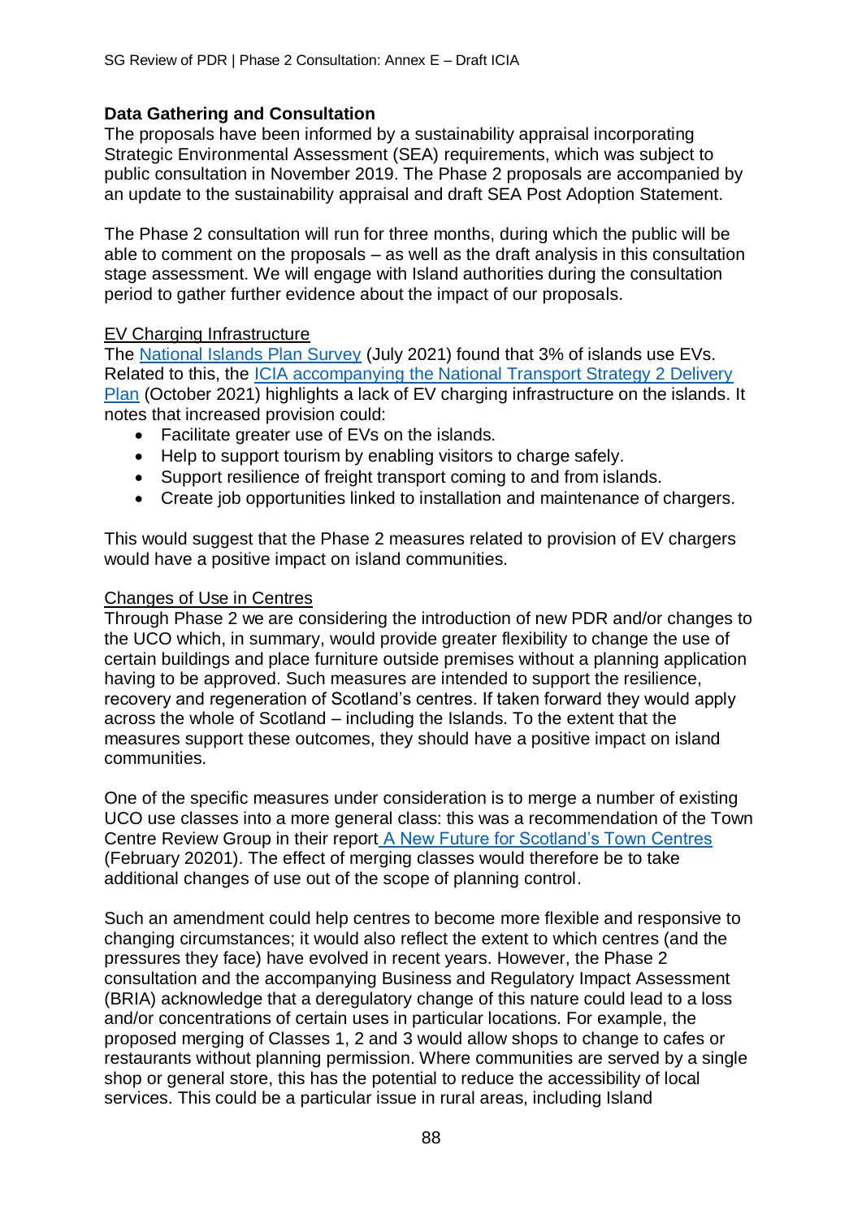**Data Gathering and Consultation**

The proposals have been informed by a sustainability appraisal incorporating Strategic Environmental Assessment (SEA) requirements, which was subject to public consultation in November 2019. The Phase 2 proposals are accompanied by an update to the sustainability appraisal and draft SEA Post Adoption Statement.

The Phase 2 consultation will run for three months, during which the public will be able to comment on the proposals – as well as the draft analysis in this consultation stage assessment. We will engage with Island authorities during the consultation period to gather further evidence about the impact of our proposals.

EV Charging Infrastructure

The National Islands Plan Survey (July 2021) found that 3% of islands use EVs. Related to this, the ICIA accompanying the National Transport Strategy 2 Delivery Plan (October 2021) highlights a lack of EV charging infrastructure on the islands. It notes that increased provision could:

- Facilitate greater use of EVs on the islands.
- Help to support tourism by enabling visitors to charge safely.
- Support resilience of freight transport coming to and from islands.
- Create job opportunities linked to installation and maintenance of chargers.

This would suggest that the Phase 2 measures related to provision of EV chargers would have a positive impact on island communities.

Changes of Use in Centres

Through Phase 2 we are considering the introduction of new PDR and/or changes to the UCO which, in summary, would provide greater flexibility to change the use of certain buildings and place furniture outside premises without a planning application having to be approved. Such measures are intended to support the resilience, recovery and regeneration of Scotland's centres. If taken forward they would apply across the whole of Scotland – including the Islands. To the extent that the measures support these outcomes, they should have a positive impact on island communities.

One of the specific measures under consideration is to merge a number of existing UCO use classes into a more general class: this was a recommendation of the Town Centre Review Group in their report A New Future for Scotland's Town Centres (February 20201). The effect of merging classes would therefore be to take additional changes of use out of the scope of planning control.

Such an amendment could help centres to become more flexible and responsive to changing circumstances; it would also reflect the extent to which centres (and the pressures they face) have evolved in recent years. However, the Phase 2 consultation and the accompanying Business and Regulatory Impact Assessment (BRIA) acknowledge that a deregulatory change of this nature could lead to a loss and/or concentrations of certain uses in particular locations. For example, the proposed merging of Classes 1, 2 and 3 would allow shops to change to cafes or restaurants without planning permission. Where communities are served by a single shop or general store, this has the potential to reduce the accessibility of local services. This could be a particular issue in rural areas, including Island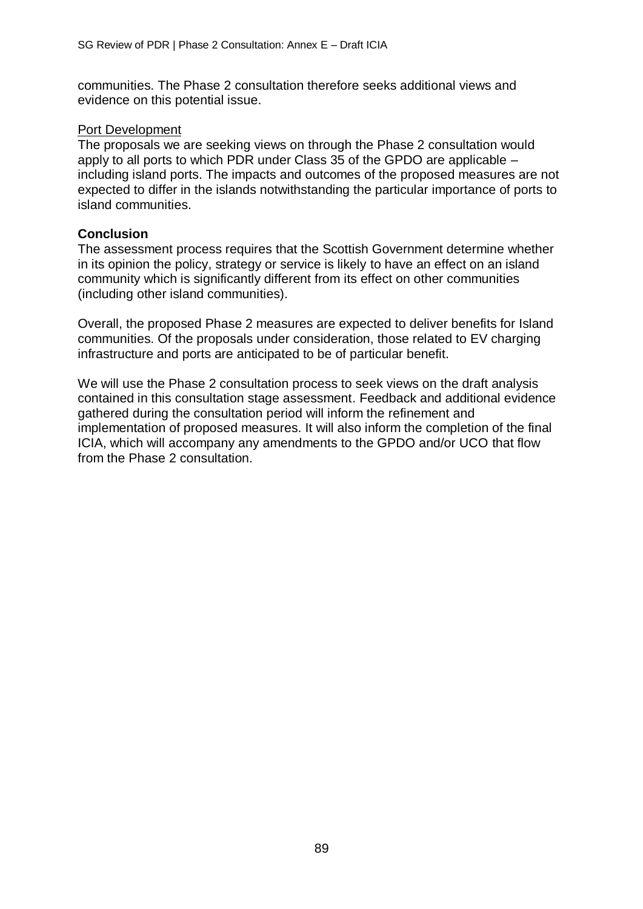communities. The Phase 2 consultation therefore seeks additional views and evidence on this potential issue.

Port Development

The proposals we are seeking views on through the Phase 2 consultation would apply to all ports to which PDR under Class 35 of the GPDO are applicable – including island ports. The impacts and outcomes of the proposed measures are not expected to differ in the islands notwithstanding the particular importance of ports to island communities.

**Conclusion**

The assessment process requires that the Scottish Government determine whether in its opinion the policy, strategy or service is likely to have an effect on an island community which is significantly different from its effect on other communities (including other island communities).

Overall, the proposed Phase 2 measures are expected to deliver benefits for Island communities. Of the proposals under consideration, those related to EV charging infrastructure and ports are anticipated to be of particular benefit.

We will use the Phase 2 consultation process to seek views on the draft analysis contained in this consultation stage assessment. Feedback and additional evidence gathered during the consultation period will inform the refinement and implementation of proposed measures. It will also inform the completion of the final ICIA, which will accompany any amendments to the GPDO and/or UCO that flow from the Phase 2 consultation.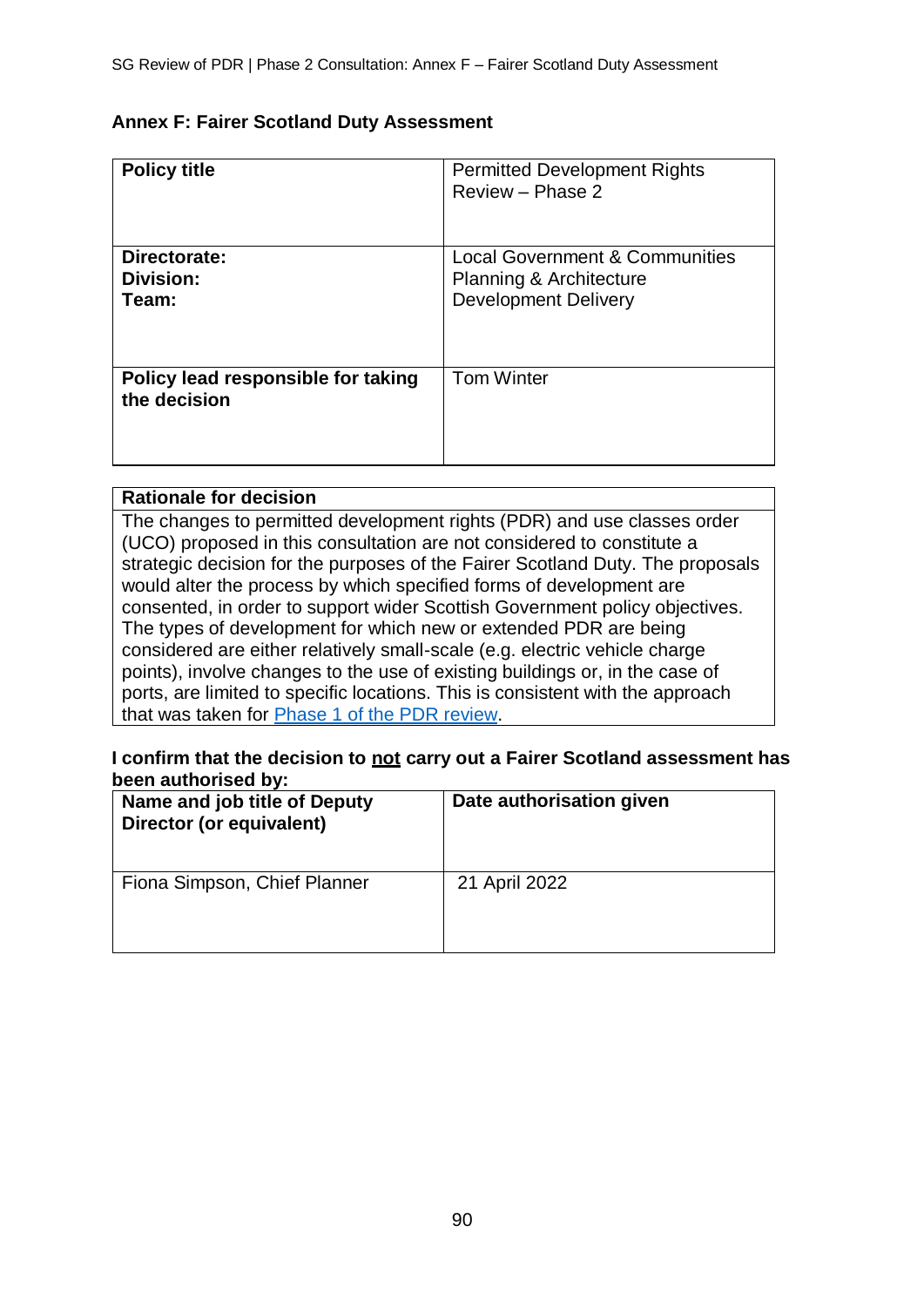## Annex F: Fairer Scotland Duty Assessment

| **Policy title** | Permitted Development Rights Review – Phase 2 |
|---|---|
| **Directorate:**<br>**Division:**<br>**Team:** | Local Government & Communities<br>Planning & Architecture<br>Development Delivery |
| **Policy lead responsible for taking the decision** | Tom Winter |

| **Rationale for decision** |
|---|
| The changes to permitted development rights (PDR) and use classes order (UCO) proposed in this consultation are not considered to constitute a strategic decision for the purposes of the Fairer Scotland Duty. The proposals would alter the process by which specified forms of development are consented, in order to support wider Scottish Government policy objectives. The types of development for which new or extended PDR are being considered are either relatively small-scale (e.g. electric vehicle charge points), involve changes to the use of existing buildings or, in the case of ports, are limited to specific locations. This is consistent with the approach that was taken for Phase 1 of the PDR review. |

**I confirm that the decision to <u>not</u> carry out a Fairer Scotland assessment has been authorised by:**

| **Name and job title of Deputy Director (or equivalent)** | **Date authorisation given** |
|---|---|
| Fiona Simpson, Chief Planner | 21 April 2022 |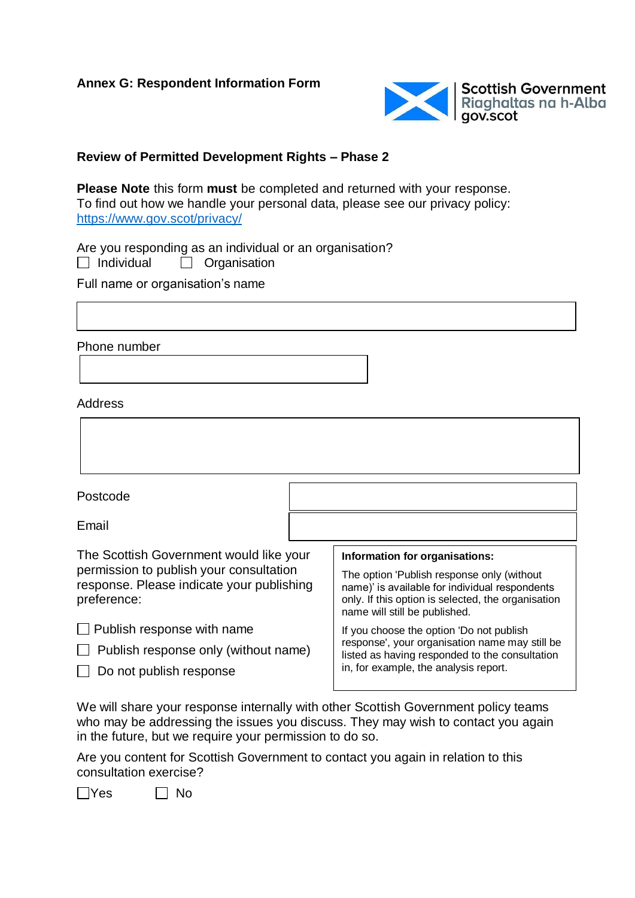**Annex G: Respondent Information Form**

Scottish Government
Riaghaltas na h-Alba
gov.scot

**Review of Permitted Development Rights – Phase 2**

**Please Note** this form **must** be completed and returned with your response.
To find out how we handle your personal data, please see our privacy policy: https://www.gov.scot/privacy/

Are you responding as an individual or an organisation?

☐ Individual ☐ Organisation

Full name or organisation's name

|   |
|---|
|   |

Phone number

|   |
|---|
|   |

Address

|   |
|---|
|   |

| Postcode |   |
|---|---|
| Email |   |

The Scottish Government would like your permission to publish your consultation response. Please indicate your publishing preference:

☐ Publish response with name

☐ Publish response only (without name)

☐ Do not publish response

**Information for organisations:**

The option 'Publish response only (without name)' is available for individual respondents only. If this option is selected, the organisation name will still be published.

If you choose the option 'Do not publish response', your organisation name may still be listed as having responded to the consultation in, for example, the analysis report.

We will share your response internally with other Scottish Government policy teams who may be addressing the issues you discuss. They may wish to contact you again in the future, but we require your permission to do so.

Are you content for Scottish Government to contact you again in relation to this consultation exercise?

☐ Yes ☐ No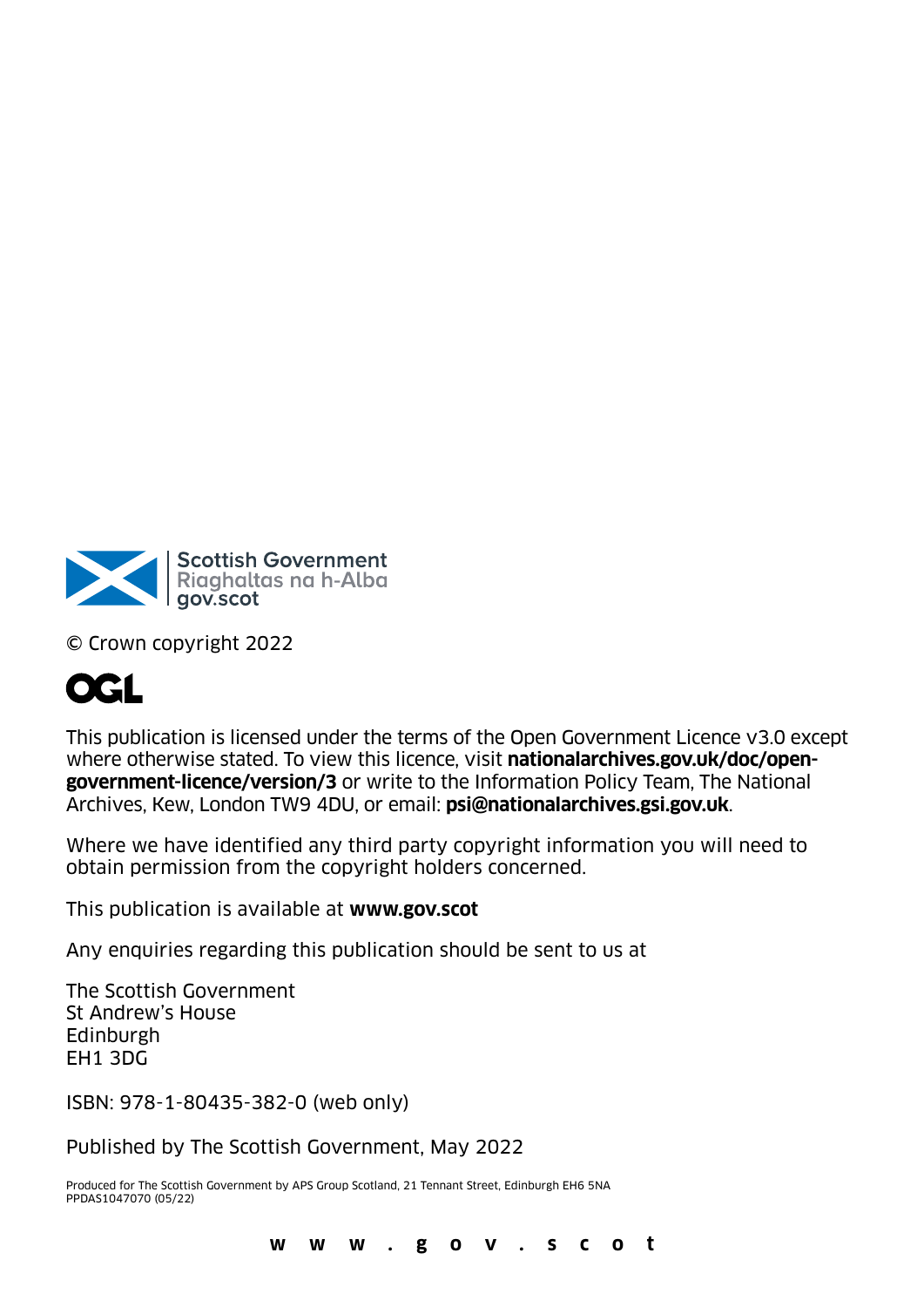Scottish Government
Riaghaltas na h-Alba
gov.scot

© Crown copyright 2022

OGL

This publication is licensed under the terms of the Open Government Licence v3.0 except where otherwise stated. To view this licence, visit **nationalarchives.gov.uk/doc/open-government-licence/version/3** or write to the Information Policy Team, The National Archives, Kew, London TW9 4DU, or email: **psi@nationalarchives.gsi.gov.uk**.

Where we have identified any third party copyright information you will need to obtain permission from the copyright holders concerned.

This publication is available at **www.gov.scot**

Any enquiries regarding this publication should be sent to us at

The Scottish Government
St Andrew's House
Edinburgh
EH1 3DG

ISBN: 978-1-80435-382-0 (web only)

Published by The Scottish Government, May 2022

Produced for The Scottish Government by APS Group Scotland, 21 Tennant Street, Edinburgh EH6 5NA
PPDAS1047070 (05/22)

**w w w . g o v . s c o t**